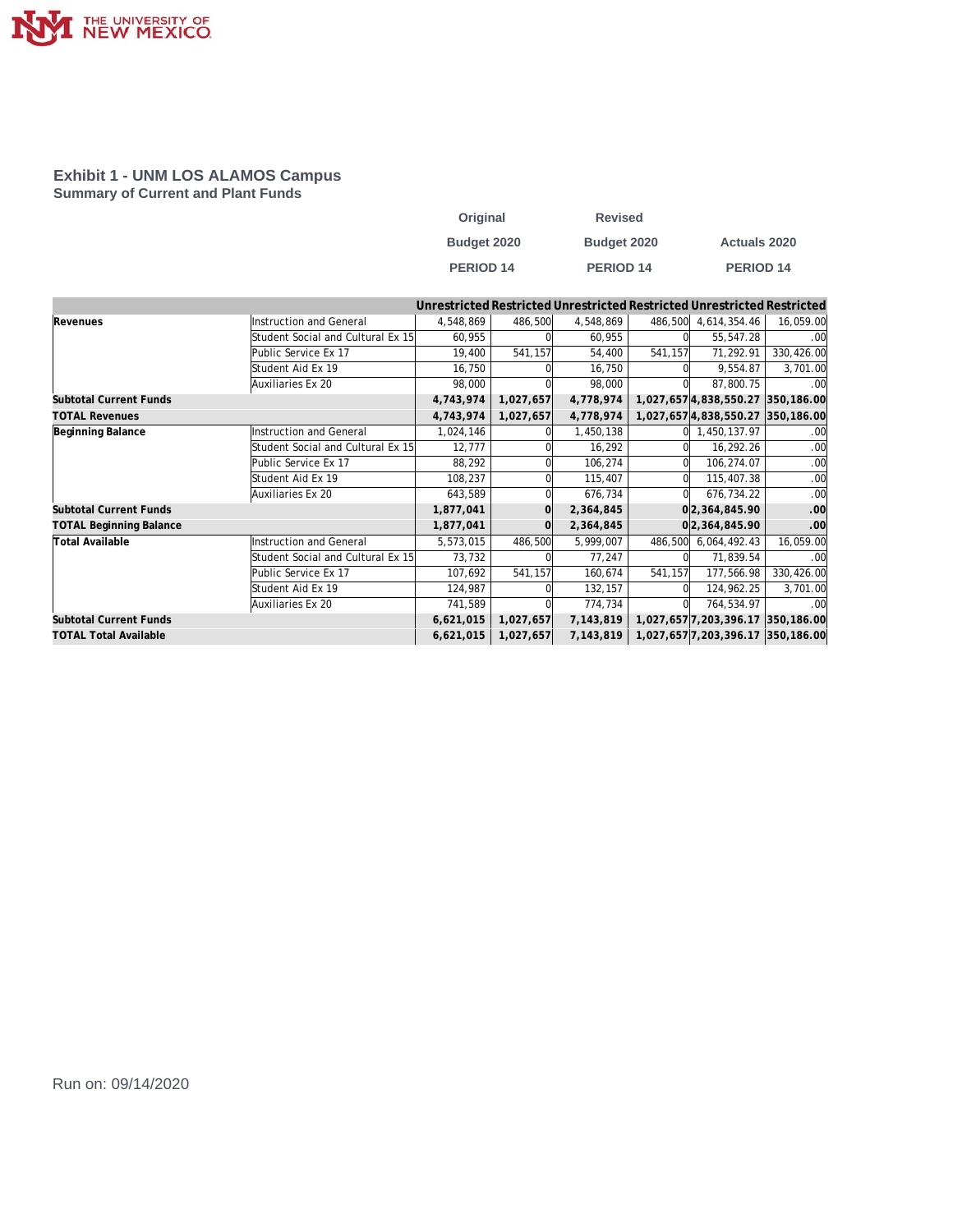THE UNIVERSITY OF NEW MEXICO

## Exhibit 1 - UNM LOS ALAMOS Campus

### Summary of Current and Plant Funds

| | | Original Budget 2020 PERIOD 14 | | Revised Budget 2020 PERIOD 14 | | Actuals 2020 PERIOD 14 | |
|---|---|---|---|---|---|---|---|
| | | Unrestricted | Restricted | Unrestricted | Restricted | Unrestricted | Restricted |
| **Revenues** | Instruction and General | 4,548,869 | 486,500 | 4,548,869 | 486,500 | 4,614,354.46 | 16,059.00 |
| | Student Social and Cultural Ex 15 | 60,955 | 0 | 60,955 | 0 | 55,547.28 | .00 |
| | Public Service Ex 17 | 19,400 | 541,157 | 54,400 | 541,157 | 71,292.91 | 330,426.00 |
| | Student Aid Ex 19 | 16,750 | 0 | 16,750 | 0 | 9,554.87 | 3,701.00 |
| | Auxiliaries Ex 20 | 98,000 | 0 | 98,000 | 0 | 87,800.75 | .00 |
| **Subtotal Current Funds** | | **4,743,974** | **1,027,657** | **4,778,974** | **1,027,657** | **4,838,550.27** | **350,186.00** |
| **TOTAL Revenues** | | **4,743,974** | **1,027,657** | **4,778,974** | **1,027,657** | **4,838,550.27** | **350,186.00** |
| **Beginning Balance** | Instruction and General | 1,024,146 | 0 | 1,450,138 | 0 | 1,450,137.97 | .00 |
| | Student Social and Cultural Ex 15 | 12,777 | 0 | 16,292 | 0 | 16,292.26 | .00 |
| | Public Service Ex 17 | 88,292 | 0 | 106,274 | 0 | 106,274.07 | .00 |
| | Student Aid Ex 19 | 108,237 | 0 | 115,407 | 0 | 115,407.38 | .00 |
| | Auxiliaries Ex 20 | 643,589 | 0 | 676,734 | 0 | 676,734.22 | .00 |
| **Subtotal Current Funds** | | **1,877,041** | **0** | **2,364,845** | **0** | **2,364,845.90** | **.00** |
| **TOTAL Beginning Balance** | | **1,877,041** | **0** | **2,364,845** | **0** | **2,364,845.90** | **.00** |
| **Total Available** | Instruction and General | 5,573,015 | 486,500 | 5,999,007 | 486,500 | 6,064,492.43 | 16,059.00 |
| | Student Social and Cultural Ex 15 | 73,732 | 0 | 77,247 | 0 | 71,839.54 | .00 |
| | Public Service Ex 17 | 107,692 | 541,157 | 160,674 | 541,157 | 177,566.98 | 330,426.00 |
| | Student Aid Ex 19 | 124,987 | 0 | 132,157 | 0 | 124,962.25 | 3,701.00 |
| | Auxiliaries Ex 20 | 741,589 | 0 | 774,734 | 0 | 764,534.97 | .00 |
| **Subtotal Current Funds** | | **6,621,015** | **1,027,657** | **7,143,819** | **1,027,657** | **7,203,396.17** | **350,186.00** |
| **TOTAL Total Available** | | **6,621,015** | **1,027,657** | **7,143,819** | **1,027,657** | **7,203,396.17** | **350,186.00** |

Run on: 09/14/2020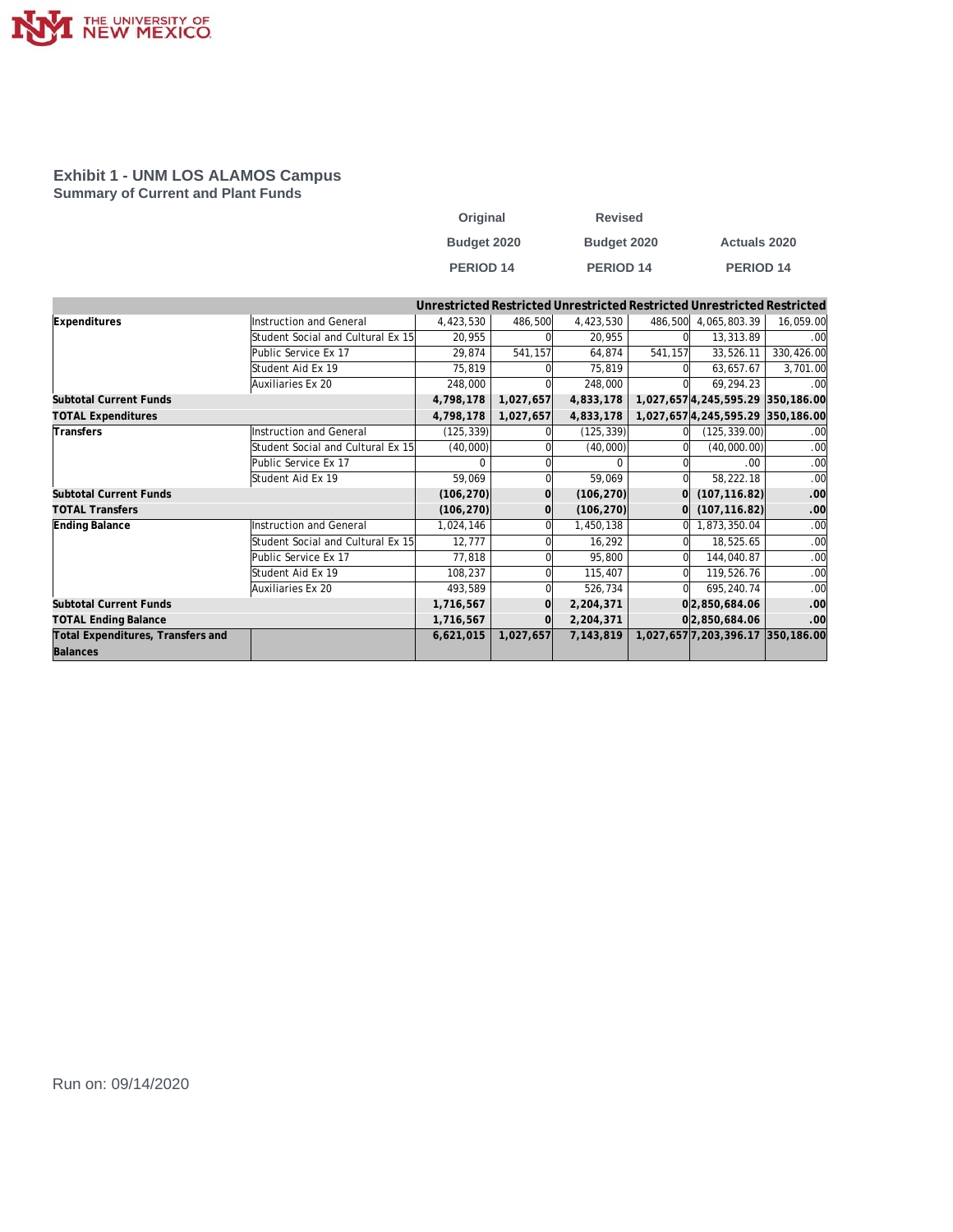THE UNIVERSITY OF NEW MEXICO

## Exhibit 1 - UNM LOS ALAMOS Campus

### Summary of Current and Plant Funds

| | | Original Budget 2020 PERIOD 14 | | Revised Budget 2020 PERIOD 14 | | Actuals 2020 PERIOD 14 | |
|---|---|---|---|---|---|---|---|
| | | Unrestricted | Restricted | Unrestricted | Restricted | Unrestricted | Restricted |
| **Expenditures** | Instruction and General | 4,423,530 | 486,500 | 4,423,530 | 486,500 | 4,065,803.39 | 16,059.00 |
| | Student Social and Cultural Ex 15 | 20,955 | 0 | 20,955 | 0 | 13,313.89 | .00 |
| | Public Service Ex 17 | 29,874 | 541,157 | 64,874 | 541,157 | 33,526.11 | 330,426.00 |
| | Student Aid Ex 19 | 75,819 | 0 | 75,819 | 0 | 63,657.67 | 3,701.00 |
| | Auxiliaries Ex 20 | 248,000 | 0 | 248,000 | 0 | 69,294.23 | .00 |
| **Subtotal Current Funds** | | **4,798,178** | **1,027,657** | **4,833,178** | **1,027,657** | **4,245,595.29** | **350,186.00** |
| **TOTAL Expenditures** | | **4,798,178** | **1,027,657** | **4,833,178** | **1,027,657** | **4,245,595.29** | **350,186.00** |
| **Transfers** | Instruction and General | (125,339) | 0 | (125,339) | 0 | (125,339.00) | .00 |
| | Student Social and Cultural Ex 15 | (40,000) | 0 | (40,000) | 0 | (40,000.00) | .00 |
| | Public Service Ex 17 | 0 | 0 | 0 | 0 | .00 | .00 |
| | Student Aid Ex 19 | 59,069 | 0 | 59,069 | 0 | 58,222.18 | .00 |
| **Subtotal Current Funds** | | **(106,270)** | **0** | **(106,270)** | **0** | **(107,116.82)** | **.00** |
| **TOTAL Transfers** | | **(106,270)** | **0** | **(106,270)** | **0** | **(107,116.82)** | **.00** |
| **Ending Balance** | Instruction and General | 1,024,146 | 0 | 1,450,138 | 0 | 1,873,350.04 | .00 |
| | Student Social and Cultural Ex 15 | 12,777 | 0 | 16,292 | 0 | 18,525.65 | .00 |
| | Public Service Ex 17 | 77,818 | 0 | 95,800 | 0 | 144,040.87 | .00 |
| | Student Aid Ex 19 | 108,237 | 0 | 115,407 | 0 | 119,526.76 | .00 |
| | Auxiliaries Ex 20 | 493,589 | 0 | 526,734 | 0 | 695,240.74 | .00 |
| **Subtotal Current Funds** | | **1,716,567** | **0** | **2,204,371** | **0** | **2,850,684.06** | **.00** |
| **TOTAL Ending Balance** | | **1,716,567** | **0** | **2,204,371** | **0** | **2,850,684.06** | **.00** |
| **Total Expenditures, Transfers and Balances** | | **6,621,015** | **1,027,657** | **7,143,819** | **1,027,657** | **7,203,396.17** | **350,186.00** |

Run on: 09/14/2020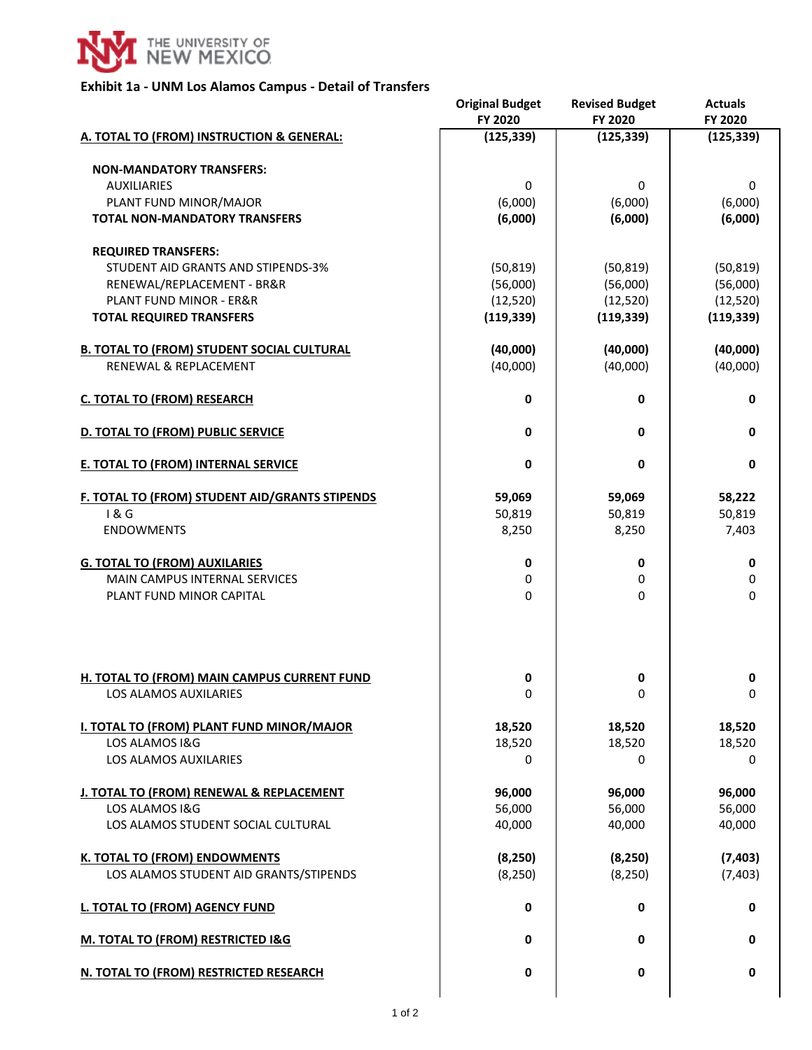# THE UNIVERSITY OF NEW MEXICO

## Exhibit 1a - UNM Los Alamos Campus - Detail of Transfers

| | Original Budget FY 2020 | Revised Budget FY 2020 | Actuals FY 2020 |
|---|---|---|---|
| **A. TOTAL TO (FROM) INSTRUCTION & GENERAL:** | **(125,339)** | **(125,339)** | **(125,339)** |
| | | | |
| **NON-MANDATORY TRANSFERS:** | | | |
| AUXILIARIES | 0 | 0 | 0 |
| PLANT FUND MINOR/MAJOR | (6,000) | (6,000) | (6,000) |
| **TOTAL NON-MANDATORY TRANSFERS** | **(6,000)** | **(6,000)** | **(6,000)** |
| | | | |
| **REQUIRED TRANSFERS:** | | | |
| STUDENT AID GRANTS AND STIPENDS-3% | (50,819) | (50,819) | (50,819) |
| RENEWAL/REPLACEMENT - BR&R | (56,000) | (56,000) | (56,000) |
| PLANT FUND MINOR - ER&R | (12,520) | (12,520) | (12,520) |
| **TOTAL REQUIRED TRANSFERS** | **(119,339)** | **(119,339)** | **(119,339)** |
| | | | |
| **B. TOTAL TO (FROM) STUDENT SOCIAL CULTURAL** | **(40,000)** | **(40,000)** | **(40,000)** |
| RENEWAL & REPLACEMENT | (40,000) | (40,000) | (40,000) |
| | | | |
| **C. TOTAL TO (FROM) RESEARCH** | **0** | **0** | **0** |
| | | | |
| **D. TOTAL TO (FROM) PUBLIC SERVICE** | **0** | **0** | **0** |
| | | | |
| **E. TOTAL TO (FROM) INTERNAL SERVICE** | **0** | **0** | **0** |
| | | | |
| **F. TOTAL TO (FROM) STUDENT AID/GRANTS STIPENDS** | **59,069** | **59,069** | **58,222** |
| I & G | 50,819 | 50,819 | 50,819 |
| ENDOWMENTS | 8,250 | 8,250 | 7,403 |
| | | | |
| **G. TOTAL TO (FROM) AUXILARIES** | **0** | **0** | **0** |
| MAIN CAMPUS INTERNAL SERVICES | 0 | 0 | 0 |
| PLANT FUND MINOR CAPITAL | 0 | 0 | 0 |
| | | | |
| **H. TOTAL TO (FROM) MAIN CAMPUS CURRENT FUND** | **0** | **0** | **0** |
| LOS ALAMOS AUXILARIES | 0 | 0 | 0 |
| | | | |
| **I. TOTAL TO (FROM) PLANT FUND MINOR/MAJOR** | **18,520** | **18,520** | **18,520** |
| LOS ALAMOS I&G | 18,520 | 18,520 | 18,520 |
| LOS ALAMOS AUXILARIES | 0 | 0 | 0 |
| | | | |
| **J. TOTAL TO (FROM) RENEWAL & REPLACEMENT** | **96,000** | **96,000** | **96,000** |
| LOS ALAMOS I&G | 56,000 | 56,000 | 56,000 |
| LOS ALAMOS STUDENT SOCIAL CULTURAL | 40,000 | 40,000 | 40,000 |
| | | | |
| **K. TOTAL TO (FROM) ENDOWMENTS** | **(8,250)** | **(8,250)** | **(7,403)** |
| LOS ALAMOS STUDENT AID GRANTS/STIPENDS | (8,250) | (8,250) | (7,403) |
| | | | |
| **L. TOTAL TO (FROM) AGENCY FUND** | **0** | **0** | **0** |
| | | | |
| **M. TOTAL TO (FROM) RESTRICTED I&G** | **0** | **0** | **0** |
| | | | |
| **N. TOTAL TO (FROM) RESTRICTED RESEARCH** | **0** | **0** | **0** |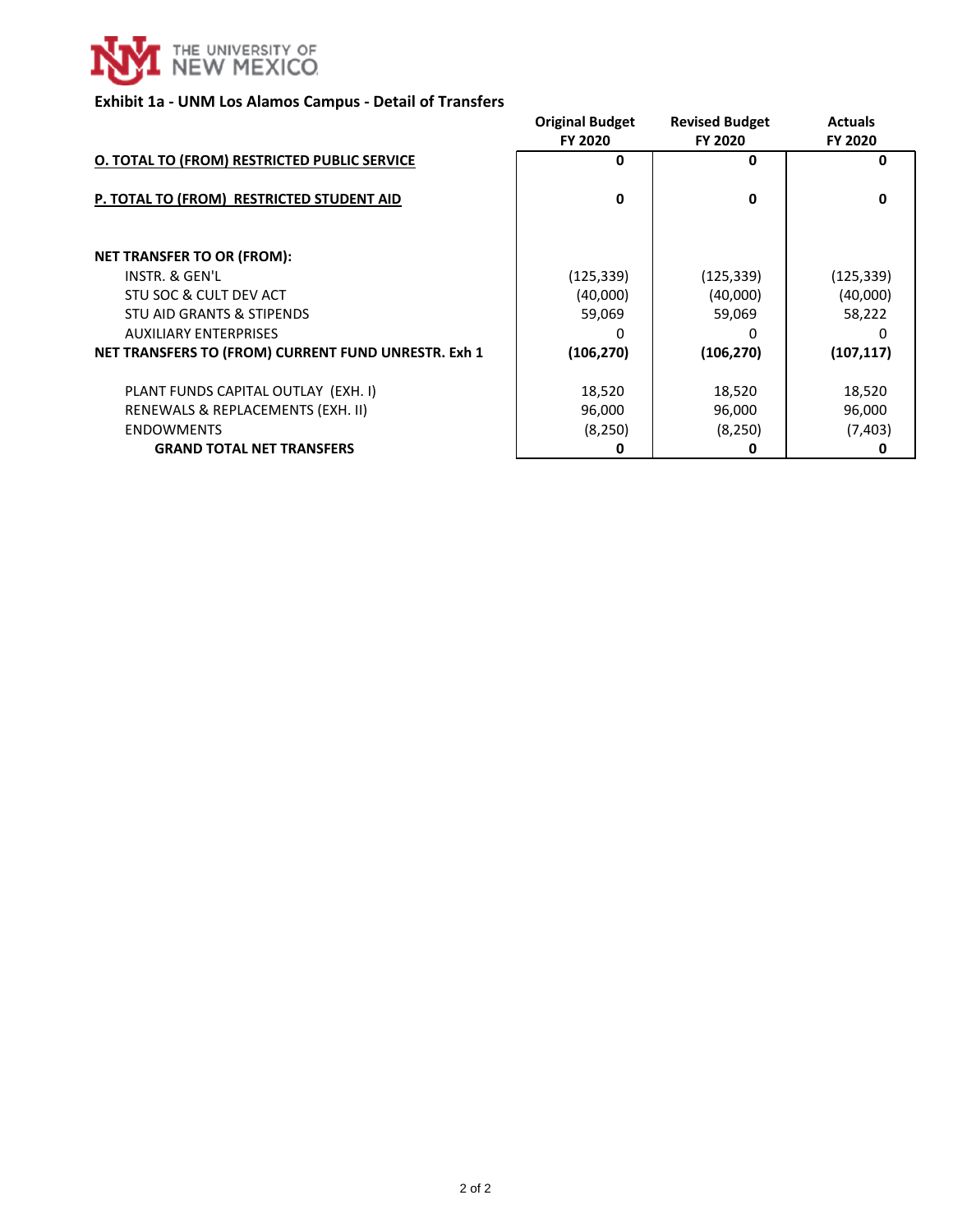THE UNIVERSITY OF NEW MEXICO

**Exhibit 1a - UNM Los Alamos Campus - Detail of Transfers**

| | Original Budget FY 2020 | Revised Budget FY 2020 | Actuals FY 2020 |
|---|---|---|---|
| **O. TOTAL TO (FROM) RESTRICTED PUBLIC SERVICE** | **0** | **0** | **0** |
| **P. TOTAL TO (FROM) RESTRICTED STUDENT AID** | **0** | **0** | **0** |
| **NET TRANSFER TO OR (FROM):** | | | |
| INSTR. & GEN'L | (125,339) | (125,339) | (125,339) |
| STU SOC & CULT DEV ACT | (40,000) | (40,000) | (40,000) |
| STU AID GRANTS & STIPENDS | 59,069 | 59,069 | 58,222 |
| AUXILIARY ENTERPRISES | 0 | 0 | 0 |
| **NET TRANSFERS TO (FROM) CURRENT FUND UNRESTR. Exh 1** | **(106,270)** | **(106,270)** | **(107,117)** |
| PLANT FUNDS CAPITAL OUTLAY (EXH. I) | 18,520 | 18,520 | 18,520 |
| RENEWALS & REPLACEMENTS (EXH. II) | 96,000 | 96,000 | 96,000 |
| ENDOWMENTS | (8,250) | (8,250) | (7,403) |
| **GRAND TOTAL NET TRANSFERS** | **0** | **0** | **0** |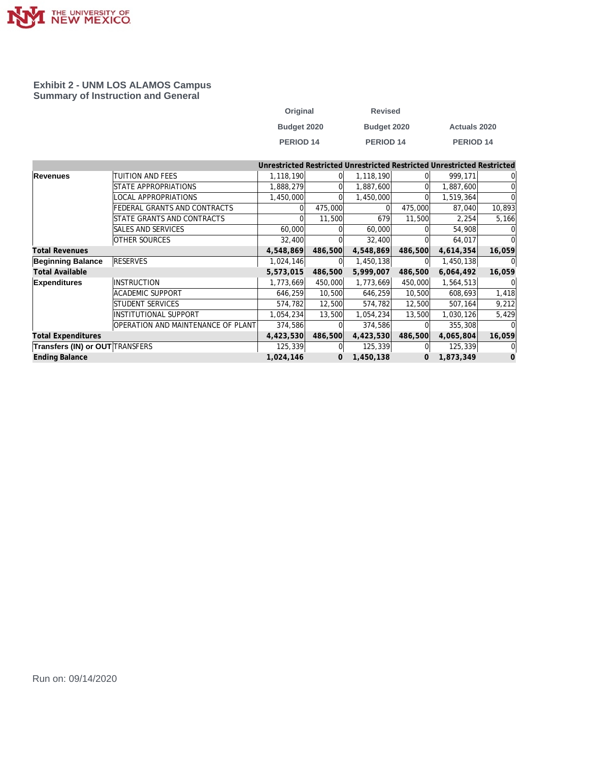## Exhibit 2 - UNM LOS ALAMOS Campus
## Summary of Instruction and General

| | | Original Budget 2020 PERIOD 14 | | Revised Budget 2020 PERIOD 14 | | Actuals 2020 PERIOD 14 | |
|---|---|---|---|---|---|---|---|
| | | Unrestricted | Restricted | Unrestricted | Restricted | Unrestricted | Restricted |
| **Revenues** | TUITION AND FEES | 1,118,190 | 0 | 1,118,190 | 0 | 999,171 | 0 |
| | STATE APPROPRIATIONS | 1,888,279 | 0 | 1,887,600 | 0 | 1,887,600 | 0 |
| | LOCAL APPROPRIATIONS | 1,450,000 | 0 | 1,450,000 | 0 | 1,519,364 | 0 |
| | FEDERAL GRANTS AND CONTRACTS | 0 | 475,000 | 0 | 475,000 | 87,040 | 10,893 |
| | STATE GRANTS AND CONTRACTS | 0 | 11,500 | 679 | 11,500 | 2,254 | 5,166 |
| | SALES AND SERVICES | 60,000 | 0 | 60,000 | 0 | 54,908 | 0 |
| | OTHER SOURCES | 32,400 | 0 | 32,400 | 0 | 64,017 | 0 |
| **Total Revenues** | | **4,548,869** | **486,500** | **4,548,869** | **486,500** | **4,614,354** | **16,059** |
| **Beginning Balance** | RESERVES | 1,024,146 | 0 | 1,450,138 | 0 | 1,450,138 | 0 |
| **Total Available** | | **5,573,015** | **486,500** | **5,999,007** | **486,500** | **6,064,492** | **16,059** |
| **Expenditures** | INSTRUCTION | 1,773,669 | 450,000 | 1,773,669 | 450,000 | 1,564,513 | 0 |
| | ACADEMIC SUPPORT | 646,259 | 10,500 | 646,259 | 10,500 | 608,693 | 1,418 |
| | STUDENT SERVICES | 574,782 | 12,500 | 574,782 | 12,500 | 507,164 | 9,212 |
| | INSTITUTIONAL SUPPORT | 1,054,234 | 13,500 | 1,054,234 | 13,500 | 1,030,126 | 5,429 |
| | OPERATION AND MAINTENANCE OF PLANT | 374,586 | 0 | 374,586 | 0 | 355,308 | 0 |
| **Total Expenditures** | | **4,423,530** | **486,500** | **4,423,530** | **486,500** | **4,065,804** | **16,059** |
| **Transfers (IN) or OUT** | TRANSFERS | 125,339 | 0 | 125,339 | 0 | 125,339 | 0 |
| **Ending Balance** | | **1,024,146** | **0** | **1,450,138** | **0** | **1,873,349** | **0** |

Run on: 09/14/2020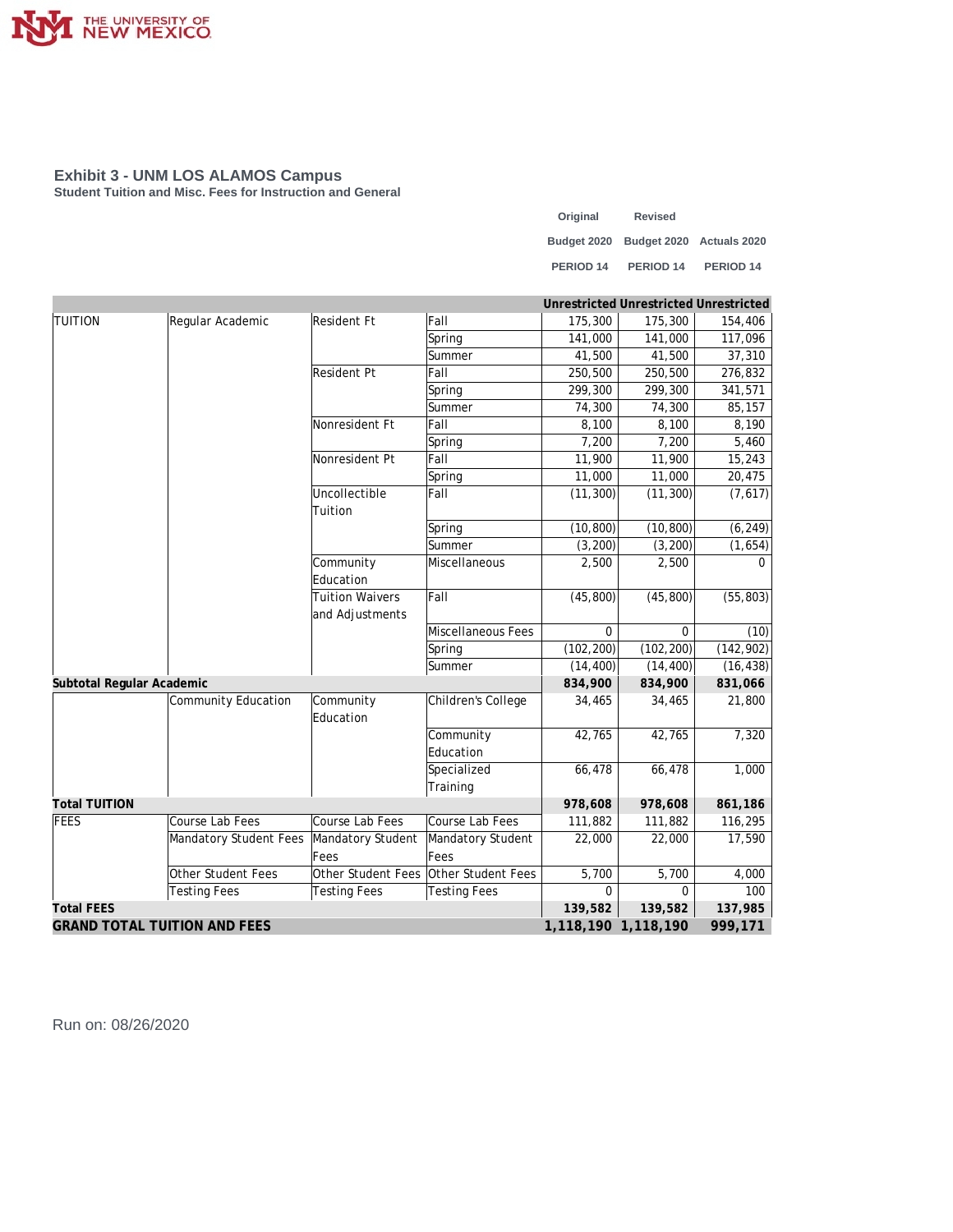THE UNIVERSITY OF NEW MEXICO

## Exhibit 3 - UNM LOS ALAMOS Campus

**Student Tuition and Misc. Fees for Instruction and General**

| | | | | Original Budget 2020 PERIOD 14 | Revised Budget 2020 PERIOD 14 | Actuals 2020 PERIOD 14 |
|---|---|---|---|---|---|---|
| | | | | **Unrestricted** | **Unrestricted** | **Unrestricted** |
| TUITION | Regular Academic | Resident Ft | Fall | 175,300 | 175,300 | 154,406 |
| | | | Spring | 141,000 | 141,000 | 117,096 |
| | | | Summer | 41,500 | 41,500 | 37,310 |
| | | Resident Pt | Fall | 250,500 | 250,500 | 276,832 |
| | | | Spring | 299,300 | 299,300 | 341,571 |
| | | | Summer | 74,300 | 74,300 | 85,157 |
| | | Nonresident Ft | Fall | 8,100 | 8,100 | 8,190 |
| | | | Spring | 7,200 | 7,200 | 5,460 |
| | | Nonresident Pt | Fall | 11,900 | 11,900 | 15,243 |
| | | | Spring | 11,000 | 11,000 | 20,475 |
| | | Uncollectible Tuition | Fall | (11,300) | (11,300) | (7,617) |
| | | | Spring | (10,800) | (10,800) | (6,249) |
| | | | Summer | (3,200) | (3,200) | (1,654) |
| | | Community Education | Miscellaneous | 2,500 | 2,500 | 0 |
| | | Tuition Waivers and Adjustments | Fall | (45,800) | (45,800) | (55,803) |
| | | | Miscellaneous Fees | 0 | 0 | (10) |
| | | | Spring | (102,200) | (102,200) | (142,902) |
| | | | Summer | (14,400) | (14,400) | (16,438) |
| **Subtotal Regular Academic** | | | | **834,900** | **834,900** | **831,066** |
| | Community Education | Community Education | Children's College | 34,465 | 34,465 | 21,800 |
| | | | Community Education | 42,765 | 42,765 | 7,320 |
| | | | Specialized Training | 66,478 | 66,478 | 1,000 |
| **Total TUITION** | | | | **978,608** | **978,608** | **861,186** |
| FEES | Course Lab Fees | Course Lab Fees | Course Lab Fees | 111,882 | 111,882 | 116,295 |
| | Mandatory Student Fees | Mandatory Student Fees | Mandatory Student Fees | 22,000 | 22,000 | 17,590 |
| | Other Student Fees | Other Student Fees | Other Student Fees | 5,700 | 5,700 | 4,000 |
| | Testing Fees | Testing Fees | Testing Fees | 0 | 0 | 100 |
| **Total FEES** | | | | **139,582** | **139,582** | **137,985** |
| **GRAND TOTAL TUITION AND FEES** | | | | **1,118,190** | **1,118,190** | **999,171** |

Run on: 08/26/2020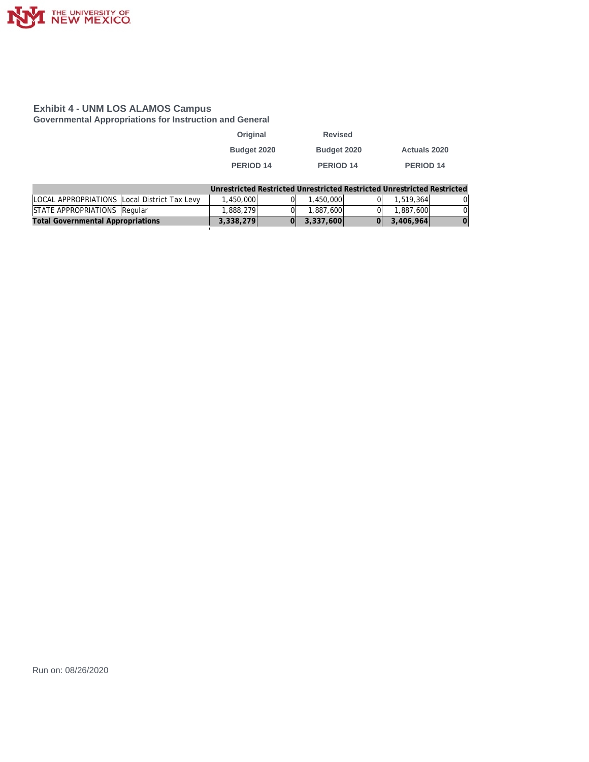## Exhibit 4 - UNM LOS ALAMOS Campus

### Governmental Appropriations for Instruction and General

| | | Original Budget 2020 PERIOD 14 | | Revised Budget 2020 PERIOD 14 | | Actuals 2020 PERIOD 14 | |
|---|---|---|---|---|---|---|---|
| | | **Unrestricted** | **Restricted** | **Unrestricted** | **Restricted** | **Unrestricted** | **Restricted** |
| LOCAL APPROPRIATIONS | Local District Tax Levy | 1,450,000 | 0 | 1,450,000 | 0 | 1,519,364 | 0 |
| STATE APPROPRIATIONS | Regular | 1,888,279 | 0 | 1,887,600 | 0 | 1,887,600 | 0 |
| **Total Governmental Appropriations** | | **3,338,279** | **0** | **3,337,600** | **0** | **3,406,964** | **0** |

Run on: 08/26/2020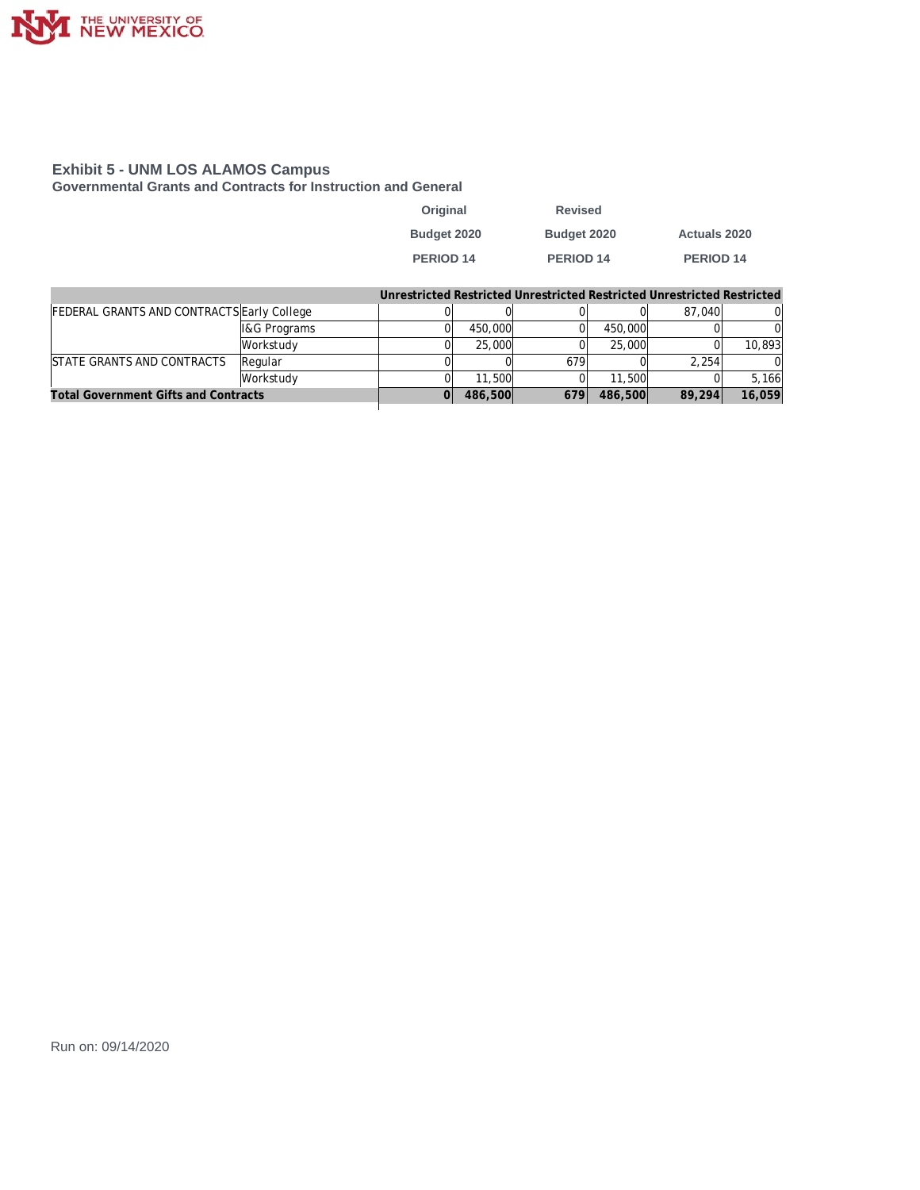## Exhibit 5 - UNM LOS ALAMOS Campus

### Governmental Grants and Contracts for Instruction and General

| | | Original Budget 2020 PERIOD 14 | | Revised Budget 2020 PERIOD 14 | | Actuals 2020 PERIOD 14 | |
|---|---|---|---|---|---|---|---|
| | | Unrestricted | Restricted | Unrestricted | Restricted | Unrestricted | Restricted |
| FEDERAL GRANTS AND CONTRACTS | Early College | 0 | 0 | 0 | 0 | 87,040 | 0 |
| | I&G Programs | 0 | 450,000 | 0 | 450,000 | 0 | 0 |
| | Workstudy | 0 | 25,000 | 0 | 25,000 | 0 | 10,893 |
| STATE GRANTS AND CONTRACTS | Regular | 0 | 0 | 679 | 0 | 2,254 | 0 |
| | Workstudy | 0 | 11,500 | 0 | 11,500 | 0 | 5,166 |
| **Total Government Gifts and Contracts** | | **0** | **486,500** | **679** | **486,500** | **89,294** | **16,059** |

Run on: 09/14/2020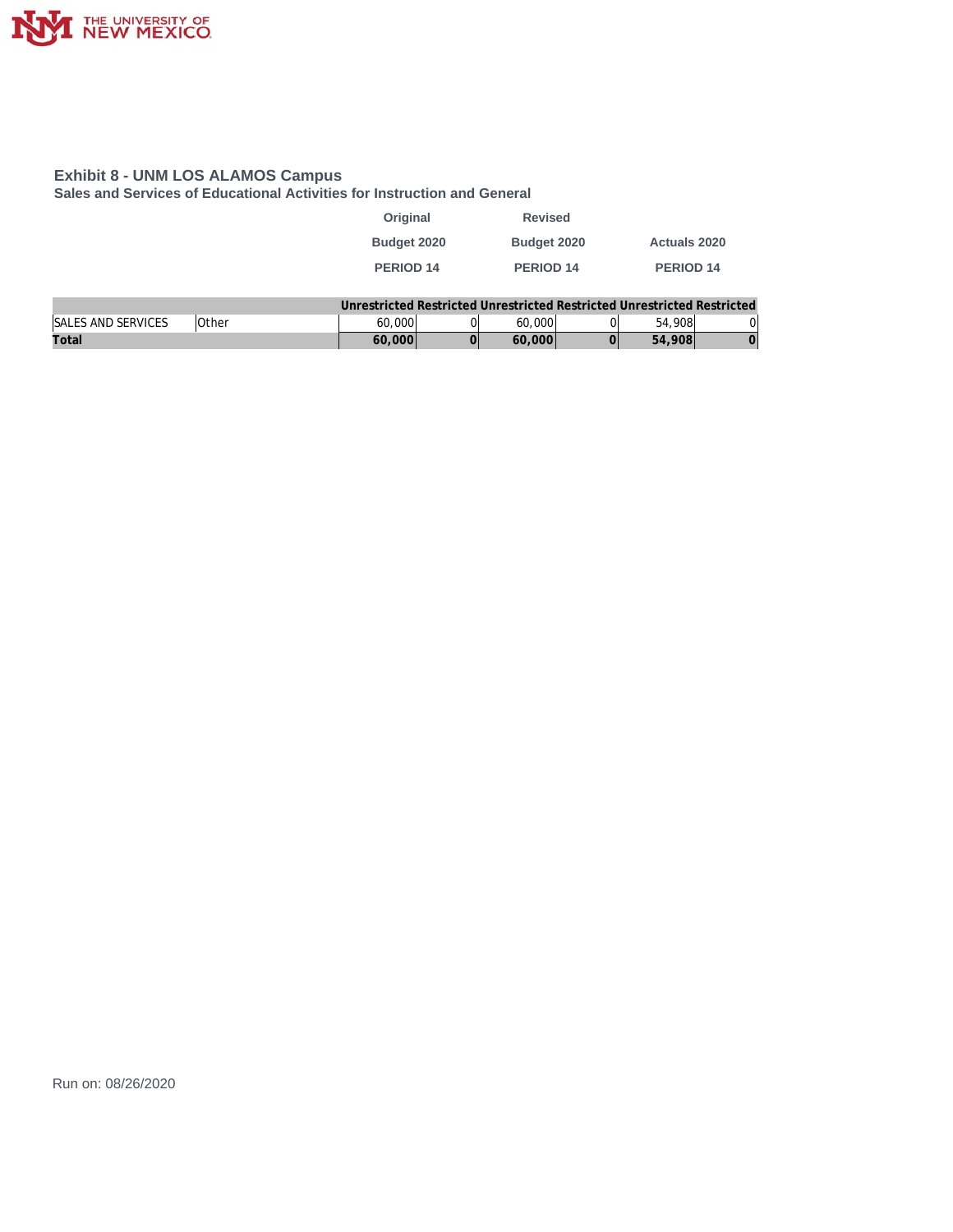# Exhibit 8 - UNM LOS ALAMOS Campus

## Sales and Services of Educational Activities for Instruction and General

| | | Original Budget 2020 PERIOD 14 | | Revised Budget 2020 PERIOD 14 | | Actuals 2020 PERIOD 14 | |
|---|---|---|---|---|---|---|---|
| | | Unrestricted | Restricted | Unrestricted | Restricted | Unrestricted | Restricted |
| SALES AND SERVICES | Other | 60,000 | 0 | 60,000 | 0 | 54,908 | 0 |
| **Total** | | **60,000** | **0** | **60,000** | **0** | **54,908** | **0** |

Run on: 08/26/2020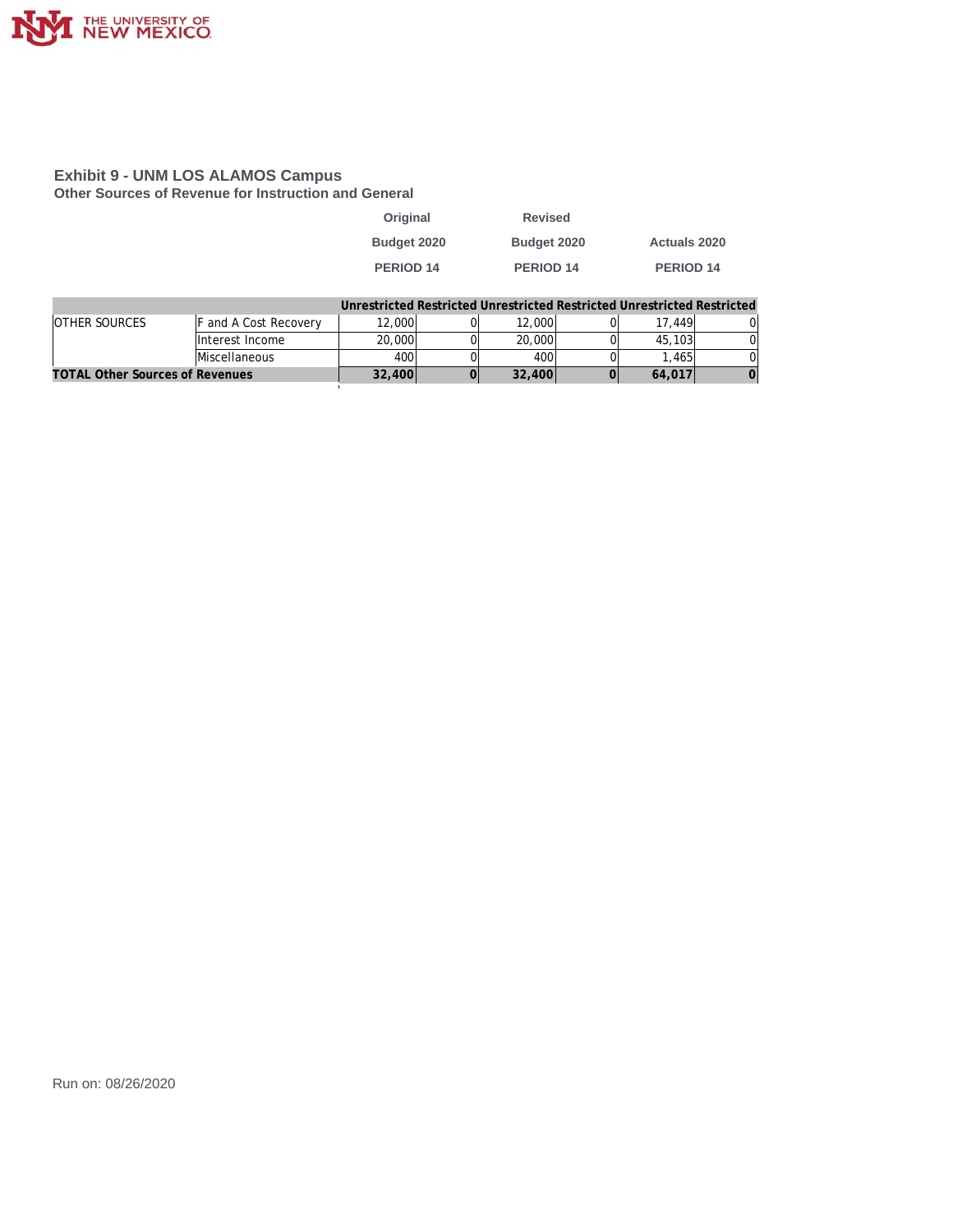## Exhibit 9 - UNM LOS ALAMOS Campus

### Other Sources of Revenue for Instruction and General

| | | Original Budget 2020 PERIOD 14 | | Revised Budget 2020 PERIOD 14 | | Actuals 2020 PERIOD 14 | |
|---|---|---|---|---|---|---|---|
| | | Unrestricted | Restricted | Unrestricted | Restricted | Unrestricted | Restricted |
| OTHER SOURCES | F and A Cost Recovery | 12,000 | 0 | 12,000 | 0 | 17,449 | 0 |
| | Interest Income | 20,000 | 0 | 20,000 | 0 | 45,103 | 0 |
| | Miscellaneous | 400 | 0 | 400 | 0 | 1,465 | 0 |
| **TOTAL Other Sources of Revenues** | | **32,400** | **0** | **32,400** | **0** | **64,017** | **0** |

Run on: 08/26/2020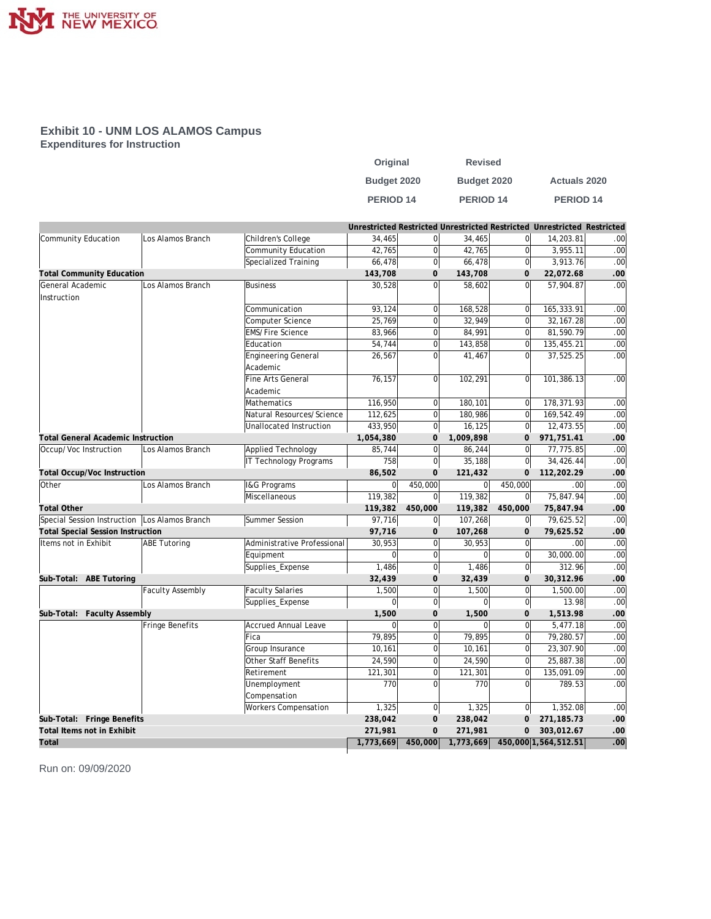THE UNIVERSITY OF NEW MEXICO

## Exhibit 10 - UNM LOS ALAMOS Campus
### Expenditures for Instruction

| | | | Original Budget 2020 PERIOD 14 | | Revised Budget 2020 PERIOD 14 | | Actuals 2020 PERIOD 14 | |
|---|---|---|---|---|---|---|---|---|
| | | | Unrestricted | Restricted | Unrestricted | Restricted | Unrestricted | Restricted |
| Community Education | Los Alamos Branch | Children's College | 34,465 | 0 | 34,465 | 0 | 14,203.81 | .00 |
| | | Community Education | 42,765 | 0 | 42,765 | 0 | 3,955.11 | .00 |
| | | Specialized Training | 66,478 | 0 | 66,478 | 0 | 3,913.76 | .00 |
| **Total Community Education** | | | **143,708** | **0** | **143,708** | **0** | **22,072.68** | **.00** |
| General Academic Instruction | Los Alamos Branch | Business | 30,528 | 0 | 58,602 | 0 | 57,904.87 | .00 |
| | | Communication | 93,124 | 0 | 168,528 | 0 | 165,333.91 | .00 |
| | | Computer Science | 25,769 | 0 | 32,949 | 0 | 32,167.28 | .00 |
| | | EMS/Fire Science | 83,966 | 0 | 84,991 | 0 | 81,590.79 | .00 |
| | | Education | 54,744 | 0 | 143,858 | 0 | 135,455.21 | .00 |
| | | Engineering General Academic | 26,567 | 0 | 41,467 | 0 | 37,525.25 | .00 |
| | | Fine Arts General Academic | 76,157 | 0 | 102,291 | 0 | 101,386.13 | .00 |
| | | Mathematics | 116,950 | 0 | 180,101 | 0 | 178,371.93 | .00 |
| | | Natural Resources/Science | 112,625 | 0 | 180,986 | 0 | 169,542.49 | .00 |
| | | Unallocated Instruction | 433,950 | 0 | 16,125 | 0 | 12,473.55 | .00 |
| **Total General Academic Instruction** | | | **1,054,380** | **0** | **1,009,898** | **0** | **971,751.41** | **.00** |
| Occup/Voc Instruction | Los Alamos Branch | Applied Technology | 85,744 | 0 | 86,244 | 0 | 77,775.85 | .00 |
| | | IT Technology Programs | 758 | 0 | 35,188 | 0 | 34,426.44 | .00 |
| **Total Occup/Voc Instruction** | | | **86,502** | **0** | **121,432** | **0** | **112,202.29** | **.00** |
| Other | Los Alamos Branch | I&G Programs | 0 | 450,000 | 0 | 450,000 | .00 | .00 |
| | | Miscellaneous | 119,382 | 0 | 119,382 | 0 | 75,847.94 | .00 |
| **Total Other** | | | **119,382** | **450,000** | **119,382** | **450,000** | **75,847.94** | **.00** |
| Special Session Instruction | Los Alamos Branch | Summer Session | 97,716 | 0 | 107,268 | 0 | 79,625.52 | .00 |
| **Total Special Session Instruction** | | | **97,716** | **0** | **107,268** | **0** | **79,625.52** | **.00** |
| Items not in Exhibit | ABE Tutoring | Administrative Professional | 30,953 | 0 | 30,953 | 0 | .00 | .00 |
| | | Equipment | 0 | 0 | 0 | 0 | 30,000.00 | .00 |
| | | Supplies_Expense | 1,486 | 0 | 1,486 | 0 | 312.96 | .00 |
| **Sub-Total: ABE Tutoring** | | | **32,439** | **0** | **32,439** | **0** | **30,312.96** | **.00** |
| | Faculty Assembly | Faculty Salaries | 1,500 | 0 | 1,500 | 0 | 1,500.00 | .00 |
| | | Supplies_Expense | 0 | 0 | 0 | 0 | 13.98 | .00 |
| **Sub-Total: Faculty Assembly** | | | **1,500** | **0** | **1,500** | **0** | **1,513.98** | **.00** |
| | Fringe Benefits | Accrued Annual Leave | 0 | 0 | 0 | 0 | 5,477.18 | .00 |
| | | Fica | 79,895 | 0 | 79,895 | 0 | 79,280.57 | .00 |
| | | Group Insurance | 10,161 | 0 | 10,161 | 0 | 23,307.90 | .00 |
| | | Other Staff Benefits | 24,590 | 0 | 24,590 | 0 | 25,887.38 | .00 |
| | | Retirement | 121,301 | 0 | 121,301 | 0 | 135,091.09 | .00 |
| | | Unemployment Compensation | 770 | 0 | 770 | 0 | 789.53 | .00 |
| | | Workers Compensation | 1,325 | 0 | 1,325 | 0 | 1,352.08 | .00 |
| **Sub-Total: Fringe Benefits** | | | **238,042** | **0** | **238,042** | **0** | **271,185.73** | **.00** |
| **Total Items not in Exhibit** | | | **271,981** | **0** | **271,981** | **0** | **303,012.67** | **.00** |
| **Total** | | | **1,773,669** | **450,000** | **1,773,669** | **450,000** | **1,564,512.51** | **.00** |

Run on: 09/09/2020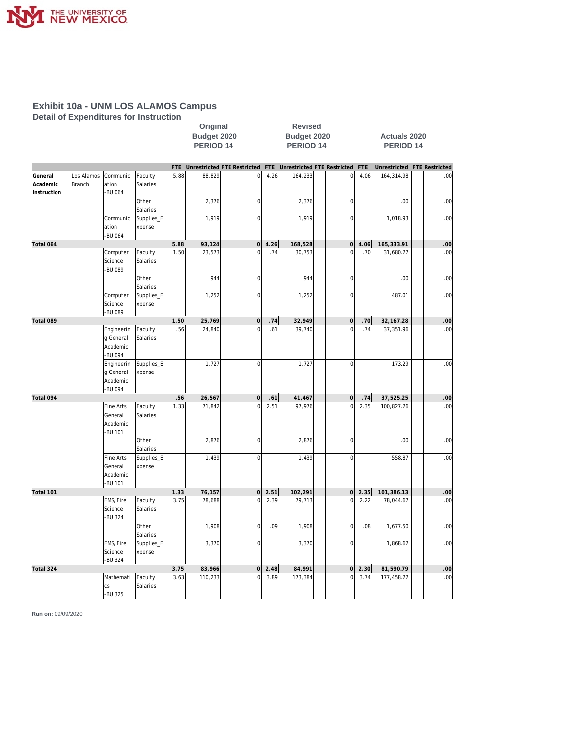## Exhibit 10a - UNM LOS ALAMOS Campus

### Detail of Expenditures for Instruction

| | | | | Original Budget 2020 PERIOD 14 | | | | Revised Budget 2020 PERIOD 14 | | | | Actuals 2020 PERIOD 14 | | | |
|---|---|---|---|---|---|---|---|---|---|---|---|---|---|---|---|
| | | | | FTE | Unrestricted | FTE | Restricted | FTE | Unrestricted | FTE | Restricted | FTE | Unrestricted | FTE | Restricted |
| General Academic Instruction | Los Alamos Branch | Communication -BU 064 | Faculty Salaries | 5.88 | 88,829 | | 0 | 4.26 | 164,233 | | 0 | 4.06 | 164,314.98 | | .00 |
| | | | Other Salaries | | 2,376 | | 0 | | 2,376 | | 0 | | .00 | | .00 |
| | | Communication -BU 064 | Supplies_Expense | | 1,919 | | 0 | | 1,919 | | 0 | | 1,018.93 | | .00 |
| **Total 064** | | | | **5.88** | **93,124** | | **0** | **4.26** | **168,528** | | **0** | **4.06** | **165,333.91** | | **.00** |
| | | Computer Science -BU 089 | Faculty Salaries | 1.50 | 23,573 | | 0 | .74 | 30,753 | | 0 | .70 | 31,680.27 | | .00 |
| | | | Other Salaries | | 944 | | 0 | | 944 | | 0 | | .00 | | .00 |
| | | Computer Science -BU 089 | Supplies_Expense | | 1,252 | | 0 | | 1,252 | | 0 | | 487.01 | | .00 |
| **Total 089** | | | | **1.50** | **25,769** | | **0** | **.74** | **32,949** | | **0** | **.70** | **32,167.28** | | **.00** |
| | | Engineering General Academic -BU 094 | Faculty Salaries | .56 | 24,840 | | 0 | .61 | 39,740 | | 0 | .74 | 37,351.96 | | .00 |
| | | Engineering General Academic -BU 094 | Supplies_Expense | | 1,727 | | 0 | | 1,727 | | 0 | | 173.29 | | .00 |
| **Total 094** | | | | **.56** | **26,567** | | **0** | **.61** | **41,467** | | **0** | **.74** | **37,525.25** | | **.00** |
| | | Fine Arts General Academic -BU 101 | Faculty Salaries | 1.33 | 71,842 | | 0 | 2.51 | 97,976 | | 0 | 2.35 | 100,827.26 | | .00 |
| | | | Other Salaries | | 2,876 | | 0 | | 2,876 | | 0 | | .00 | | .00 |
| | | Fine Arts General Academic -BU 101 | Supplies_Expense | | 1,439 | | 0 | | 1,439 | | 0 | | 558.87 | | .00 |
| **Total 101** | | | | **1.33** | **76,157** | | **0** | **2.51** | **102,291** | | **0** | **2.35** | **101,386.13** | | **.00** |
| | | EMS/Fire Science -BU 324 | Faculty Salaries | 3.75 | 78,688 | | 0 | 2.39 | 79,713 | | 0 | 2.22 | 78,044.67 | | .00 |
| | | | Other Salaries | | 1,908 | | 0 | .09 | 1,908 | | 0 | .08 | 1,677.50 | | .00 |
| | | EMS/Fire Science -BU 324 | Supplies_Expense | | 3,370 | | 0 | | 3,370 | | 0 | | 1,868.62 | | .00 |
| **Total 324** | | | | **3.75** | **83,966** | | **0** | **2.48** | **84,991** | | **0** | **2.30** | **81,590.79** | | **.00** |
| | | Mathematics -BU 325 | Faculty Salaries | 3.63 | 110,233 | | 0 | 3.89 | 173,384 | | 0 | 3.74 | 177,458.22 | | .00 |

**Run on:** 09/09/2020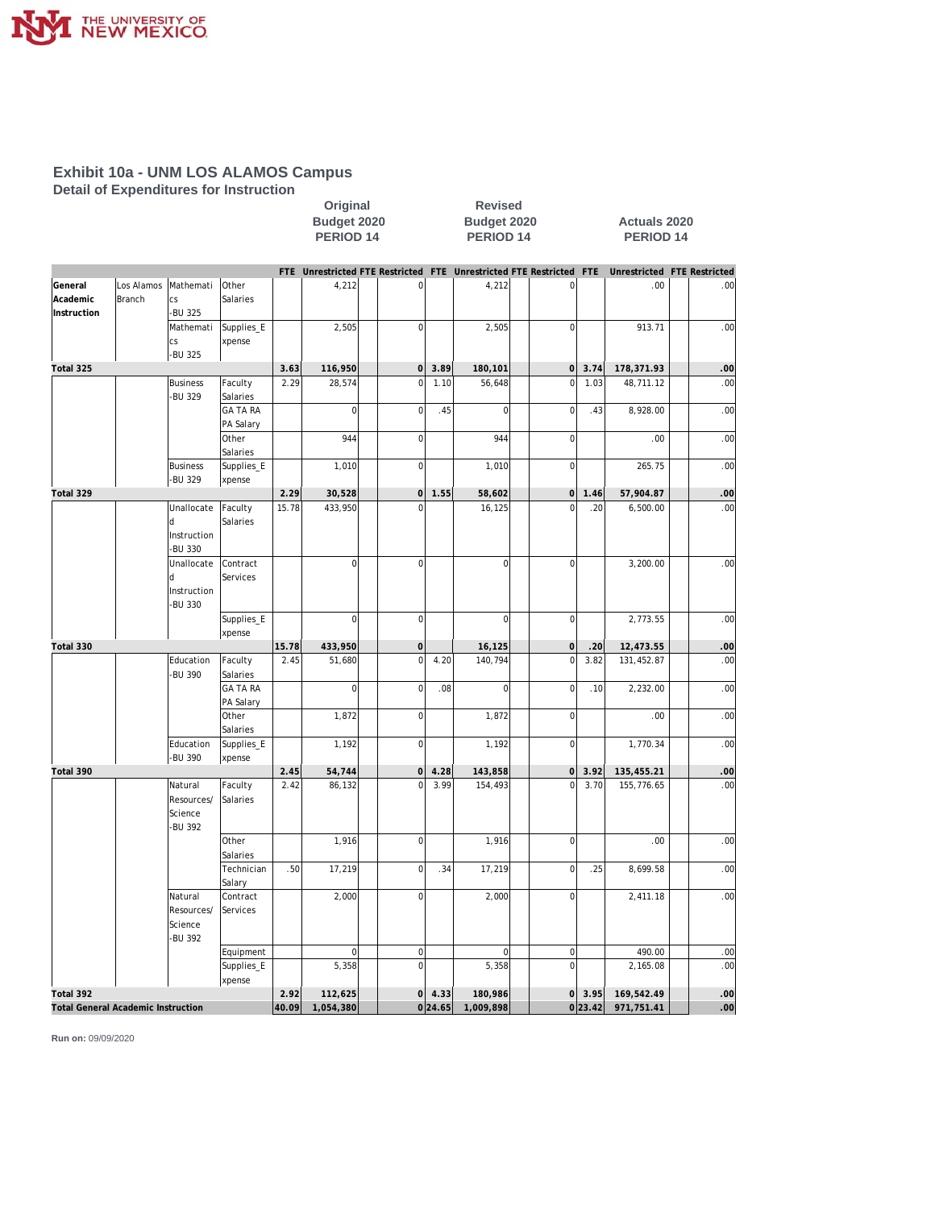# Exhibit 10a - UNM LOS ALAMOS Campus

## Detail of Expenditures for Instruction

| | | | | Original Budget 2020 PERIOD 14 | | | | Revised Budget 2020 PERIOD 14 | | | | Actuals 2020 PERIOD 14 | | | |
|---|---|---|---|---|---|---|---|---|---|---|---|---|---|---|---|
| | | | | FTE | Unrestricted | FTE | Restricted | FTE | Unrestricted | FTE | Restricted | FTE | Unrestricted | FTE | Restricted |
| General Academic Instruction | Los Alamos Branch | Mathematics -BU 325 | Other Salaries | | 4,212 | | 0 | | 4,212 | | 0 | | .00 | | .00 |
| | | Mathematics -BU 325 | Supplies_Expense | | 2,505 | | 0 | | 2,505 | | 0 | | 913.71 | | .00 |
| **Total 325** | | | | **3.63** | **116,950** | | **0** | **3.89** | **180,101** | | **0** | **3.74** | **178,371.93** | | **.00** |
| | | Business -BU 329 | Faculty Salaries | 2.29 | 28,574 | | 0 | 1.10 | 56,648 | | 0 | 1.03 | 48,711.12 | | .00 |
| | | | GA TA RA PA Salary | | 0 | | 0 | .45 | 0 | | 0 | .43 | 8,928.00 | | .00 |
| | | | Other Salaries | | 944 | | 0 | | 944 | | 0 | | .00 | | .00 |
| | | Business -BU 329 | Supplies_Expense | | 1,010 | | 0 | | 1,010 | | 0 | | 265.75 | | .00 |
| **Total 329** | | | | **2.29** | **30,528** | | **0** | **1.55** | **58,602** | | **0** | **1.46** | **57,904.87** | | **.00** |
| | | Unallocated Instruction -BU 330 | Faculty Salaries | 15.78 | 433,950 | | 0 | | 16,125 | | 0 | .20 | 6,500.00 | | .00 |
| | | Unallocated Instruction -BU 330 | Contract Services | | 0 | | 0 | | 0 | | 0 | | 3,200.00 | | .00 |
| | | | Supplies_Expense | | 0 | | 0 | | 0 | | 0 | | 2,773.55 | | .00 |
| **Total 330** | | | | **15.78** | **433,950** | | **0** | | **16,125** | | **0** | **.20** | **12,473.55** | | **.00** |
| | | Education -BU 390 | Faculty Salaries | 2.45 | 51,680 | | 0 | 4.20 | 140,794 | | 0 | 3.82 | 131,452.87 | | .00 |
| | | | GA TA RA PA Salary | | 0 | | 0 | .08 | 0 | | 0 | .10 | 2,232.00 | | .00 |
| | | | Other Salaries | | 1,872 | | 0 | | 1,872 | | 0 | | .00 | | .00 |
| | | Education -BU 390 | Supplies_Expense | | 1,192 | | 0 | | 1,192 | | 0 | | 1,770.34 | | .00 |
| **Total 390** | | | | **2.45** | **54,744** | | **0** | **4.28** | **143,858** | | **0** | **3.92** | **135,455.21** | | **.00** |
| | | Natural Resources/ Science -BU 392 | Faculty Salaries | 2.42 | 86,132 | | 0 | 3.99 | 154,493 | | 0 | 3.70 | 155,776.65 | | .00 |
| | | | Other Salaries | | 1,916 | | 0 | | 1,916 | | 0 | | .00 | | .00 |
| | | | Technician Salary | .50 | 17,219 | | 0 | .34 | 17,219 | | 0 | .25 | 8,699.58 | | .00 |
| | | Natural Resources/ Science -BU 392 | Contract Services | | 2,000 | | 0 | | 2,000 | | 0 | | 2,411.18 | | .00 |
| | | | Equipment | | 0 | | 0 | | 0 | | 0 | | 490.00 | | .00 |
| | | | Supplies_Expense | | 5,358 | | 0 | | 5,358 | | 0 | | 2,165.08 | | .00 |
| **Total 392** | | | | **2.92** | **112,625** | | **0** | **4.33** | **180,986** | | **0** | **3.95** | **169,542.49** | | **.00** |
| **Total General Academic Instruction** | | | | **40.09** | **1,054,380** | | **0** | **24.65** | **1,009,898** | | **0** | **23.42** | **971,751.41** | | **.00** |

**Run on:** 09/09/2020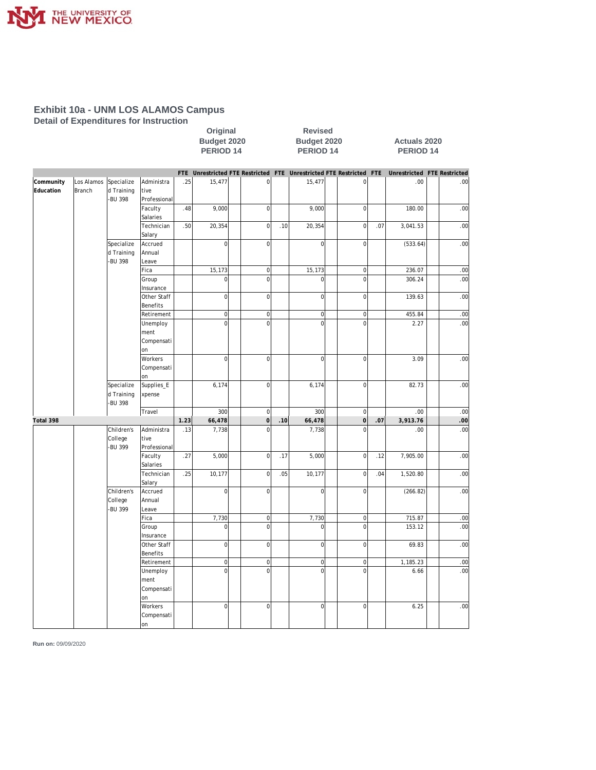# Exhibit 10a - UNM LOS ALAMOS Campus

## Detail of Expenditures for Instruction

| | | | | Original Budget 2020 PERIOD 14 | | | | Revised Budget 2020 PERIOD 14 | | | | Actuals 2020 PERIOD 14 | | | |
|---|---|---|---|---|---|---|---|---|---|---|---|---|---|---|---|
| | | | | FTE | Unrestricted | FTE | Restricted | FTE | Unrestricted | FTE | Restricted | FTE | Unrestricted | FTE | Restricted |
| Community Education | Los Alamos Branch | Specialized Training -BU 398 | Administrative Professional | .25 | 15,477 | | 0 | | 15,477 | | 0 | | .00 | | .00 |
| | | | Faculty Salaries | .48 | 9,000 | | 0 | | 9,000 | | 0 | | 180.00 | | .00 |
| | | | Technician Salary | .50 | 20,354 | | 0 | .10 | 20,354 | | 0 | .07 | 3,041.53 | | .00 |
| | | Specialized Training -BU 398 | Accrued Annual Leave | | 0 | | 0 | | 0 | | 0 | | (533.64) | | .00 |
| | | | Fica | | 15,173 | | 0 | | 15,173 | | 0 | | 236.07 | | .00 |
| | | | Group Insurance | | 0 | | 0 | | 0 | | 0 | | 306.24 | | .00 |
| | | | Other Staff Benefits | | 0 | | 0 | | 0 | | 0 | | 139.63 | | .00 |
| | | | Retirement | | 0 | | 0 | | 0 | | 0 | | 455.84 | | .00 |
| | | | Unemployment Compensation | | 0 | | 0 | | 0 | | 0 | | 2.27 | | .00 |
| | | | Workers Compensation | | 0 | | 0 | | 0 | | 0 | | 3.09 | | .00 |
| | | Specialized Training -BU 398 | Supplies_Expense | | 6,174 | | 0 | | 6,174 | | 0 | | 82.73 | | .00 |
| | | | Travel | | 300 | | 0 | | 300 | | 0 | | .00 | | .00 |
| **Total 398** | | | | **1.23** | **66,478** | | **0** | **.10** | **66,478** | | **0** | **.07** | **3,913.76** | | **.00** |
| | | Children's College -BU 399 | Administrative Professional | .13 | 7,738 | | 0 | | 7,738 | | 0 | | .00 | | .00 |
| | | | Faculty Salaries | .27 | 5,000 | | 0 | .17 | 5,000 | | 0 | .12 | 7,905.00 | | .00 |
| | | | Technician Salary | .25 | 10,177 | | 0 | .05 | 10,177 | | 0 | .04 | 1,520.80 | | .00 |
| | | Children's College -BU 399 | Accrued Annual Leave | | 0 | | 0 | | 0 | | 0 | | (266.82) | | .00 |
| | | | Fica | | 7,730 | | 0 | | 7,730 | | 0 | | 715.87 | | .00 |
| | | | Group Insurance | | 0 | | 0 | | 0 | | 0 | | 153.12 | | .00 |
| | | | Other Staff Benefits | | 0 | | 0 | | 0 | | 0 | | 69.83 | | .00 |
| | | | Retirement | | 0 | | 0 | | 0 | | 0 | | 1,185.23 | | .00 |
| | | | Unemployment Compensation | | 0 | | 0 | | 0 | | 0 | | 6.66 | | .00 |
| | | | Workers Compensation | | 0 | | 0 | | 0 | | 0 | | 6.25 | | .00 |

**Run on:** 09/09/2020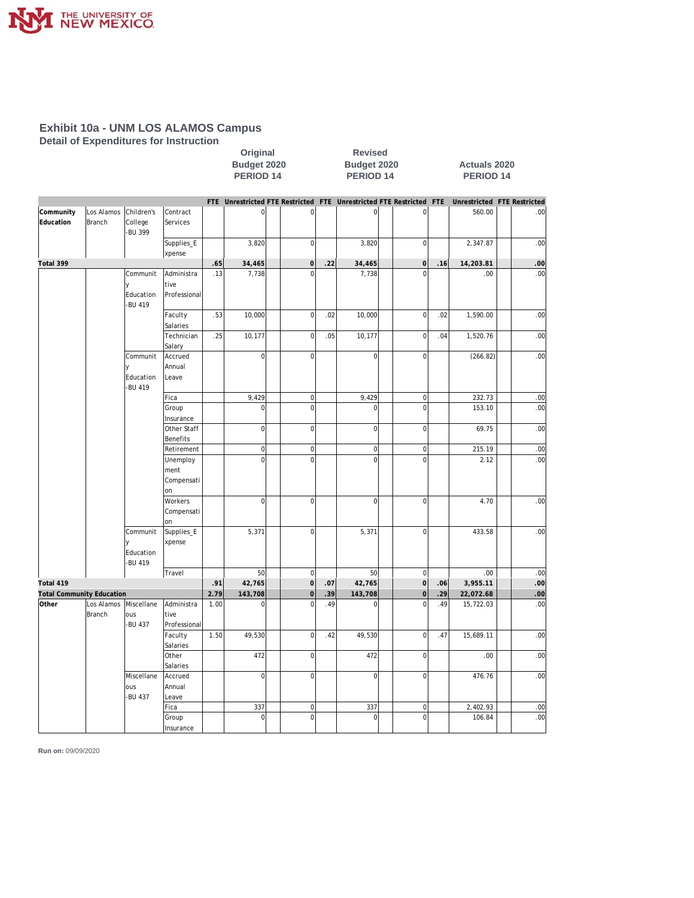# Exhibit 10a - UNM LOS ALAMOS Campus

## Detail of Expenditures for Instruction

| | | | | Original Budget 2020 PERIOD 14 | | | | Revised Budget 2020 PERIOD 14 | | | | Actuals 2020 PERIOD 14 | | | |
|---|---|---|---|---|---|---|---|---|---|---|---|---|---|---|---|
| | | | | FTE | Unrestricted | FTE | Restricted | FTE | Unrestricted | FTE | Restricted | FTE | Unrestricted | FTE | Restricted |
| Community Education | Los Alamos Branch | Children's College -BU 399 | Contract Services | | 0 | | 0 | | 0 | | 0 | | 560.00 | | .00 |
| | | | Supplies_Expense | | 3,820 | | 0 | | 3,820 | | 0 | | 2,347.87 | | .00 |
| **Total 399** | | | | **.65** | **34,465** | | **0** | **.22** | **34,465** | | **0** | **.16** | **14,203.81** | | **.00** |
| | | Community Education -BU 419 | Administrative Professional | .13 | 7,738 | | 0 | | 7,738 | | 0 | | .00 | | .00 |
| | | | Faculty Salaries | .53 | 10,000 | | 0 | .02 | 10,000 | | 0 | .02 | 1,590.00 | | .00 |
| | | | Technician Salary | .25 | 10,177 | | 0 | .05 | 10,177 | | 0 | .04 | 1,520.76 | | .00 |
| | | Community Education -BU 419 | Accrued Annual Leave | | 0 | | 0 | | 0 | | 0 | | (266.82) | | .00 |
| | | | Fica | | 9,429 | | 0 | | 9,429 | | 0 | | 232.73 | | .00 |
| | | | Group Insurance | | 0 | | 0 | | 0 | | 0 | | 153.10 | | .00 |
| | | | Other Staff Benefits | | 0 | | 0 | | 0 | | 0 | | 69.75 | | .00 |
| | | | Retirement | | 0 | | 0 | | 0 | | 0 | | 215.19 | | .00 |
| | | | Unemployment Compensation | | 0 | | 0 | | 0 | | 0 | | 2.12 | | .00 |
| | | | Workers Compensation | | 0 | | 0 | | 0 | | 0 | | 4.70 | | .00 |
| | | Community Education -BU 419 | Supplies_Expense | | 5,371 | | 0 | | 5,371 | | 0 | | 433.58 | | .00 |
| | | | Travel | | 50 | | 0 | | 50 | | 0 | | .00 | | .00 |
| **Total 419** | | | | **.91** | **42,765** | | **0** | **.07** | **42,765** | | **0** | **.06** | **3,955.11** | | **.00** |
| **Total Community Education** | | | | **2.79** | **143,708** | | **0** | **.39** | **143,708** | | **0** | **.29** | **22,072.68** | | **.00** |
| Other | Los Alamos Branch | Miscellaneous -BU 437 | Administrative Professional | 1.00 | 0 | | 0 | .49 | 0 | | 0 | .49 | 15,722.03 | | .00 |
| | | | Faculty Salaries | 1.50 | 49,530 | | 0 | .42 | 49,530 | | 0 | .47 | 15,689.11 | | .00 |
| | | | Other Salaries | | 472 | | 0 | | 472 | | 0 | | .00 | | .00 |
| | | Miscellaneous -BU 437 | Accrued Annual Leave | | 0 | | 0 | | 0 | | 0 | | 476.76 | | .00 |
| | | | Fica | | 337 | | 0 | | 337 | | 0 | | 2,402.93 | | .00 |
| | | | Group Insurance | | 0 | | 0 | | 0 | | 0 | | 106.84 | | .00 |

**Run on:** 09/09/2020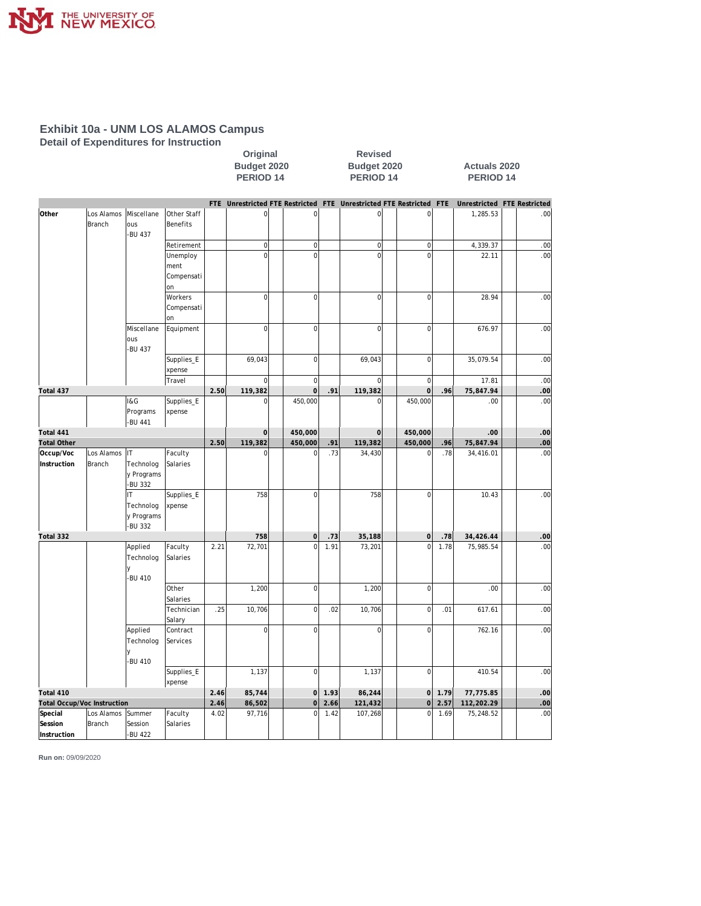# Exhibit 10a - UNM LOS ALAMOS Campus

## Detail of Expenditures for Instruction

| | | | | Original Budget 2020 PERIOD 14 | | | | Revised Budget 2020 PERIOD 14 | | | | Actuals 2020 PERIOD 14 | | | |
|---|---|---|---|---|---|---|---|---|---|---|---|---|---|---|---|
| | | | | FTE | Unrestricted | FTE | Restricted | FTE | Unrestricted | FTE | Restricted | FTE | Unrestricted | FTE | Restricted |
| Other | Los Alamos Branch | Miscellaneous -BU 437 | Other Staff Benefits | | 0 | | 0 | | 0 | | 0 | | 1,285.53 | | .00 |
| | | | Retirement | | 0 | | 0 | | 0 | | 0 | | 4,339.37 | | .00 |
| | | | Unemployment Compensation | | 0 | | 0 | | 0 | | 0 | | 22.11 | | .00 |
| | | | Workers Compensation | | 0 | | 0 | | 0 | | 0 | | 28.94 | | .00 |
| | | Miscellaneous -BU 437 | Equipment | | 0 | | 0 | | 0 | | 0 | | 676.97 | | .00 |
| | | | Supplies_Expense | | 69,043 | | 0 | | 69,043 | | 0 | | 35,079.54 | | .00 |
| | | | Travel | | 0 | | 0 | | 0 | | 0 | | 17.81 | | .00 |
| **Total 437** | | | | **2.50** | **119,382** | | **0** | **.91** | **119,382** | | **0** | **.96** | **75,847.94** | | **.00** |
| | | I&G Programs -BU 441 | Supplies_Expense | | 0 | | 450,000 | | 0 | | 450,000 | | .00 | | .00 |
| **Total 441** | | | | | **0** | | **450,000** | | **0** | | **450,000** | | **.00** | | **.00** |
| **Total Other** | | | | **2.50** | **119,382** | | **450,000** | **.91** | **119,382** | | **450,000** | **.96** | **75,847.94** | | **.00** |
| Occup/Voc Instruction | Los Alamos Branch | IT Technology Programs -BU 332 | Faculty Salaries | | 0 | | 0 | .73 | 34,430 | | 0 | .78 | 34,416.01 | | .00 |
| | | IT Technology Programs -BU 332 | Supplies_Expense | | 758 | | 0 | | 758 | | 0 | | 10.43 | | .00 |
| **Total 332** | | | | | **758** | | **0** | **.73** | **35,188** | | **0** | **.78** | **34,426.44** | | **.00** |
| | | Applied Technology -BU 410 | Faculty Salaries | 2.21 | 72,701 | | 0 | 1.91 | 73,201 | | 0 | 1.78 | 75,985.54 | | .00 |
| | | | Other Salaries | | 1,200 | | 0 | | 1,200 | | 0 | | .00 | | .00 |
| | | | Technician Salary | .25 | 10,706 | | 0 | .02 | 10,706 | | 0 | .01 | 617.61 | | .00 |
| | | Applied Technology -BU 410 | Contract Services | | 0 | | 0 | | 0 | | 0 | | 762.16 | | .00 |
| | | | Supplies_Expense | | 1,137 | | 0 | | 1,137 | | 0 | | 410.54 | | .00 |
| **Total 410** | | | | **2.46** | **85,744** | | **0** | **1.93** | **86,244** | | **0** | **1.79** | **77,775.85** | | **.00** |
| **Total Occup/Voc Instruction** | | | | **2.46** | **86,502** | | **0** | **2.66** | **121,432** | | **0** | **2.57** | **112,202.29** | | **.00** |
| Special Session Instruction | Los Alamos Branch | Summer Session -BU 422 | Faculty Salaries | 4.02 | 97,716 | | 0 | 1.42 | 107,268 | | 0 | 1.69 | 75,248.52 | | .00 |

**Run on:** 09/09/2020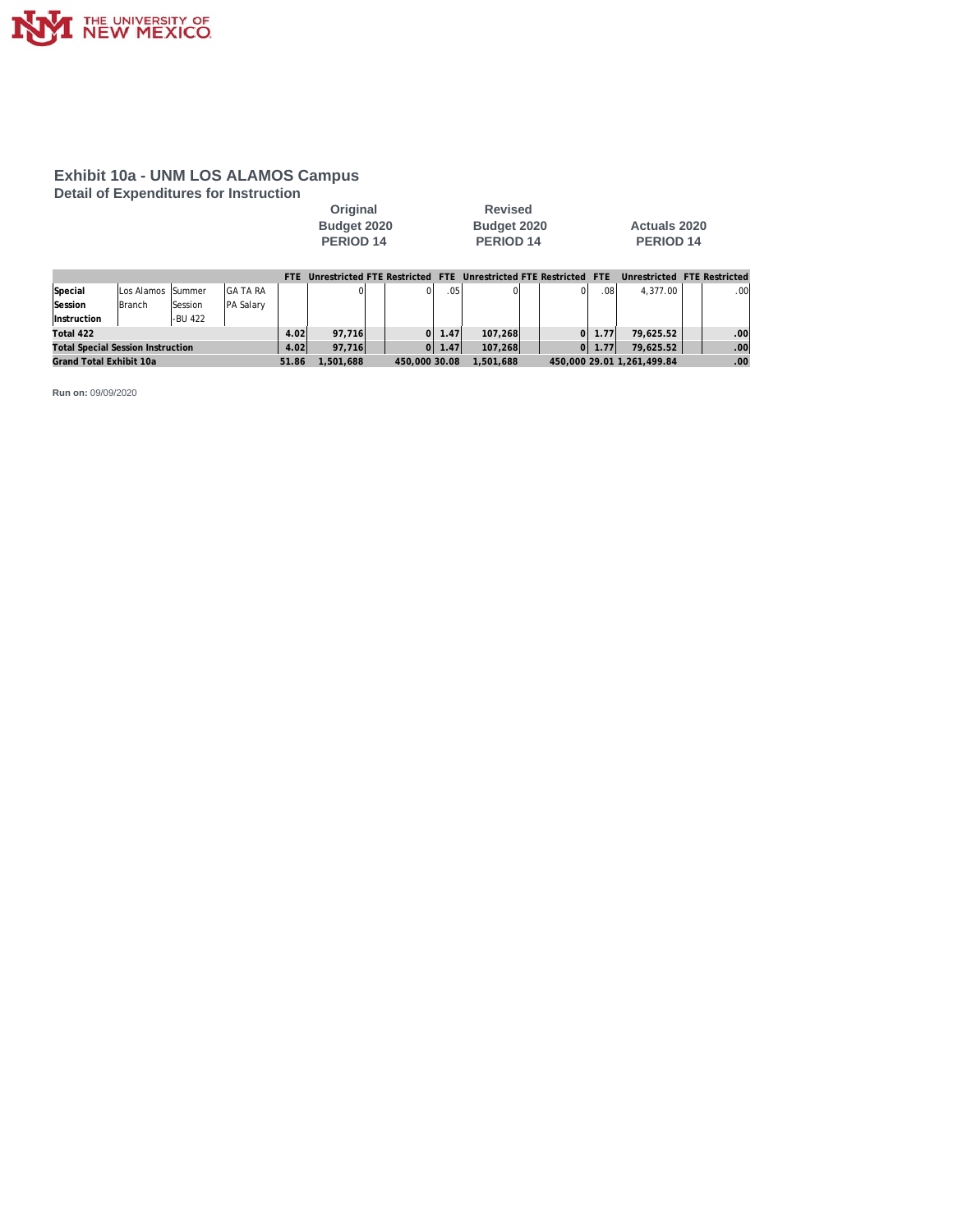# Exhibit 10a - UNM LOS ALAMOS Campus

## Detail of Expenditures for Instruction

| | | | | Original Budget 2020 PERIOD 14 | | | | Revised Budget 2020 PERIOD 14 | | | | Actuals 2020 PERIOD 14 | | | |
|---|---|---|---|---|---|---|---|---|---|---|---|---|---|---|---|
| | | | | FTE | Unrestricted | FTE | Restricted | FTE | Unrestricted | FTE | Restricted | FTE | Unrestricted | FTE | Restricted |
| **Special Session Instruction** | Los Alamos Branch | Summer Session -BU 422 | GA TA RA PA Salary | | 0 | | 0 | .05 | 0 | | 0 | .08 | 4,377.00 | | .00 |
| **Total 422** | | | | 4.02 | 97,716 | | 0 | 1.47 | 107,268 | | 0 | 1.77 | 79,625.52 | | .00 |
| **Total Special Session Instruction** | | | | 4.02 | 97,716 | | 0 | 1.47 | 107,268 | | 0 | 1.77 | 79,625.52 | | .00 |
| **Grand Total Exhibit 10a** | | | | 51.86 | 1,501,688 | | 450,000 | 30.08 | 1,501,688 | | 450,000 | 29.01 | 1,261,499.84 | | .00 |

**Run on:** 09/09/2020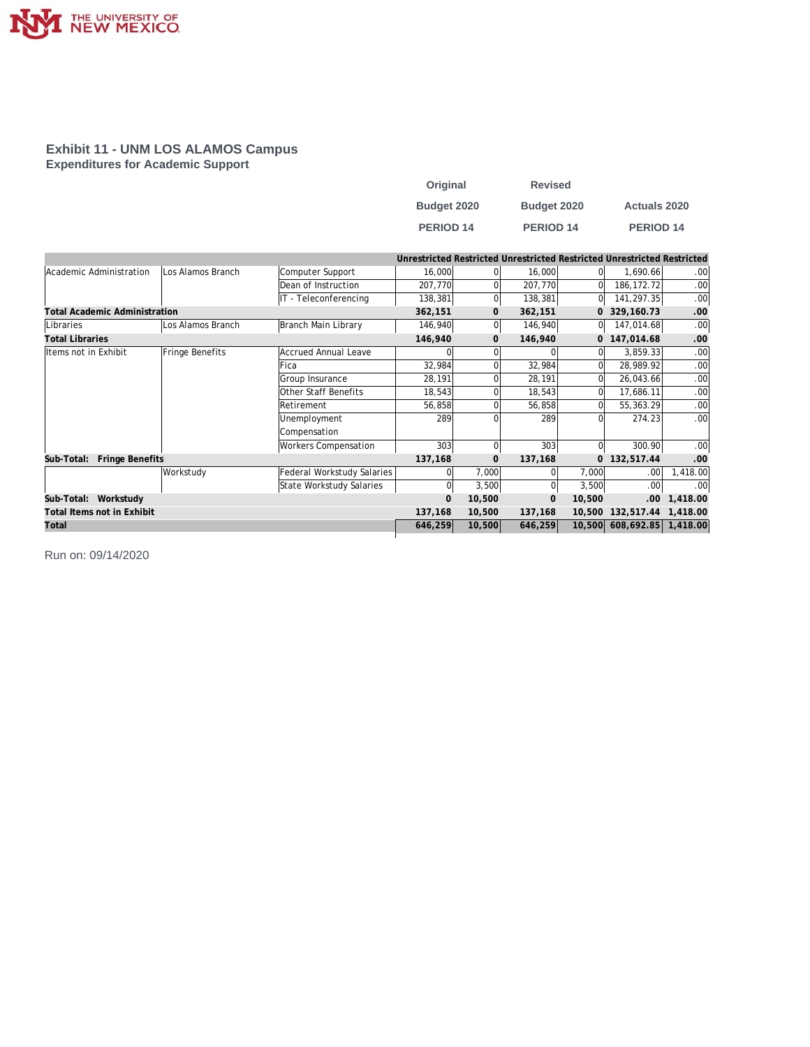## Exhibit 11 - UNM LOS ALAMOS Campus
### Expenditures for Academic Support

| | | | Original Budget 2020 PERIOD 14 | | Revised Budget 2020 PERIOD 14 | | Actuals 2020 PERIOD 14 | |
|---|---|---|---|---|---|---|---|---|
| | | | Unrestricted | Restricted | Unrestricted | Restricted | Unrestricted | Restricted |
| Academic Administration | Los Alamos Branch | Computer Support | 16,000 | 0 | 16,000 | 0 | 1,690.66 | .00 |
| | | Dean of Instruction | 207,770 | 0 | 207,770 | 0 | 186,172.72 | .00 |
| | | IT - Teleconferencing | 138,381 | 0 | 138,381 | 0 | 141,297.35 | .00 |
| **Total Academic Administration** | | | **362,151** | **0** | **362,151** | **0** | **329,160.73** | **.00** |
| Libraries | Los Alamos Branch | Branch Main Library | 146,940 | 0 | 146,940 | 0 | 147,014.68 | .00 |
| **Total Libraries** | | | **146,940** | **0** | **146,940** | **0** | **147,014.68** | **.00** |
| Items not in Exhibit | Fringe Benefits | Accrued Annual Leave | 0 | 0 | 0 | 0 | 3,859.33 | .00 |
| | | Fica | 32,984 | 0 | 32,984 | 0 | 28,989.92 | .00 |
| | | Group Insurance | 28,191 | 0 | 28,191 | 0 | 26,043.66 | .00 |
| | | Other Staff Benefits | 18,543 | 0 | 18,543 | 0 | 17,686.11 | .00 |
| | | Retirement | 56,858 | 0 | 56,858 | 0 | 55,363.29 | .00 |
| | | Unemployment Compensation | 289 | 0 | 289 | 0 | 274.23 | .00 |
| | | Workers Compensation | 303 | 0 | 303 | 0 | 300.90 | .00 |
| **Sub-Total: Fringe Benefits** | | | **137,168** | **0** | **137,168** | **0** | **132,517.44** | **.00** |
| | Workstudy | Federal Workstudy Salaries | 0 | 7,000 | 0 | 7,000 | .00 | 1,418.00 |
| | | State Workstudy Salaries | 0 | 3,500 | 0 | 3,500 | .00 | .00 |
| **Sub-Total: Workstudy** | | | **0** | **10,500** | **0** | **10,500** | **.00** | **1,418.00** |
| **Total Items not in Exhibit** | | | **137,168** | **10,500** | **137,168** | **10,500** | **132,517.44** | **1,418.00** |
| **Total** | | | **646,259** | **10,500** | **646,259** | **10,500** | **608,692.85** | **1,418.00** |

Run on: 09/14/2020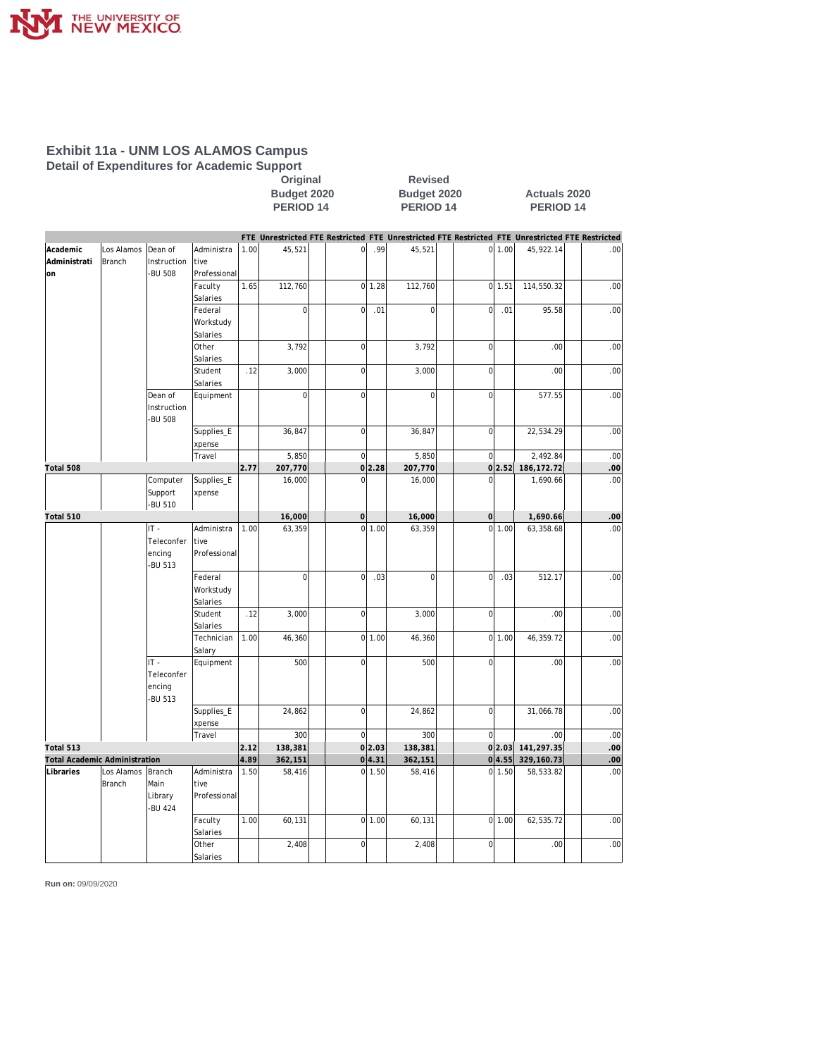## Exhibit 11a - UNM LOS ALAMOS Campus

### Detail of Expenditures for Academic Support

| | | | | Original Budget 2020 PERIOD 14 | | | | Revised Budget 2020 PERIOD 14 | | | | Actuals 2020 PERIOD 14 | | | |
|---|---|---|---|---|---|---|---|---|---|---|---|---|---|---|---|
| | | | | FTE | Unrestricted | FTE | Restricted | FTE | Unrestricted | FTE | Restricted | FTE | Unrestricted | FTE | Restricted |
| Academic Administration | Los Alamos Branch | Dean of Instruction -BU 508 | Administrative Professional | 1.00 | 45,521 | | 0 | .99 | 45,521 | | 0 | 1.00 | 45,922.14 | | .00 |
| | | | Faculty Salaries | 1.65 | 112,760 | | 0 | 1.28 | 112,760 | | 0 | 1.51 | 114,550.32 | | .00 |
| | | | Federal Workstudy Salaries | | 0 | | 0 | .01 | 0 | | 0 | .01 | 95.58 | | .00 |
| | | | Other Salaries | | 3,792 | | 0 | | 3,792 | | 0 | | .00 | | .00 |
| | | | Student Salaries | .12 | 3,000 | | 0 | | 3,000 | | 0 | | .00 | | .00 |
| | | Dean of Instruction -BU 508 | Equipment | | 0 | | 0 | | 0 | | 0 | | 577.55 | | .00 |
| | | | Supplies_Expense | | 36,847 | | 0 | | 36,847 | | 0 | | 22,534.29 | | .00 |
| | | | Travel | | 5,850 | | 0 | | 5,850 | | 0 | | 2,492.84 | | .00 |
| **Total 508** | | | | **2.77** | **207,770** | | **0** | **2.28** | **207,770** | | **0** | **2.52** | **186,172.72** | | **.00** |
| | | Computer Support -BU 510 | Supplies_Expense | | 16,000 | | 0 | | 16,000 | | 0 | | 1,690.66 | | .00 |
| **Total 510** | | | | | **16,000** | | **0** | | **16,000** | | **0** | | **1,690.66** | | **.00** |
| | | IT - Teleconferencing -BU 513 | Administrative Professional | 1.00 | 63,359 | | 0 | 1.00 | 63,359 | | 0 | 1.00 | 63,358.68 | | .00 |
| | | | Federal Workstudy Salaries | | 0 | | 0 | .03 | 0 | | 0 | .03 | 512.17 | | .00 |
| | | | Student Salaries | .12 | 3,000 | | 0 | | 3,000 | | 0 | | .00 | | .00 |
| | | | Technician Salary | 1.00 | 46,360 | | 0 | 1.00 | 46,360 | | 0 | 1.00 | 46,359.72 | | .00 |
| | | IT - Teleconferencing -BU 513 | Equipment | | 500 | | 0 | | 500 | | 0 | | .00 | | .00 |
| | | | Supplies_Expense | | 24,862 | | 0 | | 24,862 | | 0 | | 31,066.78 | | .00 |
| | | | Travel | | 300 | | 0 | | 300 | | 0 | | .00 | | .00 |
| **Total 513** | | | | **2.12** | **138,381** | | **0** | **2.03** | **138,381** | | **0** | **2.03** | **141,297.35** | | **.00** |
| **Total Academic Administration** | | | | **4.89** | **362,151** | | **0** | **4.31** | **362,151** | | **0** | **4.55** | **329,160.73** | | **.00** |
| Libraries | Los Alamos Branch | Branch Main Library -BU 424 | Administrative Professional | 1.50 | 58,416 | | 0 | 1.50 | 58,416 | | 0 | 1.50 | 58,533.82 | | .00 |
| | | | Faculty Salaries | 1.00 | 60,131 | | 0 | 1.00 | 60,131 | | 0 | 1.00 | 62,535.72 | | .00 |
| | | | Other Salaries | | 2,408 | | 0 | | 2,408 | | 0 | | .00 | | .00 |

**Run on:** 09/09/2020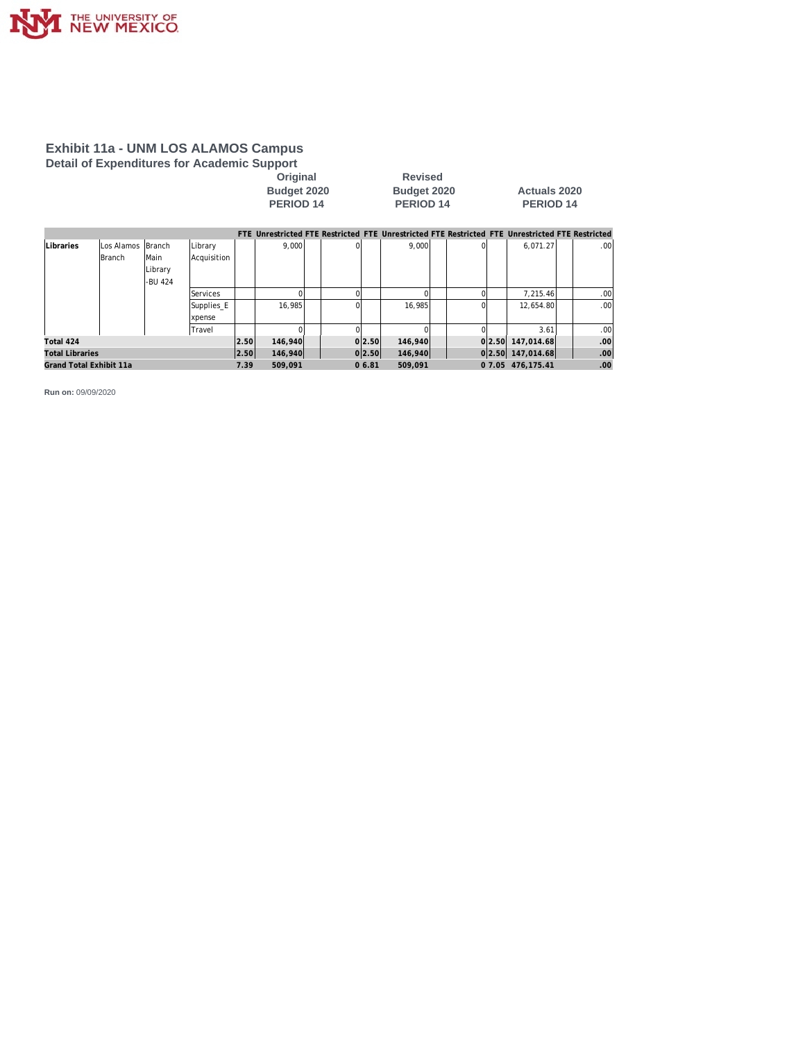# Exhibit 11a - UNM LOS ALAMOS Campus

## Detail of Expenditures for Academic Support

| | | | | Original Budget 2020 PERIOD 14 | | | | Revised Budget 2020 PERIOD 14 | | | | Actuals 2020 PERIOD 14 | | | |
|---|---|---|---|---|---|---|---|---|---|---|---|---|---|---|---|
| | | | | FTE | Unrestricted | FTE | Restricted | FTE | Unrestricted | FTE | Restricted | FTE | Unrestricted | FTE | Restricted |
| Libraries | Los Alamos Branch | Branch Main Library -BU 424 | Library Acquisition | | 9,000 | | 0 | | 9,000 | | 0 | | 6,071.27 | | .00 |
| | | | Services | | 0 | | 0 | | 0 | | 0 | | 7,215.46 | | .00 |
| | | | Supplies_E xpense | | 16,985 | | 0 | | 16,985 | | 0 | | 12,654.80 | | .00 |
| | | | Travel | | 0 | | 0 | | 0 | | 0 | | 3.61 | | .00 |
| **Total 424** | | | | **2.50** | **146,940** | | **0** | **2.50** | **146,940** | | **0** | **2.50** | **147,014.68** | | **.00** |
| **Total Libraries** | | | | **2.50** | **146,940** | | **0** | **2.50** | **146,940** | | **0** | **2.50** | **147,014.68** | | **.00** |
| **Grand Total Exhibit 11a** | | | | **7.39** | **509,091** | | **0** | **6.81** | **509,091** | | **0** | **7.05** | **476,175.41** | | **.00** |

**Run on:** 09/09/2020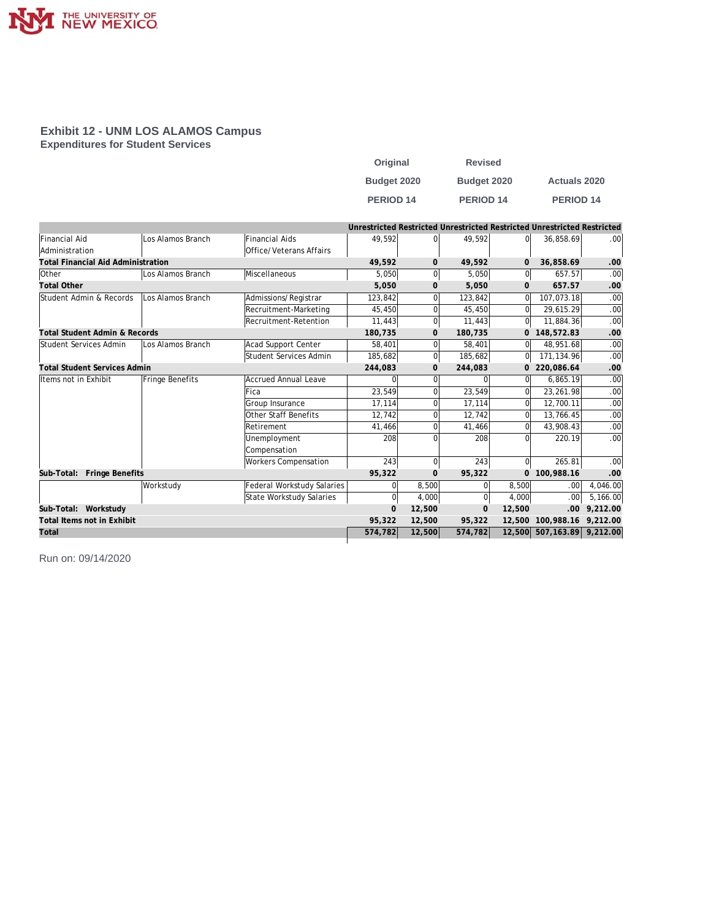## Exhibit 12 - UNM LOS ALAMOS Campus

### Expenditures for Student Services

| | | | Original Budget 2020 PERIOD 14 | | Revised Budget 2020 PERIOD 14 | | Actuals 2020 PERIOD 14 | |
|---|---|---|---|---|---|---|---|---|
| | | | Unrestricted | Restricted | Unrestricted | Restricted | Unrestricted | Restricted |
| Financial Aid Administration | Los Alamos Branch | Financial Aids Office/Veterans Affairs | 49,592 | 0 | 49,592 | 0 | 36,858.69 | .00 |
| **Total Financial Aid Administration** | | | **49,592** | **0** | **49,592** | **0** | **36,858.69** | **.00** |
| Other | Los Alamos Branch | Miscellaneous | 5,050 | 0 | 5,050 | 0 | 657.57 | .00 |
| **Total Other** | | | **5,050** | **0** | **5,050** | **0** | **657.57** | **.00** |
| Student Admin & Records | Los Alamos Branch | Admissions/Registrar | 123,842 | 0 | 123,842 | 0 | 107,073.18 | .00 |
| | | Recruitment-Marketing | 45,450 | 0 | 45,450 | 0 | 29,615.29 | .00 |
| | | Recruitment-Retention | 11,443 | 0 | 11,443 | 0 | 11,884.36 | .00 |
| **Total Student Admin & Records** | | | **180,735** | **0** | **180,735** | **0** | **148,572.83** | **.00** |
| Student Services Admin | Los Alamos Branch | Acad Support Center | 58,401 | 0 | 58,401 | 0 | 48,951.68 | .00 |
| | | Student Services Admin | 185,682 | 0 | 185,682 | 0 | 171,134.96 | .00 |
| **Total Student Services Admin** | | | **244,083** | **0** | **244,083** | **0** | **220,086.64** | **.00** |
| Items not in Exhibit | Fringe Benefits | Accrued Annual Leave | 0 | 0 | 0 | 0 | 6,865.19 | .00 |
| | | Fica | 23,549 | 0 | 23,549 | 0 | 23,261.98 | .00 |
| | | Group Insurance | 17,114 | 0 | 17,114 | 0 | 12,700.11 | .00 |
| | | Other Staff Benefits | 12,742 | 0 | 12,742 | 0 | 13,766.45 | .00 |
| | | Retirement | 41,466 | 0 | 41,466 | 0 | 43,908.43 | .00 |
| | | Unemployment Compensation | 208 | 0 | 208 | 0 | 220.19 | .00 |
| | | Workers Compensation | 243 | 0 | 243 | 0 | 265.81 | .00 |
| **Sub-Total: Fringe Benefits** | | | **95,322** | **0** | **95,322** | **0** | **100,988.16** | **.00** |
| | Workstudy | Federal Workstudy Salaries | 0 | 8,500 | 0 | 8,500 | .00 | 4,046.00 |
| | | State Workstudy Salaries | 0 | 4,000 | 0 | 4,000 | .00 | 5,166.00 |
| **Sub-Total: Workstudy** | | | **0** | **12,500** | **0** | **12,500** | **.00** | **9,212.00** |
| **Total Items not in Exhibit** | | | **95,322** | **12,500** | **95,322** | **12,500** | **100,988.16** | **9,212.00** |
| **Total** | | | **574,782** | **12,500** | **574,782** | **12,500** | **507,163.89** | **9,212.00** |

Run on: 09/14/2020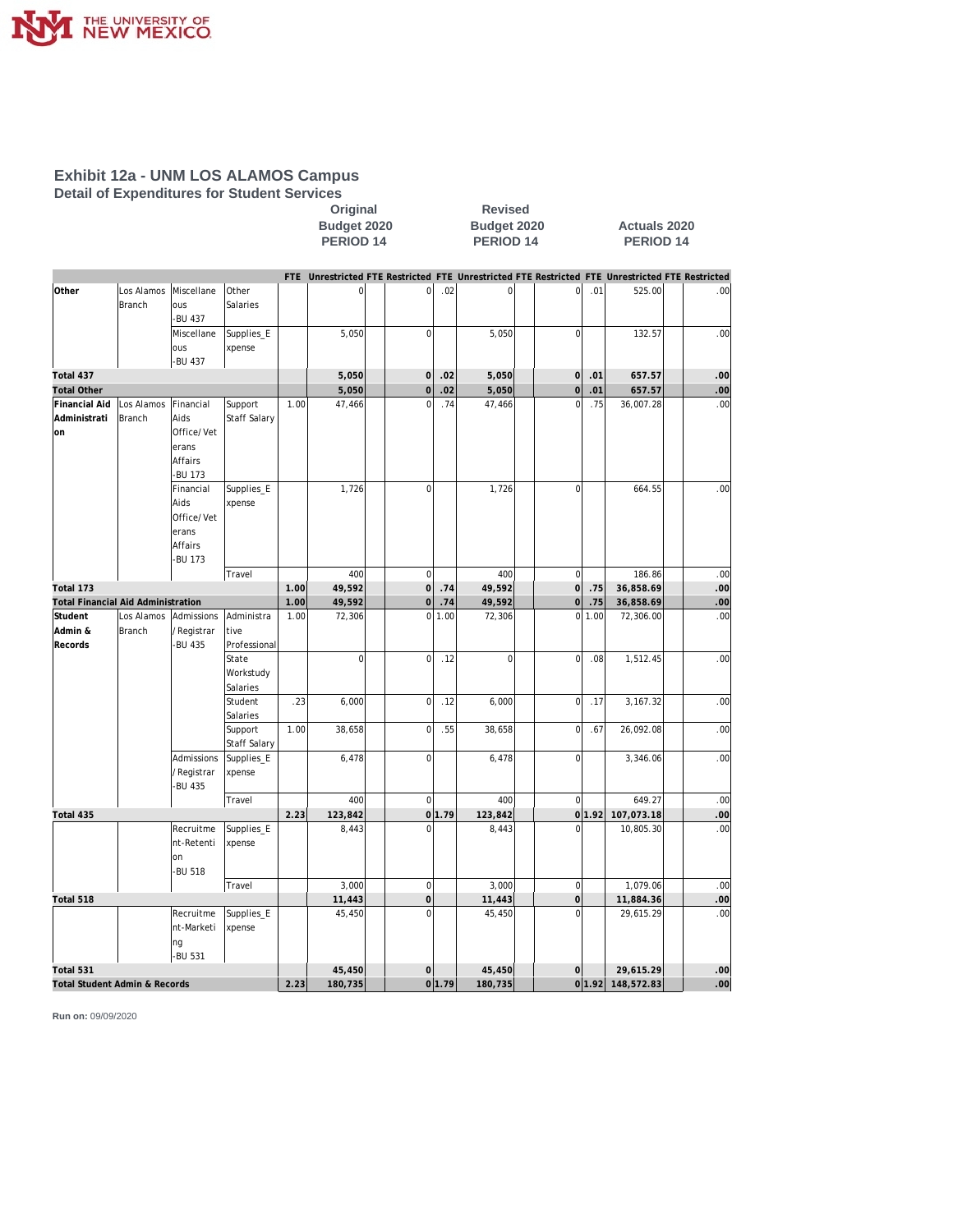# Exhibit 12a - UNM LOS ALAMOS Campus

## Detail of Expenditures for Student Services

| | | | | Original Budget 2020 PERIOD 14 | | | | Revised Budget 2020 PERIOD 14 | | | | Actuals 2020 PERIOD 14 | | | |
|---|---|---|---|---|---|---|---|---|---|---|---|---|---|---|---|
| | | | | FTE | Unrestricted | FTE | Restricted | FTE | Unrestricted | FTE | Restricted | FTE | Unrestricted | FTE | Restricted |
| **Other** | Los Alamos Branch | Miscellaneous -BU 437 | Other Salaries | | 0 | | 0 | .02 | 0 | | 0 | .01 | 525.00 | | .00 |
| | | Miscellaneous -BU 437 | Supplies_Expense | | 5,050 | | 0 | | 5,050 | | 0 | | 132.57 | | .00 |
| **Total 437** | | | | | **5,050** | | **0** | **.02** | **5,050** | | **0** | **.01** | **657.57** | | **.00** |
| **Total Other** | | | | | **5,050** | | **0** | **.02** | **5,050** | | **0** | **.01** | **657.57** | | **.00** |
| **Financial Aid Administration** | Los Alamos Branch | Financial Aids Office/Veterans Affairs -BU 173 | Support Staff Salary | 1.00 | 47,466 | | 0 | .74 | 47,466 | | 0 | .75 | 36,007.28 | | .00 |
| | | Financial Aids Office/Veterans Affairs -BU 173 | Supplies_Expense | | 1,726 | | 0 | | 1,726 | | 0 | | 664.55 | | .00 |
| | | | Travel | | 400 | | 0 | | 400 | | 0 | | 186.86 | | .00 |
| **Total 173** | | | | **1.00** | **49,592** | | **0** | **.74** | **49,592** | | **0** | **.75** | **36,858.69** | | **.00** |
| **Total Financial Aid Administration** | | | | **1.00** | **49,592** | | **0** | **.74** | **49,592** | | **0** | **.75** | **36,858.69** | | **.00** |
| **Student Admin & Records** | Los Alamos Branch | Admissions/Registrar -BU 435 | Administrative Professional | 1.00 | 72,306 | | 0 | 1.00 | 72,306 | | 0 | 1.00 | 72,306.00 | | .00 |
| | | | State Workstudy Salaries | | 0 | | 0 | .12 | 0 | | 0 | .08 | 1,512.45 | | .00 |
| | | | Student Salaries | .23 | 6,000 | | 0 | .12 | 6,000 | | 0 | .17 | 3,167.32 | | .00 |
| | | | Support Staff Salary | 1.00 | 38,658 | | 0 | .55 | 38,658 | | 0 | .67 | 26,092.08 | | .00 |
| | | Admissions/Registrar -BU 435 | Supplies_Expense | | 6,478 | | 0 | | 6,478 | | 0 | | 3,346.06 | | .00 |
| | | | Travel | | 400 | | 0 | | 400 | | 0 | | 649.27 | | .00 |
| **Total 435** | | | | **2.23** | **123,842** | | **0** | **1.79** | **123,842** | | **0** | **1.92** | **107,073.18** | | **.00** |
| | | Recruitment-Retention -BU 518 | Supplies_Expense | | 8,443 | | 0 | | 8,443 | | 0 | | 10,805.30 | | .00 |
| | | | Travel | | 3,000 | | 0 | | 3,000 | | 0 | | 1,079.06 | | .00 |
| **Total 518** | | | | | **11,443** | | **0** | | **11,443** | | **0** | | **11,884.36** | | **.00** |
| | | Recruitment-Marketing -BU 531 | Supplies_Expense | | 45,450 | | 0 | | 45,450 | | 0 | | 29,615.29 | | .00 |
| **Total 531** | | | | | **45,450** | | **0** | | **45,450** | | **0** | | **29,615.29** | | **.00** |
| **Total Student Admin & Records** | | | | **2.23** | **180,735** | | **0** | **1.79** | **180,735** | | **0** | **1.92** | **148,572.83** | | **.00** |

**Run on:** 09/09/2020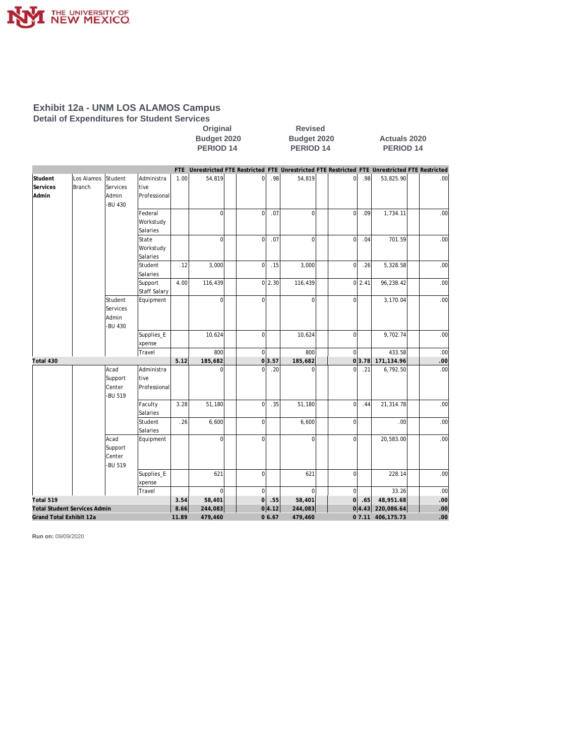# Exhibit 12a - UNM LOS ALAMOS Campus

## Detail of Expenditures for Student Services

| | | | | Original Budget 2020 PERIOD 14 | | | | Revised Budget 2020 PERIOD 14 | | | | Actuals 2020 PERIOD 14 | | | |
|---|---|---|---|---|---|---|---|---|---|---|---|---|---|---|---|
| | | | | FTE | Unrestricted | FTE | Restricted | FTE | Unrestricted | FTE | Restricted | FTE | Unrestricted | FTE | Restricted |
| **Student Services Admin** | Los Alamos Branch | Student Services Admin -BU 430 | Administrative Professional | 1.00 | 54,819 | | 0 | .98 | 54,819 | | 0 | .98 | 53,825.90 | | .00 |
| | | | Federal Workstudy Salaries | | 0 | | 0 | .07 | 0 | | 0 | .09 | 1,734.11 | | .00 |
| | | | State Workstudy Salaries | | 0 | | 0 | .07 | 0 | | 0 | .04 | 701.59 | | .00 |
| | | | Student Salaries | .12 | 3,000 | | 0 | .15 | 3,000 | | 0 | .26 | 5,328.58 | | .00 |
| | | | Support Staff Salary | 4.00 | 116,439 | | 0 | 2.30 | 116,439 | | 0 | 2.41 | 96,238.42 | | .00 |
| | | Student Services Admin -BU 430 | Equipment | | 0 | | 0 | | 0 | | 0 | | 3,170.04 | | .00 |
| | | | Supplies_Expense | | 10,624 | | 0 | | 10,624 | | 0 | | 9,702.74 | | .00 |
| | | | Travel | | 800 | | 0 | | 800 | | 0 | | 433.58 | | .00 |
| **Total 430** | | | | **5.12** | **185,682** | | **0** | **3.57** | **185,682** | | **0** | **3.78** | **171,134.96** | | **.00** |
| | | Acad Support Center -BU 519 | Administrative Professional | | 0 | | 0 | .20 | 0 | | 0 | .21 | 6,792.50 | | .00 |
| | | | Faculty Salaries | 3.28 | 51,180 | | 0 | .35 | 51,180 | | 0 | .44 | 21,314.78 | | .00 |
| | | | Student Salaries | .26 | 6,600 | | 0 | | 6,600 | | 0 | | .00 | | .00 |
| | | Acad Support Center -BU 519 | Equipment | | 0 | | 0 | | 0 | | 0 | | 20,583.00 | | .00 |
| | | | Supplies_Expense | | 621 | | 0 | | 621 | | 0 | | 228.14 | | .00 |
| | | | Travel | | 0 | | 0 | | 0 | | 0 | | 33.26 | | .00 |
| **Total 519** | | | | **3.54** | **58,401** | | **0** | **.55** | **58,401** | | **0** | **.65** | **48,951.68** | | **.00** |
| **Total Student Services Admin** | | | | **8.66** | **244,083** | | **0** | **4.12** | **244,083** | | **0** | **4.43** | **220,086.64** | | **.00** |
| **Grand Total Exhibit 12a** | | | | **11.89** | **479,460** | | **0** | **6.67** | **479,460** | | **0** | **7.11** | **406,175.73** | | **.00** |

**Run on:** 09/09/2020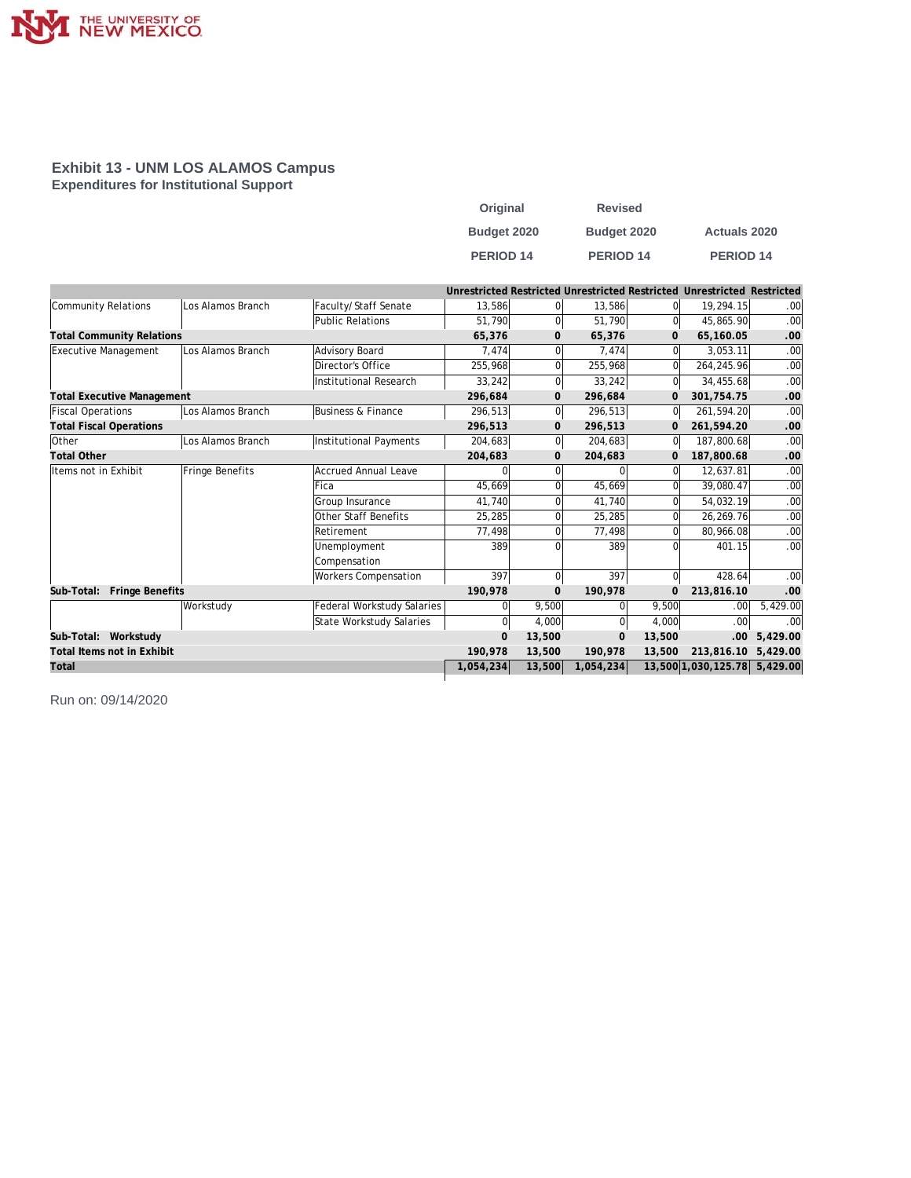## Exhibit 13 - UNM LOS ALAMOS Campus

### Expenditures for Institutional Support

| | | | Original Budget 2020 PERIOD 14 | | Revised Budget 2020 PERIOD 14 | | Actuals 2020 PERIOD 14 | |
|---|---|---|---|---|---|---|---|---|
| | | | Unrestricted | Restricted | Unrestricted | Restricted | Unrestricted | Restricted |
| Community Relations | Los Alamos Branch | Faculty/Staff Senate | 13,586 | 0 | 13,586 | 0 | 19,294.15 | .00 |
| | | Public Relations | 51,790 | 0 | 51,790 | 0 | 45,865.90 | .00 |
| **Total Community Relations** | | | **65,376** | **0** | **65,376** | **0** | **65,160.05** | **.00** |
| Executive Management | Los Alamos Branch | Advisory Board | 7,474 | 0 | 7,474 | 0 | 3,053.11 | .00 |
| | | Director's Office | 255,968 | 0 | 255,968 | 0 | 264,245.96 | .00 |
| | | Institutional Research | 33,242 | 0 | 33,242 | 0 | 34,455.68 | .00 |
| **Total Executive Management** | | | **296,684** | **0** | **296,684** | **0** | **301,754.75** | **.00** |
| Fiscal Operations | Los Alamos Branch | Business & Finance | 296,513 | 0 | 296,513 | 0 | 261,594.20 | .00 |
| **Total Fiscal Operations** | | | **296,513** | **0** | **296,513** | **0** | **261,594.20** | **.00** |
| Other | Los Alamos Branch | Institutional Payments | 204,683 | 0 | 204,683 | 0 | 187,800.68 | .00 |
| **Total Other** | | | **204,683** | **0** | **204,683** | **0** | **187,800.68** | **.00** |
| Items not in Exhibit | Fringe Benefits | Accrued Annual Leave | 0 | 0 | 0 | 0 | 12,637.81 | .00 |
| | | Fica | 45,669 | 0 | 45,669 | 0 | 39,080.47 | .00 |
| | | Group Insurance | 41,740 | 0 | 41,740 | 0 | 54,032.19 | .00 |
| | | Other Staff Benefits | 25,285 | 0 | 25,285 | 0 | 26,269.76 | .00 |
| | | Retirement | 77,498 | 0 | 77,498 | 0 | 80,966.08 | .00 |
| | | Unemployment Compensation | 389 | 0 | 389 | 0 | 401.15 | .00 |
| | | Workers Compensation | 397 | 0 | 397 | 0 | 428.64 | .00 |
| **Sub-Total: Fringe Benefits** | | | **190,978** | **0** | **190,978** | **0** | **213,816.10** | **.00** |
| | Workstudy | Federal Workstudy Salaries | 0 | 9,500 | 0 | 9,500 | .00 | 5,429.00 |
| | | State Workstudy Salaries | 0 | 4,000 | 0 | 4,000 | .00 | .00 |
| **Sub-Total: Workstudy** | | | **0** | **13,500** | **0** | **13,500** | **.00** | **5,429.00** |
| **Total Items not in Exhibit** | | | **190,978** | **13,500** | **190,978** | **13,500** | **213,816.10** | **5,429.00** |
| **Total** | | | **1,054,234** | **13,500** | **1,054,234** | **13,500** | **1,030,125.78** | **5,429.00** |

Run on: 09/14/2020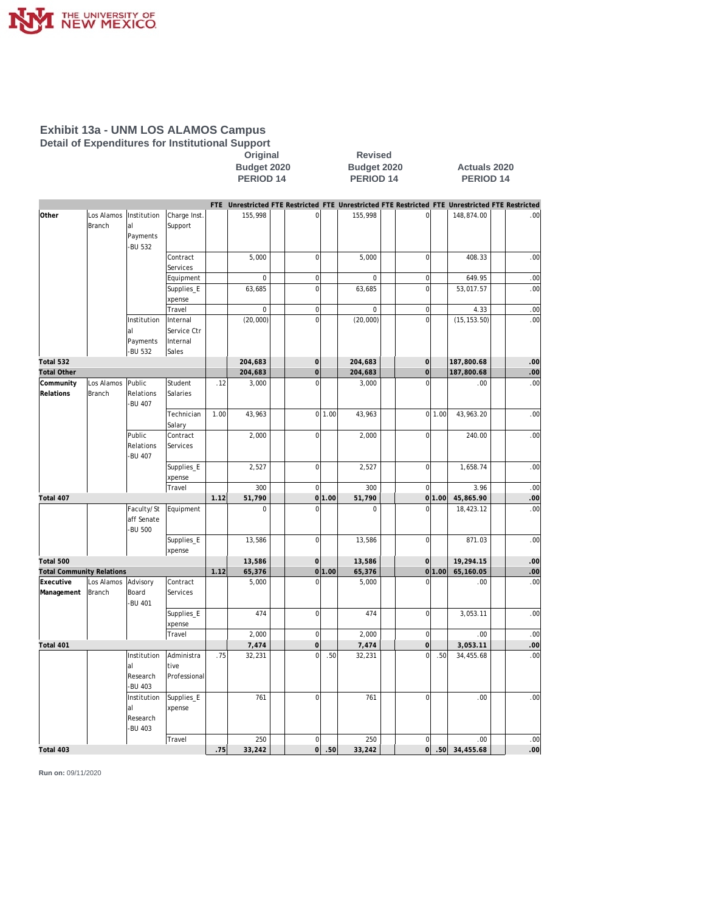# Exhibit 13a - UNM LOS ALAMOS Campus

## Detail of Expenditures for Institutional Support

| | | | | Original Budget 2020 PERIOD 14 | | | | Revised Budget 2020 PERIOD 14 | | | | Actuals 2020 PERIOD 14 | | | |
|---|---|---|---|---|---|---|---|---|---|---|---|---|---|---|---|
| | | | | FTE | Unrestricted | FTE | Restricted | FTE | Unrestricted | FTE | Restricted | FTE | Unrestricted | FTE | Restricted |
| Other | Los Alamos Branch | Institutional Payments -BU 532 | Charge Inst. Support | | 155,998 | | 0 | | 155,998 | | 0 | | 148,874.00 | | .00 |
| | | | Contract Services | | 5,000 | | 0 | | 5,000 | | 0 | | 408.33 | | .00 |
| | | | Equipment | | 0 | | 0 | | 0 | | 0 | | 649.95 | | .00 |
| | | | Supplies_Expense | | 63,685 | | 0 | | 63,685 | | 0 | | 53,017.57 | | .00 |
| | | | Travel | | 0 | | 0 | | 0 | | 0 | | 4.33 | | .00 |
| | | Institutional Payments -BU 532 | Internal Service Ctr Internal Sales | | (20,000) | | 0 | | (20,000) | | 0 | | (15,153.50) | | .00 |
| **Total 532** | | | | | **204,683** | | **0** | | **204,683** | | **0** | | **187,800.68** | | **.00** |
| **Total Other** | | | | | **204,683** | | **0** | | **204,683** | | **0** | | **187,800.68** | | **.00** |
| Community Relations | Los Alamos Branch | Public Relations -BU 407 | Student Salaries | .12 | 3,000 | | 0 | | 3,000 | | 0 | | .00 | | .00 |
| | | | Technician Salary | 1.00 | 43,963 | | 0 | 1.00 | 43,963 | | 0 | 1.00 | 43,963.20 | | .00 |
| | | Public Relations -BU 407 | Contract Services | | 2,000 | | 0 | | 2,000 | | 0 | | 240.00 | | .00 |
| | | | Supplies_Expense | | 2,527 | | 0 | | 2,527 | | 0 | | 1,658.74 | | .00 |
| | | | Travel | | 300 | | 0 | | 300 | | 0 | | 3.96 | | .00 |
| **Total 407** | | | | **1.12** | **51,790** | | **0** | **1.00** | **51,790** | | **0** | **1.00** | **45,865.90** | | **.00** |
| | | Faculty/Staff Senate -BU 500 | Equipment | | 0 | | 0 | | 0 | | 0 | | 18,423.12 | | .00 |
| | | | Supplies_Expense | | 13,586 | | 0 | | 13,586 | | 0 | | 871.03 | | .00 |
| **Total 500** | | | | | **13,586** | | **0** | | **13,586** | | **0** | | **19,294.15** | | **.00** |
| **Total Community Relations** | | | | **1.12** | **65,376** | | **0** | **1.00** | **65,376** | | **0** | **1.00** | **65,160.05** | | **.00** |
| Executive Management | Los Alamos Branch | Advisory Board -BU 401 | Contract Services | | 5,000 | | 0 | | 5,000 | | 0 | | .00 | | .00 |
| | | | Supplies_Expense | | 474 | | 0 | | 474 | | 0 | | 3,053.11 | | .00 |
| | | | Travel | | 2,000 | | 0 | | 2,000 | | 0 | | .00 | | .00 |
| **Total 401** | | | | | **7,474** | | **0** | | **7,474** | | **0** | | **3,053.11** | | **.00** |
| | | Institutional Research -BU 403 | Administrative Professional | .75 | 32,231 | | 0 | .50 | 32,231 | | 0 | .50 | 34,455.68 | | .00 |
| | | Institutional Research -BU 403 | Supplies_Expense | | 761 | | 0 | | 761 | | 0 | | .00 | | .00 |
| | | | Travel | | 250 | | 0 | | 250 | | 0 | | .00 | | .00 |
| **Total 403** | | | | **.75** | **33,242** | | **0** | **.50** | **33,242** | | **0** | **.50** | **34,455.68** | | **.00** |

**Run on:** 09/11/2020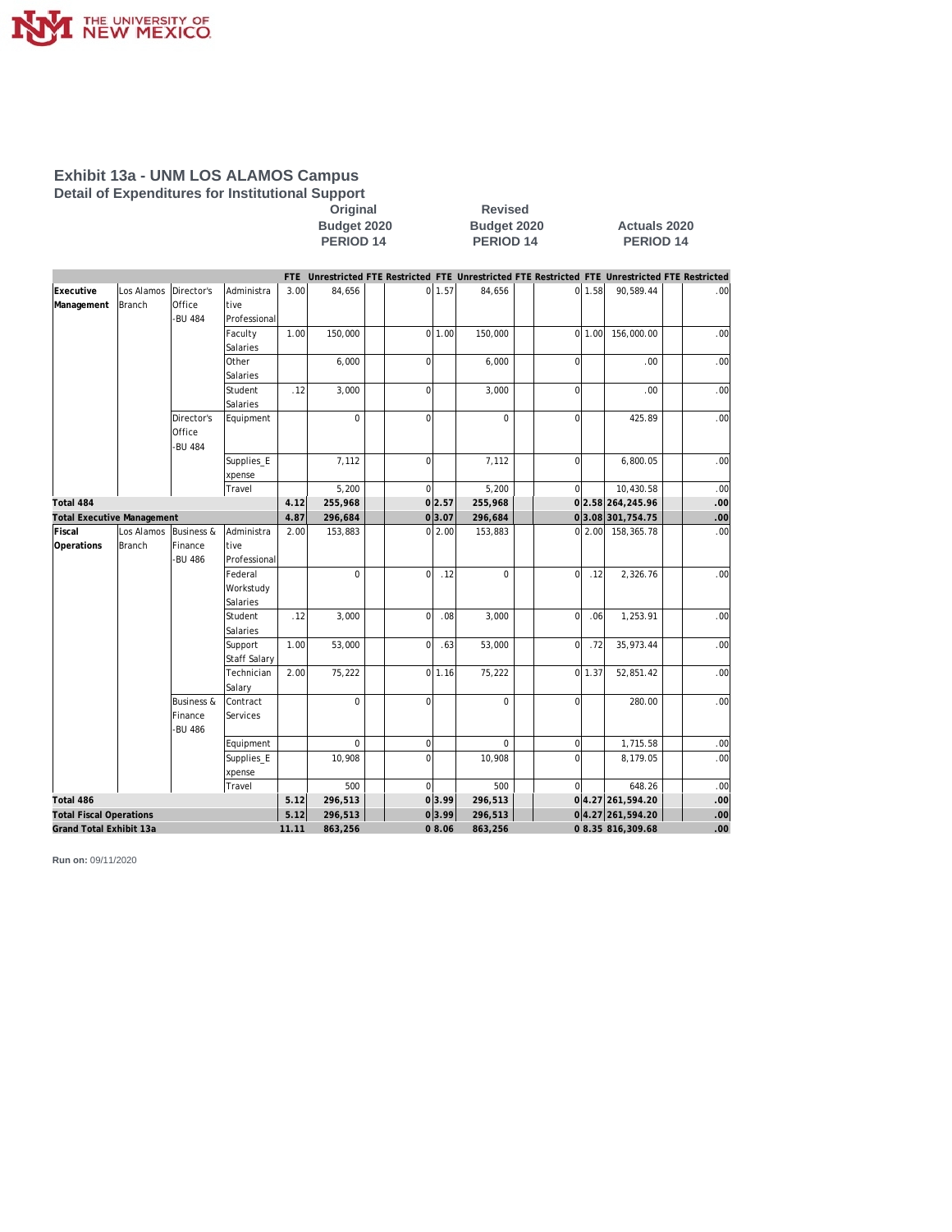# Exhibit 13a - UNM LOS ALAMOS Campus

## Detail of Expenditures for Institutional Support

| | | | | Original Budget 2020 PERIOD 14 | | | | Revised Budget 2020 PERIOD 14 | | | | Actuals 2020 PERIOD 14 | | | |
|---|---|---|---|---|---|---|---|---|---|---|---|---|---|---|---|
| | | | | FTE | Unrestricted | FTE | Restricted | FTE | Unrestricted | FTE | Restricted | FTE | Unrestricted | FTE | Restricted |
| Executive Management | Los Alamos Branch | Director's Office -BU 484 | Administrative Professional | 3.00 | 84,656 | | 0 | 1.57 | 84,656 | | 0 | 1.58 | 90,589.44 | | .00 |
| | | | Faculty Salaries | 1.00 | 150,000 | | 0 | 1.00 | 150,000 | | 0 | 1.00 | 156,000.00 | | .00 |
| | | | Other Salaries | | 6,000 | | 0 | | 6,000 | | 0 | | .00 | | .00 |
| | | | Student Salaries | .12 | 3,000 | | 0 | | 3,000 | | 0 | | .00 | | .00 |
| | | Director's Office -BU 484 | Equipment | | 0 | | 0 | | 0 | | 0 | | 425.89 | | .00 |
| | | | Supplies_Expense | | 7,112 | | 0 | | 7,112 | | 0 | | 6,800.05 | | .00 |
| | | | Travel | | 5,200 | | 0 | | 5,200 | | 0 | | 10,430.58 | | .00 |
| **Total 484** | | | | **4.12** | **255,968** | | **0** | **2.57** | **255,968** | | **0** | **2.58** | **264,245.96** | | **.00** |
| **Total Executive Management** | | | | **4.87** | **296,684** | | **0** | **3.07** | **296,684** | | **0** | **3.08** | **301,754.75** | | **.00** |
| Fiscal Operations | Los Alamos Branch | Business & Finance -BU 486 | Administrative Professional | 2.00 | 153,883 | | 0 | 2.00 | 153,883 | | 0 | 2.00 | 158,365.78 | | .00 |
| | | | Federal Workstudy Salaries | | 0 | | 0 | .12 | 0 | | 0 | .12 | 2,326.76 | | .00 |
| | | | Student Salaries | .12 | 3,000 | | 0 | .08 | 3,000 | | 0 | .06 | 1,253.91 | | .00 |
| | | | Support Staff Salary | 1.00 | 53,000 | | 0 | .63 | 53,000 | | 0 | .72 | 35,973.44 | | .00 |
| | | | Technician Salary | 2.00 | 75,222 | | 0 | 1.16 | 75,222 | | 0 | 1.37 | 52,851.42 | | .00 |
| | | Business & Finance -BU 486 | Contract Services | | 0 | | 0 | | 0 | | 0 | | 280.00 | | .00 |
| | | | Equipment | | 0 | | 0 | | 0 | | 0 | | 1,715.58 | | .00 |
| | | | Supplies_Expense | | 10,908 | | 0 | | 10,908 | | 0 | | 8,179.05 | | .00 |
| | | | Travel | | 500 | | 0 | | 500 | | 0 | | 648.26 | | .00 |
| **Total 486** | | | | **5.12** | **296,513** | | **0** | **3.99** | **296,513** | | **0** | **4.27** | **261,594.20** | | **.00** |
| **Total Fiscal Operations** | | | | **5.12** | **296,513** | | **0** | **3.99** | **296,513** | | **0** | **4.27** | **261,594.20** | | **.00** |
| **Grand Total Exhibit 13a** | | | | **11.11** | **863,256** | | **0** | **8.06** | **863,256** | | **0** | **8.35** | **816,309.68** | | **.00** |

**Run on:** 09/11/2020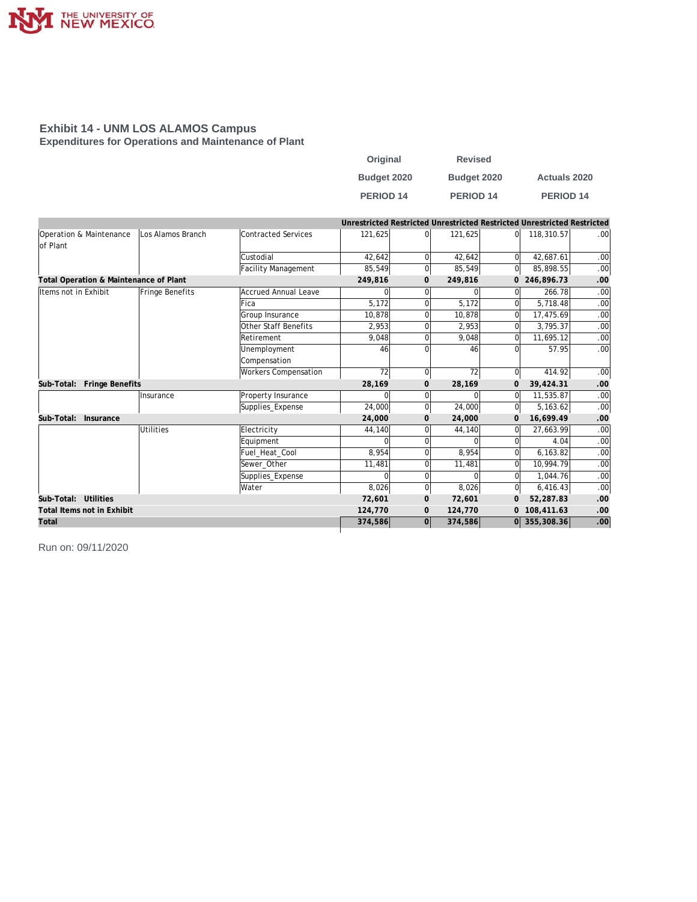## Exhibit 14 - UNM LOS ALAMOS Campus

### Expenditures for Operations and Maintenance of Plant

| | | | Original Budget 2020 PERIOD 14 | | Revised Budget 2020 PERIOD 14 | | Actuals 2020 PERIOD 14 | |
|---|---|---|---|---|---|---|---|---|
| | | | Unrestricted | Restricted | Unrestricted | Restricted | Unrestricted | Restricted |
| Operation & Maintenance of Plant | Los Alamos Branch | Contracted Services | 121,625 | 0 | 121,625 | 0 | 118,310.57 | .00 |
| | | Custodial | 42,642 | 0 | 42,642 | 0 | 42,687.61 | .00 |
| | | Facility Management | 85,549 | 0 | 85,549 | 0 | 85,898.55 | .00 |
| **Total Operation & Maintenance of Plant** | | | **249,816** | **0** | **249,816** | **0** | **246,896.73** | **.00** |
| Items not in Exhibit | Fringe Benefits | Accrued Annual Leave | 0 | 0 | 0 | 0 | 266.78 | .00 |
| | | Fica | 5,172 | 0 | 5,172 | 0 | 5,718.48 | .00 |
| | | Group Insurance | 10,878 | 0 | 10,878 | 0 | 17,475.69 | .00 |
| | | Other Staff Benefits | 2,953 | 0 | 2,953 | 0 | 3,795.37 | .00 |
| | | Retirement | 9,048 | 0 | 9,048 | 0 | 11,695.12 | .00 |
| | | Unemployment Compensation | 46 | 0 | 46 | 0 | 57.95 | .00 |
| | | Workers Compensation | 72 | 0 | 72 | 0 | 414.92 | .00 |
| **Sub-Total: Fringe Benefits** | | | **28,169** | **0** | **28,169** | **0** | **39,424.31** | **.00** |
| | Insurance | Property Insurance | 0 | 0 | 0 | 0 | 11,535.87 | .00 |
| | | Supplies_Expense | 24,000 | 0 | 24,000 | 0 | 5,163.62 | .00 |
| **Sub-Total: Insurance** | | | **24,000** | **0** | **24,000** | **0** | **16,699.49** | **.00** |
| | Utilities | Electricity | 44,140 | 0 | 44,140 | 0 | 27,663.99 | .00 |
| | | Equipment | 0 | 0 | 0 | 0 | 4.04 | .00 |
| | | Fuel_Heat_Cool | 8,954 | 0 | 8,954 | 0 | 6,163.82 | .00 |
| | | Sewer_Other | 11,481 | 0 | 11,481 | 0 | 10,994.79 | .00 |
| | | Supplies_Expense | 0 | 0 | 0 | 0 | 1,044.76 | .00 |
| | | Water | 8,026 | 0 | 8,026 | 0 | 6,416.43 | .00 |
| **Sub-Total: Utilities** | | | **72,601** | **0** | **72,601** | **0** | **52,287.83** | **.00** |
| **Total Items not in Exhibit** | | | **124,770** | **0** | **124,770** | **0** | **108,411.63** | **.00** |
| **Total** | | | **374,586** | **0** | **374,586** | **0** | **355,308.36** | **.00** |

Run on: 09/11/2020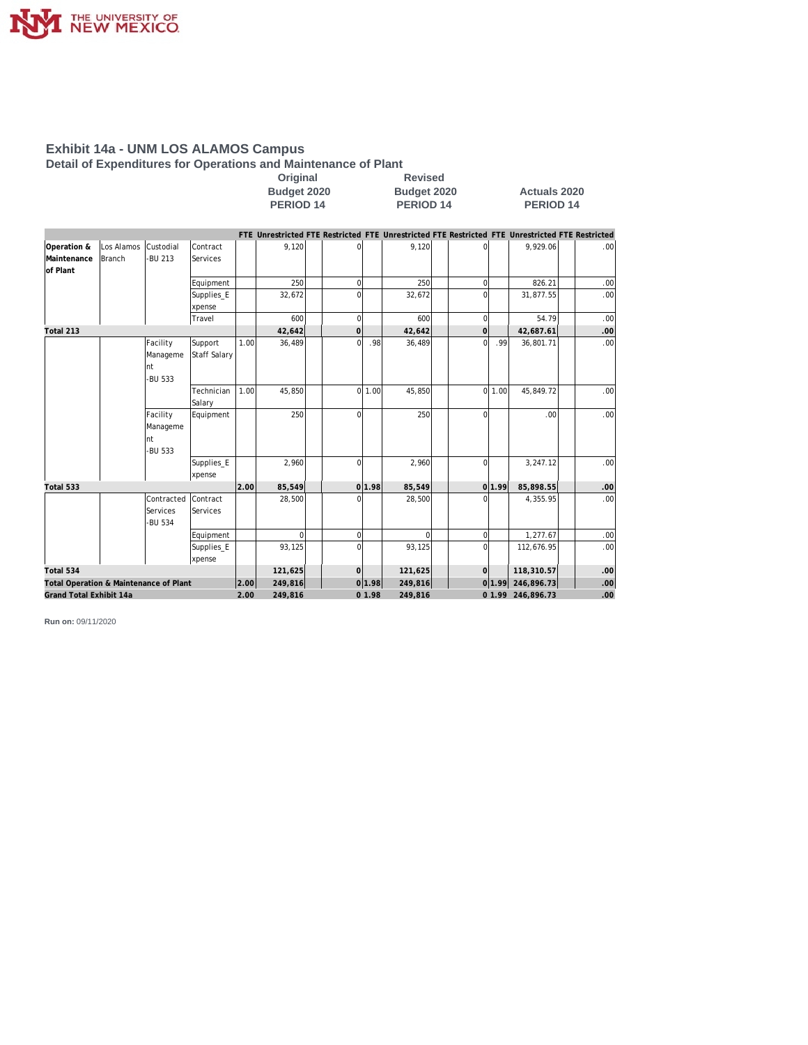## Exhibit 14a - UNM LOS ALAMOS Campus

### Detail of Expenditures for Operations and Maintenance of Plant

| | | | | Original Budget 2020 PERIOD 14 | | | | Revised Budget 2020 PERIOD 14 | | | | Actuals 2020 PERIOD 14 | | | |
|---|---|---|---|---|---|---|---|---|---|---|---|---|---|---|---|
| | | | | FTE | Unrestricted | FTE | Restricted | FTE | Unrestricted | FTE | Restricted | FTE | Unrestricted | FTE | Restricted |
| Operation & Maintenance of Plant | Los Alamos Branch | Custodial -BU 213 | Contract Services | | 9,120 | | 0 | | 9,120 | | 0 | | 9,929.06 | | .00 |
| | | | Equipment | | 250 | | 0 | | 250 | | 0 | | 826.21 | | .00 |
| | | | Supplies_Expense | | 32,672 | | 0 | | 32,672 | | 0 | | 31,877.55 | | .00 |
| | | | Travel | | 600 | | 0 | | 600 | | 0 | | 54.79 | | .00 |
| **Total 213** | | | | | **42,642** | | **0** | | **42,642** | | **0** | | **42,687.61** | | **.00** |
| | | Facility Management -BU 533 | Support Staff Salary | 1.00 | 36,489 | | 0 | .98 | 36,489 | | 0 | .99 | 36,801.71 | | .00 |
| | | | Technician Salary | 1.00 | 45,850 | | 0 | 1.00 | 45,850 | | 0 | 1.00 | 45,849.72 | | .00 |
| | | Facility Management -BU 533 | Equipment | | 250 | | 0 | | 250 | | 0 | | .00 | | .00 |
| | | | Supplies_Expense | | 2,960 | | 0 | | 2,960 | | 0 | | 3,247.12 | | .00 |
| **Total 533** | | | | **2.00** | **85,549** | | **0** | **1.98** | **85,549** | | **0** | **1.99** | **85,898.55** | | **.00** |
| | | Contracted Services -BU 534 | Contract Services | | 28,500 | | 0 | | 28,500 | | 0 | | 4,355.95 | | .00 |
| | | | Equipment | | 0 | | 0 | | 0 | | 0 | | 1,277.67 | | .00 |
| | | | Supplies_Expense | | 93,125 | | 0 | | 93,125 | | 0 | | 112,676.95 | | .00 |
| **Total 534** | | | | | **121,625** | | **0** | | **121,625** | | **0** | | **118,310.57** | | **.00** |
| **Total Operation & Maintenance of Plant** | | | | **2.00** | **249,816** | | **0** | **1.98** | **249,816** | | **0** | **1.99** | **246,896.73** | | **.00** |
| **Grand Total Exhibit 14a** | | | | **2.00** | **249,816** | | **0** | **1.98** | **249,816** | | **0** | **1.99** | **246,896.73** | | **.00** |

**Run on:** 09/11/2020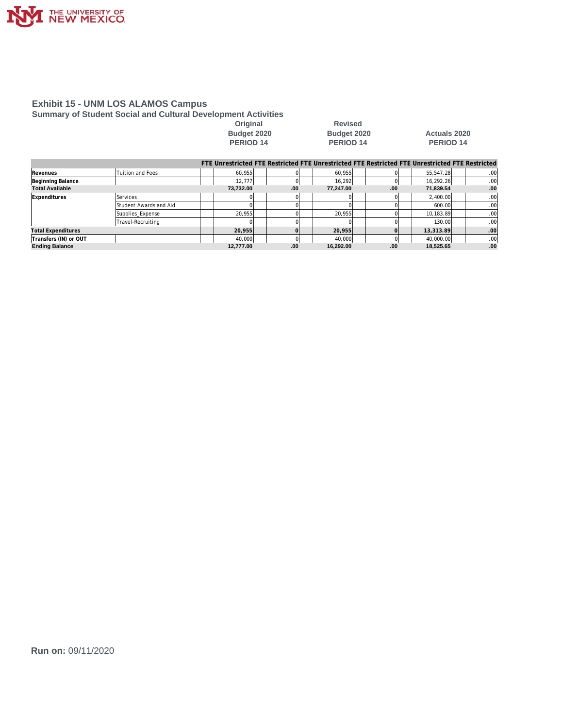## Exhibit 15 - UNM LOS ALAMOS Campus

### Summary of Student Social and Cultural Development Activities

| | | Original Budget 2020 PERIOD 14 | | | | Revised Budget 2020 PERIOD 14 | | | | Actuals 2020 PERIOD 14 | | | |
|---|---|---|---|---|---|---|---|---|---|---|---|---|---|
| | | FTE | Unrestricted | FTE | Restricted | FTE | Unrestricted | FTE | Restricted | FTE | Unrestricted | FTE | Restricted |
| Revenues | Tuition and Fees | | 60,955 | | 0 | | 60,955 | | 0 | | 55,547.28 | | .00 |
| Beginning Balance | | | 12,777 | | 0 | | 16,292 | | 0 | | 16,292.26 | | .00 |
| Total Available | | | 73,732.00 | | .00 | | 77,247.00 | | .00 | | 71,839.54 | | .00 |
| Expenditures | Services | | 0 | | 0 | | 0 | | 0 | | 2,400.00 | | .00 |
| | Student Awards and Aid | | 0 | | 0 | | 0 | | 0 | | 600.00 | | .00 |
| | Supplies_Expense | | 20,955 | | 0 | | 20,955 | | 0 | | 10,183.89 | | .00 |
| | Travel-Recruiting | | 0 | | 0 | | 0 | | 0 | | 130.00 | | .00 |
| Total Expenditures | | | 20,955 | | 0 | | 20,955 | | 0 | | 13,313.89 | | .00 |
| Transfers (IN) or OUT | | | 40,000 | | 0 | | 40,000 | | 0 | | 40,000.00 | | .00 |
| Ending Balance | | | 12,777.00 | | .00 | | 16,292.00 | | .00 | | 18,525.65 | | .00 |

**Run on:** 09/11/2020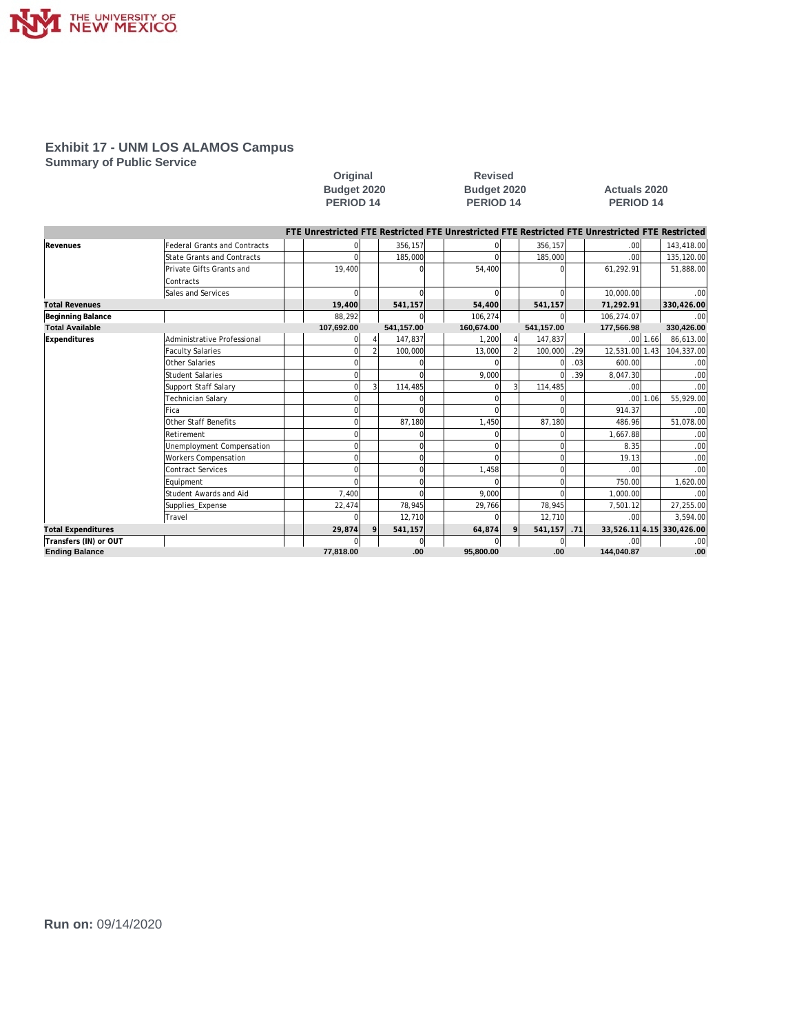# Exhibit 17 - UNM LOS ALAMOS Campus

## Summary of Public Service

| | | Original Budget 2020 PERIOD 14 | | | | Revised Budget 2020 PERIOD 14 | | | | Actuals 2020 PERIOD 14 | | | |
|---|---|---|---|---|---|---|---|---|---|---|---|---|---|
| | | FTE | Unrestricted | FTE | Restricted | FTE | Unrestricted | FTE | Restricted | FTE | Unrestricted | FTE | Restricted |
| **Revenues** | Federal Grants and Contracts | | 0 | | 356,157 | | 0 | | 356,157 | | .00 | | 143,418.00 |
| | State Grants and Contracts | | 0 | | 185,000 | | 0 | | 185,000 | | .00 | | 135,120.00 |
| | Private Gifts Grants and Contracts | | 19,400 | | 0 | | 54,400 | | 0 | | 61,292.91 | | 51,888.00 |
| | Sales and Services | | 0 | | 0 | | 0 | | 0 | | 10,000.00 | | .00 |
| **Total Revenues** | | | **19,400** | | **541,157** | | **54,400** | | **541,157** | | **71,292.91** | | **330,426.00** |
| **Beginning Balance** | | | 88,292 | | 0 | | 106,274 | | 0 | | 106,274.07 | | .00 |
| **Total Available** | | | **107,692.00** | | **541,157.00** | | **160,674.00** | | **541,157.00** | | **177,566.98** | | **330,426.00** |
| **Expenditures** | Administrative Professional | | 0 | 4 | 147,837 | | 1,200 | 4 | 147,837 | | .00 | 1.66 | 86,613.00 |
| | Faculty Salaries | | 0 | 2 | 100,000 | | 13,000 | 2 | 100,000 | .29 | 12,531.00 | 1.43 | 104,337.00 |
| | Other Salaries | | 0 | | 0 | | 0 | | 0 | .03 | 600.00 | | .00 |
| | Student Salaries | | 0 | | 0 | | 9,000 | | 0 | .39 | 8,047.30 | | .00 |
| | Support Staff Salary | | 0 | 3 | 114,485 | | 0 | 3 | 114,485 | | .00 | | .00 |
| | Technician Salary | | 0 | | 0 | | 0 | | 0 | | .00 | 1.06 | 55,929.00 |
| | Fica | | 0 | | 0 | | 0 | | 0 | | 914.37 | | .00 |
| | Other Staff Benefits | | 0 | | 87,180 | | 1,450 | | 87,180 | | 486.96 | | 51,078.00 |
| | Retirement | | 0 | | 0 | | 0 | | 0 | | 1,667.88 | | .00 |
| | Unemployment Compensation | | 0 | | 0 | | 0 | | 0 | | 8.35 | | .00 |
| | Workers Compensation | | 0 | | 0 | | 0 | | 0 | | 19.13 | | .00 |
| | Contract Services | | 0 | | 0 | | 1,458 | | 0 | | .00 | | .00 |
| | Equipment | | 0 | | 0 | | 0 | | 0 | | 750.00 | | 1,620.00 |
| | Student Awards and Aid | | 7,400 | | 0 | | 9,000 | | 0 | | 1,000.00 | | .00 |
| | Supplies_Expense | | 22,474 | | 78,945 | | 29,766 | | 78,945 | | 7,501.12 | | 27,255.00 |
| | Travel | | 0 | | 12,710 | | 0 | | 12,710 | | .00 | | 3,594.00 |
| **Total Expenditures** | | | **29,874** | **9** | **541,157** | | **64,874** | **9** | **541,157** | **.71** | **33,526.11** | **4.15** | **330,426.00** |
| **Transfers (IN) or OUT** | | | 0 | | 0 | | 0 | | 0 | | .00 | | .00 |
| **Ending Balance** | | | **77,818.00** | | **.00** | | **95,800.00** | | **.00** | | **144,040.87** | | **.00** |

**Run on:** 09/14/2020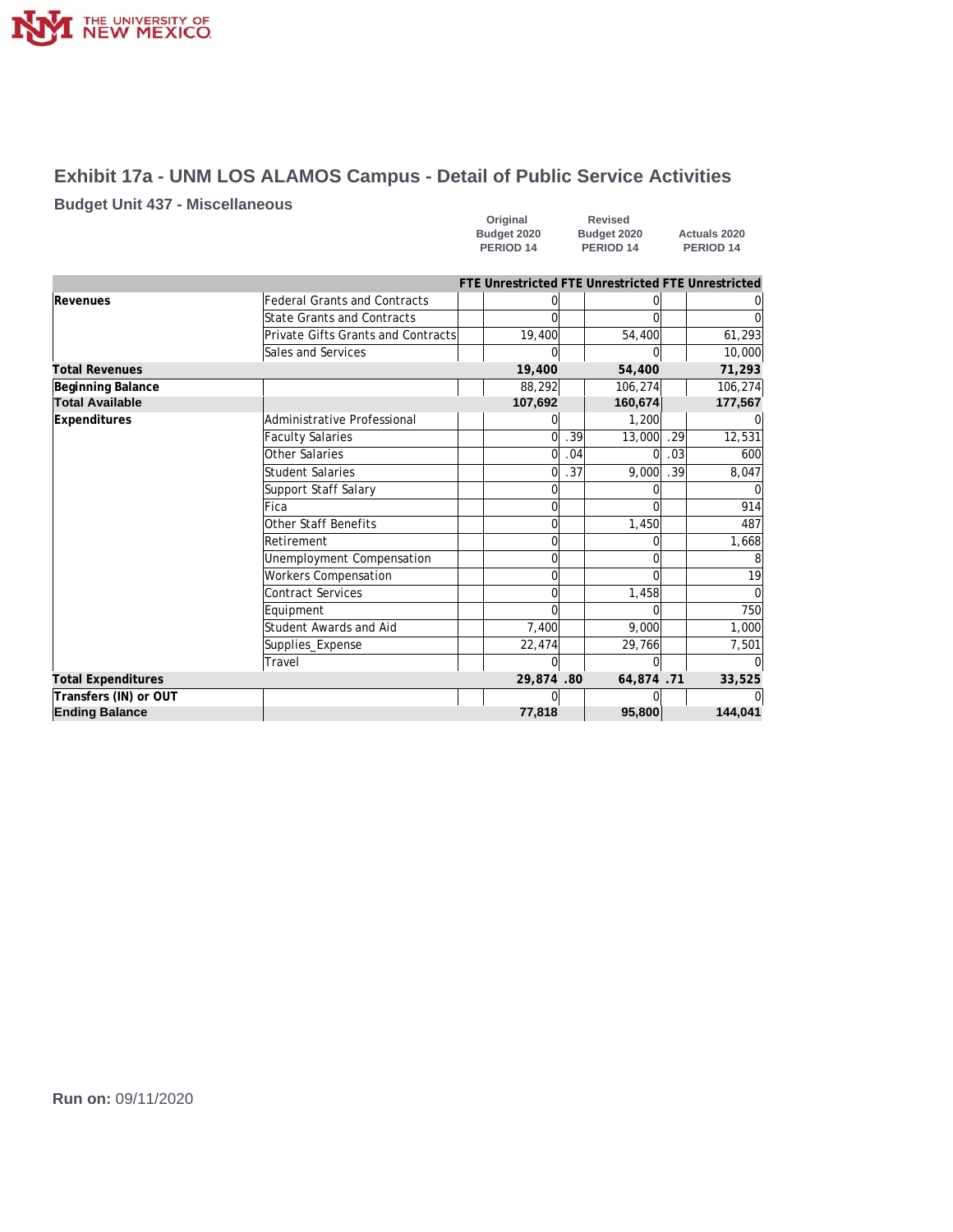## Exhibit 17a - UNM LOS ALAMOS Campus - Detail of Public Service Activities

### Budget Unit 437 - Miscellaneous

| | | Original Budget 2020 PERIOD 14 | | Revised Budget 2020 PERIOD 14 | | Actuals 2020 PERIOD 14 | |
|---|---|---|---|---|---|---|---|
| | | FTE | Unrestricted | FTE | Unrestricted | FTE | Unrestricted |
| Revenues | Federal Grants and Contracts | | 0 | | 0 | | 0 |
| | State Grants and Contracts | | 0 | | 0 | | 0 |
| | Private Gifts Grants and Contracts | | 19,400 | | 54,400 | | 61,293 |
| | Sales and Services | | 0 | | 0 | | 10,000 |
| **Total Revenues** | | | **19,400** | | **54,400** | | **71,293** |
| **Beginning Balance** | | | 88,292 | | 106,274 | | 106,274 |
| **Total Available** | | | **107,692** | | **160,674** | | **177,567** |
| **Expenditures** | Administrative Professional | | 0 | | 1,200 | | 0 |
| | Faculty Salaries | | 0 | .39 | 13,000 | .29 | 12,531 |
| | Other Salaries | | 0 | .04 | 0 | .03 | 600 |
| | Student Salaries | | 0 | .37 | 9,000 | .39 | 8,047 |
| | Support Staff Salary | | 0 | | 0 | | 0 |
| | Fica | | 0 | | 0 | | 914 |
| | Other Staff Benefits | | 0 | | 1,450 | | 487 |
| | Retirement | | 0 | | 0 | | 1,668 |
| | Unemployment Compensation | | 0 | | 0 | | 8 |
| | Workers Compensation | | 0 | | 0 | | 19 |
| | Contract Services | | 0 | | 1,458 | | 0 |
| | Equipment | | 0 | | 0 | | 750 |
| | Student Awards and Aid | | 7,400 | | 9,000 | | 1,000 |
| | Supplies_Expense | | 22,474 | | 29,766 | | 7,501 |
| | Travel | | 0 | | 0 | | 0 |
| **Total Expenditures** | | | **29,874** | **.80** | **64,874** | **.71** | **33,525** |
| **Transfers (IN) or OUT** | | | 0 | | 0 | | 0 |
| **Ending Balance** | | | **77,818** | | **95,800** | | **144,041** |

**Run on:** 09/11/2020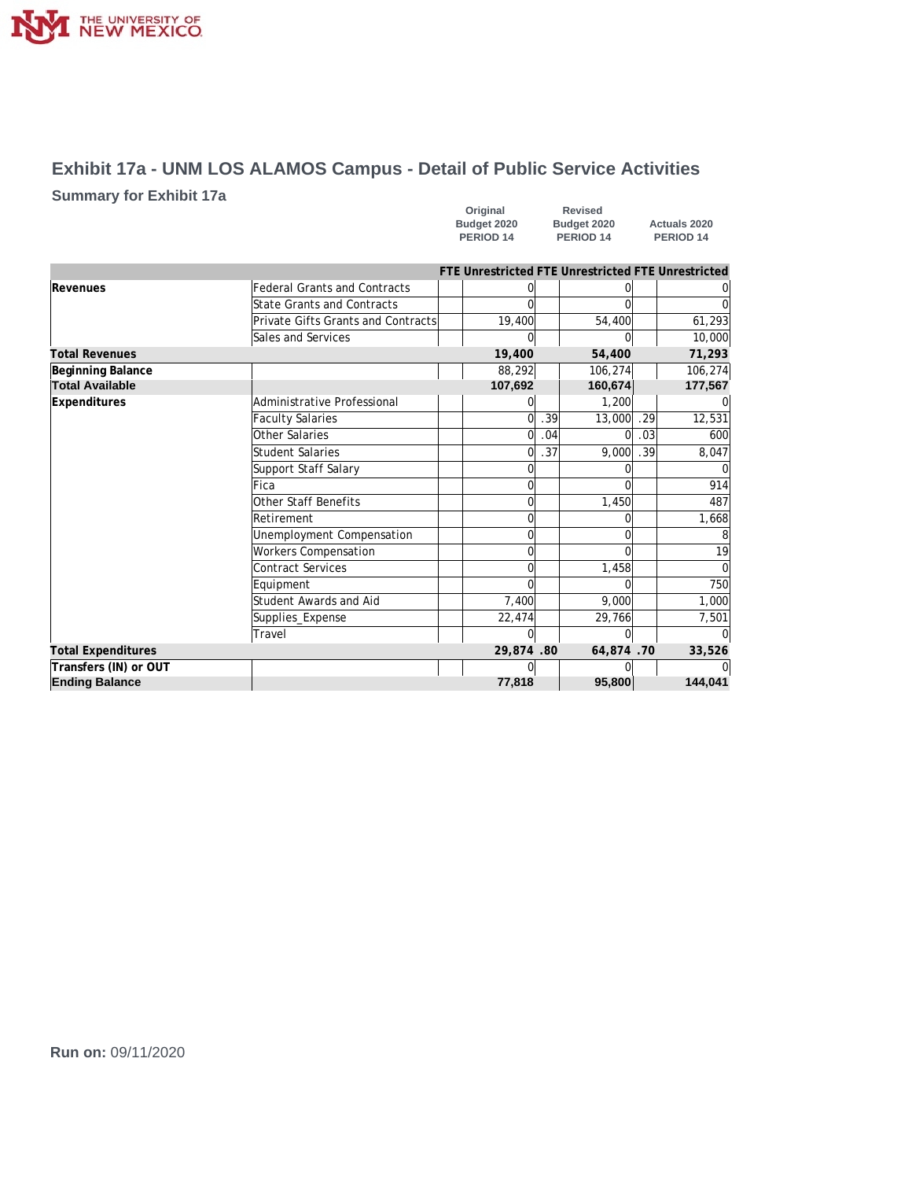# Exhibit 17a - UNM LOS ALAMOS Campus - Detail of Public Service Activities

## Summary for Exhibit 17a

| | | Original Budget 2020 PERIOD 14 | | Revised Budget 2020 PERIOD 14 | | Actuals 2020 PERIOD 14 | |
|---|---|---|---|---|---|---|---|
| | | FTE | Unrestricted | FTE | Unrestricted | FTE | Unrestricted |
| **Revenues** | Federal Grants and Contracts | | 0 | | 0 | | 0 |
| | State Grants and Contracts | | 0 | | 0 | | 0 |
| | Private Gifts Grants and Contracts | | 19,400 | | 54,400 | | 61,293 |
| | Sales and Services | | 0 | | 0 | | 10,000 |
| **Total Revenues** | | | **19,400** | | **54,400** | | **71,293** |
| **Beginning Balance** | | | 88,292 | | 106,274 | | 106,274 |
| **Total Available** | | | **107,692** | | **160,674** | | **177,567** |
| **Expenditures** | Administrative Professional | | 0 | | 1,200 | | 0 |
| | Faculty Salaries | | 0 | .39 | 13,000 | .29 | 12,531 |
| | Other Salaries | | 0 | .04 | 0 | .03 | 600 |
| | Student Salaries | | 0 | .37 | 9,000 | .39 | 8,047 |
| | Support Staff Salary | | 0 | | 0 | | 0 |
| | Fica | | 0 | | 0 | | 914 |
| | Other Staff Benefits | | 0 | | 1,450 | | 487 |
| | Retirement | | 0 | | 0 | | 1,668 |
| | Unemployment Compensation | | 0 | | 0 | | 8 |
| | Workers Compensation | | 0 | | 0 | | 19 |
| | Contract Services | | 0 | | 1,458 | | 0 |
| | Equipment | | 0 | | 0 | | 750 |
| | Student Awards and Aid | | 7,400 | | 9,000 | | 1,000 |
| | Supplies_Expense | | 22,474 | | 29,766 | | 7,501 |
| | Travel | | 0 | | 0 | | 0 |
| **Total Expenditures** | | | **29,874** | **.80** | **64,874** | **.70** | **33,526** |
| **Transfers (IN) or OUT** | | | 0 | | 0 | | 0 |
| **Ending Balance** | | | **77,818** | | **95,800** | | **144,041** |

**Run on:** 09/11/2020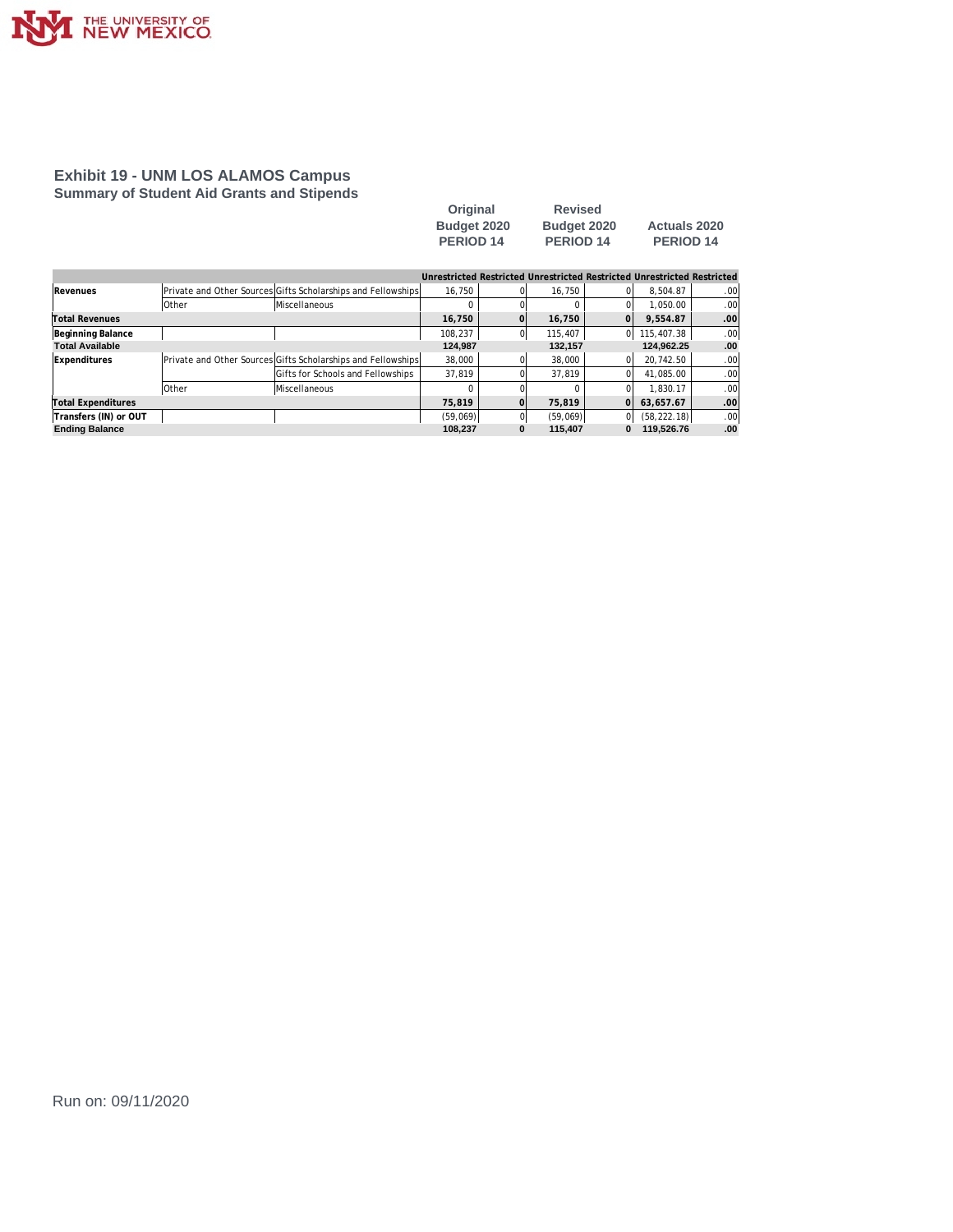## Exhibit 19 - UNM LOS ALAMOS Campus

### Summary of Student Aid Grants and Stipends

| | | | Original Budget 2020 PERIOD 14 | | Revised Budget 2020 PERIOD 14 | | Actuals 2020 PERIOD 14 | |
|---|---|---|---|---|---|---|---|---|
| | | | Unrestricted | Restricted | Unrestricted | Restricted | Unrestricted | Restricted |
| **Revenues** | Private and Other Sources | Gifts Scholarships and Fellowships | 16,750 | 0 | 16,750 | 0 | 8,504.87 | .00 |
| | Other | Miscellaneous | 0 | 0 | 0 | 0 | 1,050.00 | .00 |
| **Total Revenues** | | | **16,750** | **0** | **16,750** | **0** | **9,554.87** | **.00** |
| **Beginning Balance** | | | 108,237 | 0 | 115,407 | 0 | 115,407.38 | .00 |
| **Total Available** | | | **124,987** | | **132,157** | | **124,962.25** | **.00** |
| **Expenditures** | Private and Other Sources | Gifts Scholarships and Fellowships | 38,000 | 0 | 38,000 | 0 | 20,742.50 | .00 |
| | | Gifts for Schools and Fellowships | 37,819 | 0 | 37,819 | 0 | 41,085.00 | .00 |
| | Other | Miscellaneous | 0 | 0 | 0 | 0 | 1,830.17 | .00 |
| **Total Expenditures** | | | **75,819** | **0** | **75,819** | **0** | **63,657.67** | **.00** |
| **Transfers (IN) or OUT** | | | (59,069) | 0 | (59,069) | 0 | (58,222.18) | .00 |
| **Ending Balance** | | | **108,237** | **0** | **115,407** | **0** | **119,526.76** | **.00** |

Run on: 09/11/2020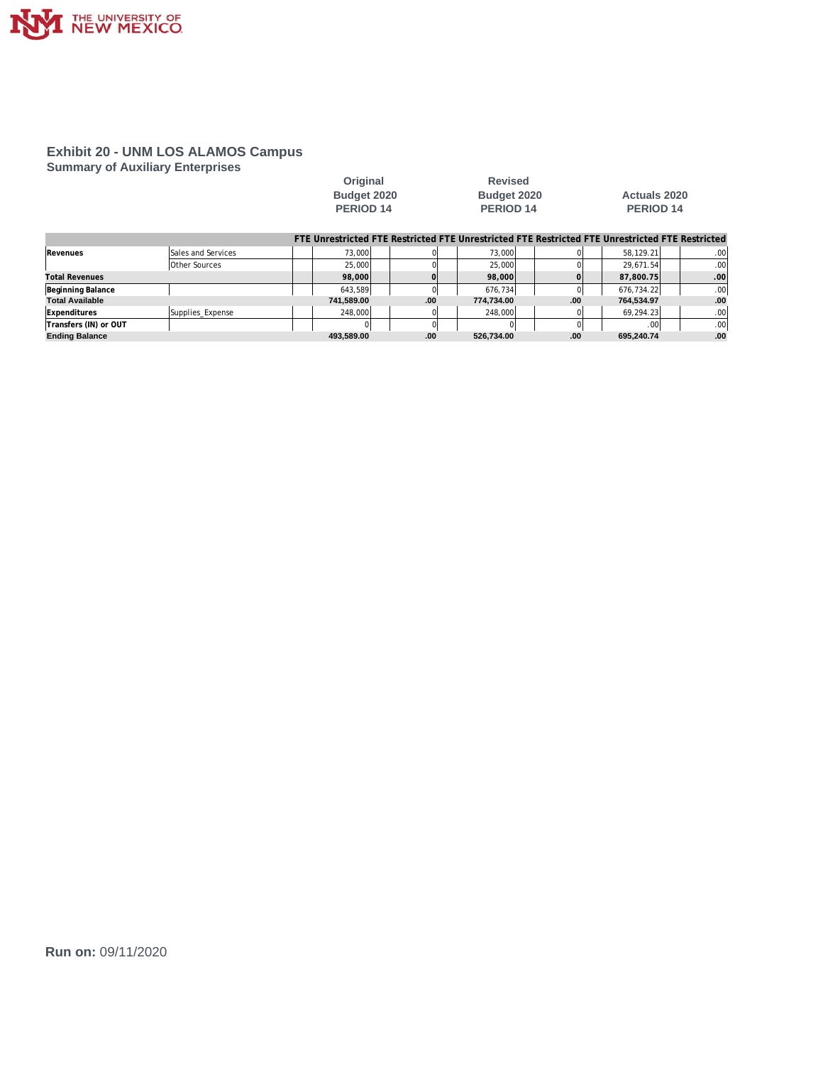## Exhibit 20 - UNM LOS ALAMOS Campus

### Summary of Auxiliary Enterprises

| | | Original Budget 2020 PERIOD 14 | | | | Revised Budget 2020 PERIOD 14 | | | | Actuals 2020 PERIOD 14 | | | |
|---|---|---|---|---|---|---|---|---|---|---|---|---|---|
| | | FTE | Unrestricted | FTE | Restricted | FTE | Unrestricted | FTE | Restricted | FTE | Unrestricted | FTE | Restricted |
| **Revenues** | Sales and Services | | 73,000 | | 0 | | 73,000 | | 0 | | 58,129.21 | | .00 |
| | Other Sources | | 25,000 | | 0 | | 25,000 | | 0 | | 29,671.54 | | .00 |
| **Total Revenues** | | | **98,000** | | **0** | | **98,000** | | **0** | | **87,800.75** | | **.00** |
| **Beginning Balance** | | | 643,589 | | 0 | | 676,734 | | 0 | | 676,734.22 | | .00 |
| **Total Available** | | | **741,589.00** | | **.00** | | **774,734.00** | | **.00** | | **764,534.97** | | **.00** |
| **Expenditures** | Supplies_Expense | | 248,000 | | 0 | | 248,000 | | 0 | | 69,294.23 | | .00 |
| **Transfers (IN) or OUT** | | | 0 | | 0 | | 0 | | 0 | | .00 | | .00 |
| **Ending Balance** | | | **493,589.00** | | **.00** | | **526,734.00** | | **.00** | | **695,240.74** | | **.00** |

**Run on:** 09/11/2020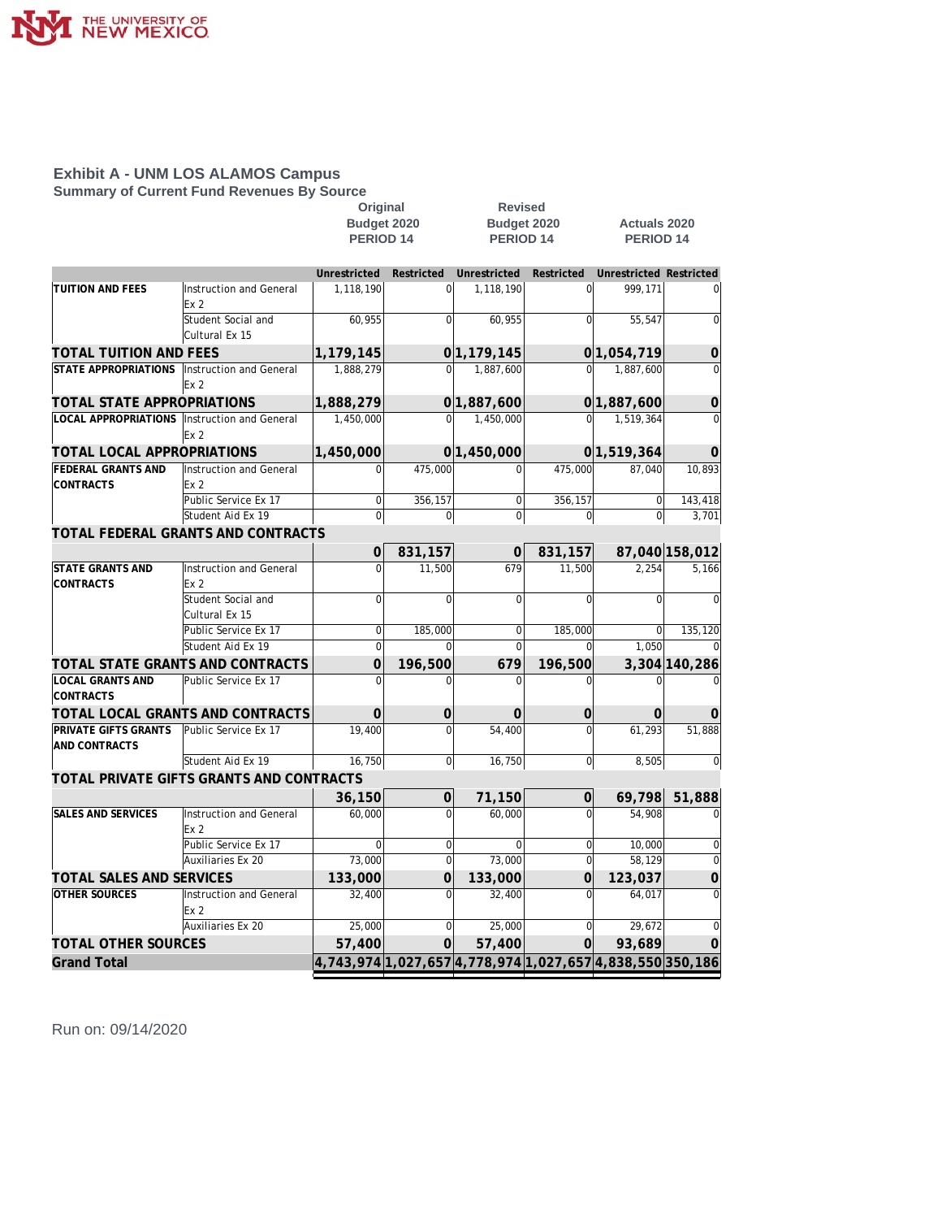THE UNIVERSITY OF NEW MEXICO

## Exhibit A - UNM LOS ALAMOS Campus

### Summary of Current Fund Revenues By Source

| | | Original Budget 2020 PERIOD 14 | | Revised Budget 2020 PERIOD 14 | | Actuals 2020 PERIOD 14 | |
|---|---|---|---|---|---|---|---|
| | | Unrestricted | Restricted | Unrestricted | Restricted | Unrestricted | Restricted |
| TUITION AND FEES | Instruction and General Ex 2 | 1,118,190 | 0 | 1,118,190 | 0 | 999,171 | 0 |
| | Student Social and Cultural Ex 15 | 60,955 | 0 | 60,955 | 0 | 55,547 | 0 |
| **TOTAL TUITION AND FEES** | | **1,179,145** | **0** | **1,179,145** | **0** | **1,054,719** | **0** |
| STATE APPROPRIATIONS | Instruction and General Ex 2 | 1,888,279 | 0 | 1,887,600 | 0 | 1,887,600 | 0 |
| **TOTAL STATE APPROPRIATIONS** | | **1,888,279** | **0** | **1,887,600** | **0** | **1,887,600** | **0** |
| LOCAL APPROPRIATIONS | Instruction and General Ex 2 | 1,450,000 | 0 | 1,450,000 | 0 | 1,519,364 | 0 |
| **TOTAL LOCAL APPROPRIATIONS** | | **1,450,000** | **0** | **1,450,000** | **0** | **1,519,364** | **0** |
| FEDERAL GRANTS AND CONTRACTS | Instruction and General Ex 2 | 0 | 475,000 | 0 | 475,000 | 87,040 | 10,893 |
| | Public Service Ex 17 | 0 | 356,157 | 0 | 356,157 | 0 | 143,418 |
| | Student Aid Ex 19 | 0 | 0 | 0 | 0 | 0 | 3,701 |
| **TOTAL FEDERAL GRANTS AND CONTRACTS** | | **0** | **831,157** | **0** | **831,157** | **87,040** | **158,012** |
| STATE GRANTS AND CONTRACTS | Instruction and General Ex 2 | 0 | 11,500 | 679 | 11,500 | 2,254 | 5,166 |
| | Student Social and Cultural Ex 15 | 0 | 0 | 0 | 0 | 0 | 0 |
| | Public Service Ex 17 | 0 | 185,000 | 0 | 185,000 | 0 | 135,120 |
| | Student Aid Ex 19 | 0 | 0 | 0 | 0 | 1,050 | 0 |
| **TOTAL STATE GRANTS AND CONTRACTS** | | **0** | **196,500** | **679** | **196,500** | **3,304** | **140,286** |
| LOCAL GRANTS AND CONTRACTS | Public Service Ex 17 | 0 | 0 | 0 | 0 | 0 | 0 |
| **TOTAL LOCAL GRANTS AND CONTRACTS** | | **0** | **0** | **0** | **0** | **0** | **0** |
| PRIVATE GIFTS GRANTS AND CONTRACTS | Public Service Ex 17 | 19,400 | 0 | 54,400 | 0 | 61,293 | 51,888 |
| | Student Aid Ex 19 | 16,750 | 0 | 16,750 | 0 | 8,505 | 0 |
| **TOTAL PRIVATE GIFTS GRANTS AND CONTRACTS** | | **36,150** | **0** | **71,150** | **0** | **69,798** | **51,888** |
| SALES AND SERVICES | Instruction and General Ex 2 | 60,000 | 0 | 60,000 | 0 | 54,908 | 0 |
| | Public Service Ex 17 | 0 | 0 | 0 | 0 | 10,000 | 0 |
| | Auxiliaries Ex 20 | 73,000 | 0 | 73,000 | 0 | 58,129 | 0 |
| **TOTAL SALES AND SERVICES** | | **133,000** | **0** | **133,000** | **0** | **123,037** | **0** |
| OTHER SOURCES | Instruction and General Ex 2 | 32,400 | 0 | 32,400 | 0 | 64,017 | 0 |
| | Auxiliaries Ex 20 | 25,000 | 0 | 25,000 | 0 | 29,672 | 0 |
| **TOTAL OTHER SOURCES** | | **57,400** | **0** | **57,400** | **0** | **93,689** | **0** |
| **Grand Total** | | **4,743,974** | **1,027,657** | **4,778,974** | **1,027,657** | **4,838,550** | **350,186** |

Run on: 09/14/2020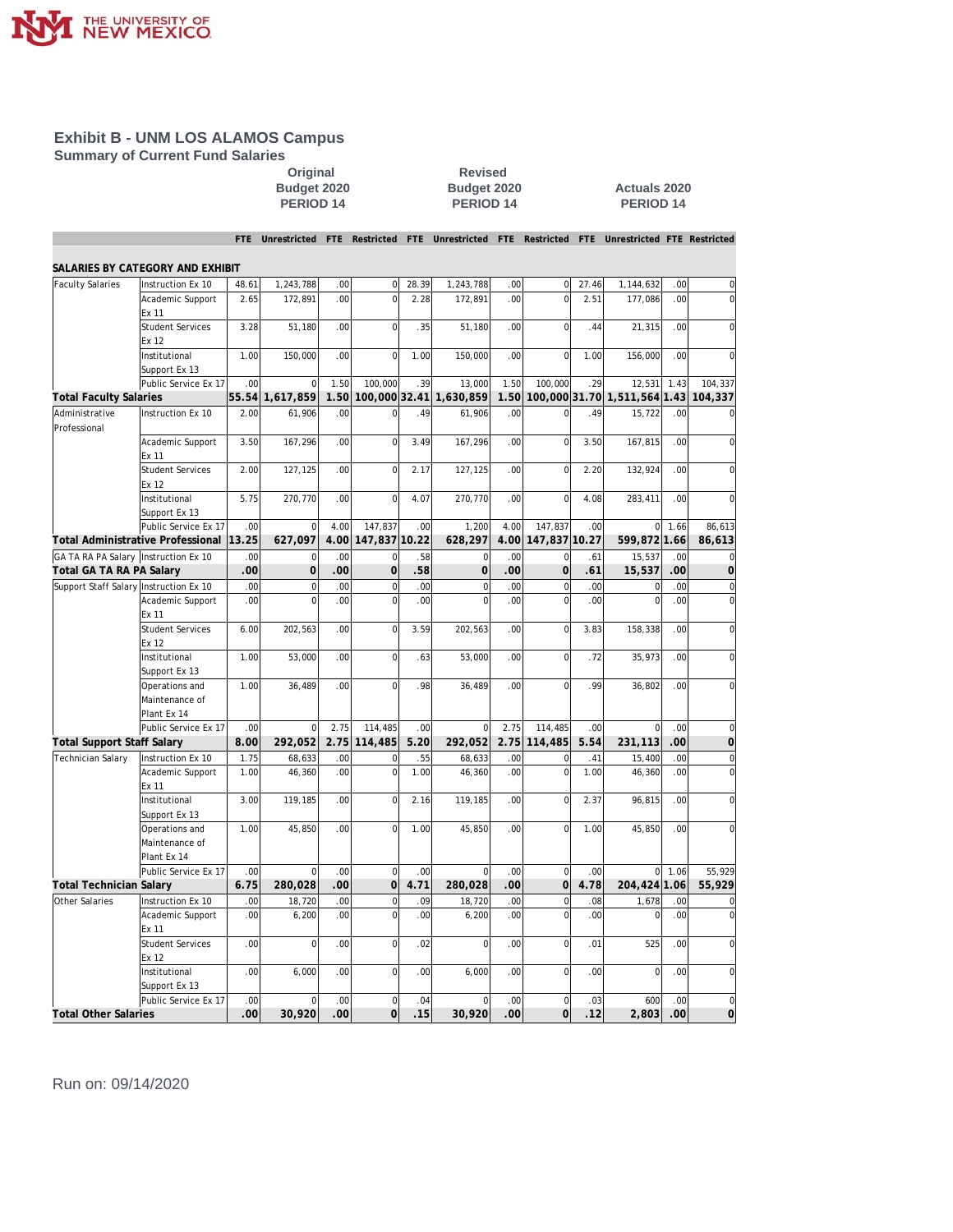# Exhibit B - UNM LOS ALAMOS Campus

## Summary of Current Fund Salaries

| | | Original Budget 2020 PERIOD 14 | | | | Revised Budget 2020 PERIOD 14 | | | | Actuals 2020 PERIOD 14 | | | |
|---|---|---|---|---|---|---|---|---|---|---|---|---|---|
| | | FTE | Unrestricted | FTE | Restricted | FTE | Unrestricted | FTE | Restricted | FTE | Unrestricted | FTE | Restricted |
| **SALARIES BY CATEGORY AND EXHIBIT** | | | | | | | | | | | | | |
| Faculty Salaries | Instruction Ex 10 | 48.61 | 1,243,788 | .00 | 0 | 28.39 | 1,243,788 | .00 | 0 | 27.46 | 1,144,632 | .00 | 0 |
| | Academic Support Ex 11 | 2.65 | 172,891 | .00 | 0 | 2.28 | 172,891 | .00 | 0 | 2.51 | 177,086 | .00 | 0 |
| | Student Services Ex 12 | 3.28 | 51,180 | .00 | 0 | .35 | 51,180 | .00 | 0 | .44 | 21,315 | .00 | 0 |
| | Institutional Support Ex 13 | 1.00 | 150,000 | .00 | 0 | 1.00 | 150,000 | .00 | 0 | 1.00 | 156,000 | .00 | 0 |
| | Public Service Ex 17 | .00 | 0 | 1.50 | 100,000 | .39 | 13,000 | 1.50 | 100,000 | .29 | 12,531 | 1.43 | 104,337 |
| **Total Faculty Salaries** | | **55.54** | **1,617,859** | **1.50** | **100,000** | **32.41** | **1,630,859** | **1.50** | **100,000** | **31.70** | **1,511,564** | **1.43** | **104,337** |
| Administrative Professional | Instruction Ex 10 | 2.00 | 61,906 | .00 | 0 | .49 | 61,906 | .00 | 0 | .49 | 15,722 | .00 | 0 |
| | Academic Support Ex 11 | 3.50 | 167,296 | .00 | 0 | 3.49 | 167,296 | .00 | 0 | 3.50 | 167,815 | .00 | 0 |
| | Student Services Ex 12 | 2.00 | 127,125 | .00 | 0 | 2.17 | 127,125 | .00 | 0 | 2.20 | 132,924 | .00 | 0 |
| | Institutional Support Ex 13 | 5.75 | 270,770 | .00 | 0 | 4.07 | 270,770 | .00 | 0 | 4.08 | 283,411 | .00 | 0 |
| | Public Service Ex 17 | .00 | 0 | 4.00 | 147,837 | .00 | 1,200 | 4.00 | 147,837 | .00 | 0 | 1.66 | 86,613 |
| **Total Administrative Professional** | | **13.25** | **627,097** | **4.00** | **147,837** | **10.22** | **628,297** | **4.00** | **147,837** | **10.27** | **599,872** | **1.66** | **86,613** |
| GA TA RA PA Salary | Instruction Ex 10 | .00 | 0 | .00 | 0 | .58 | 0 | .00 | 0 | .61 | 15,537 | .00 | 0 |
| **Total GA TA RA PA Salary** | | **.00** | **0** | **.00** | **0** | **.58** | **0** | **.00** | **0** | **.61** | **15,537** | **.00** | **0** |
| Support Staff Salary | Instruction Ex 10 | .00 | 0 | .00 | 0 | .00 | 0 | .00 | 0 | .00 | 0 | .00 | 0 |
| | Academic Support Ex 11 | .00 | 0 | .00 | 0 | .00 | 0 | .00 | 0 | .00 | 0 | .00 | 0 |
| | Student Services Ex 12 | 6.00 | 202,563 | .00 | 0 | 3.59 | 202,563 | .00 | 0 | 3.83 | 158,338 | .00 | 0 |
| | Institutional Support Ex 13 | 1.00 | 53,000 | .00 | 0 | .63 | 53,000 | .00 | 0 | .72 | 35,973 | .00 | 0 |
| | Operations and Maintenance of Plant Ex 14 | 1.00 | 36,489 | .00 | 0 | .98 | 36,489 | .00 | 0 | .99 | 36,802 | .00 | 0 |
| | Public Service Ex 17 | .00 | 0 | 2.75 | 114,485 | .00 | 0 | 2.75 | 114,485 | .00 | 0 | .00 | 0 |
| **Total Support Staff Salary** | | **8.00** | **292,052** | **2.75** | **114,485** | **5.20** | **292,052** | **2.75** | **114,485** | **5.54** | **231,113** | **.00** | **0** |
| Technician Salary | Instruction Ex 10 | 1.75 | 68,633 | .00 | 0 | .55 | 68,633 | .00 | 0 | .41 | 15,400 | .00 | 0 |
| | Academic Support Ex 11 | 1.00 | 46,360 | .00 | 0 | 1.00 | 46,360 | .00 | 0 | 1.00 | 46,360 | .00 | 0 |
| | Institutional Support Ex 13 | 3.00 | 119,185 | .00 | 0 | 2.16 | 119,185 | .00 | 0 | 2.37 | 96,815 | .00 | 0 |
| | Operations and Maintenance of Plant Ex 14 | 1.00 | 45,850 | .00 | 0 | 1.00 | 45,850 | .00 | 0 | 1.00 | 45,850 | .00 | 0 |
| | Public Service Ex 17 | .00 | 0 | .00 | 0 | .00 | 0 | .00 | 0 | .00 | 0 | 1.06 | 55,929 |
| **Total Technician Salary** | | **6.75** | **280,028** | **.00** | **0** | **4.71** | **280,028** | **.00** | **0** | **4.78** | **204,424** | **1.06** | **55,929** |
| Other Salaries | Instruction Ex 10 | .00 | 18,720 | .00 | 0 | .09 | 18,720 | .00 | 0 | .08 | 1,678 | .00 | 0 |
| | Academic Support Ex 11 | .00 | 6,200 | .00 | 0 | .00 | 6,200 | .00 | 0 | .00 | 0 | .00 | 0 |
| | Student Services Ex 12 | .00 | 0 | .00 | 0 | .02 | 0 | .00 | 0 | .01 | 525 | .00 | 0 |
| | Institutional Support Ex 13 | .00 | 6,000 | .00 | 0 | .00 | 6,000 | .00 | 0 | .00 | 0 | .00 | 0 |
| | Public Service Ex 17 | .00 | 0 | .00 | 0 | .04 | 0 | .00 | 0 | .03 | 600 | .00 | 0 |
| **Total Other Salaries** | | **.00** | **30,920** | **.00** | **0** | **.15** | **30,920** | **.00** | **0** | **.12** | **2,803** | **.00** | **0** |

Run on: 09/14/2020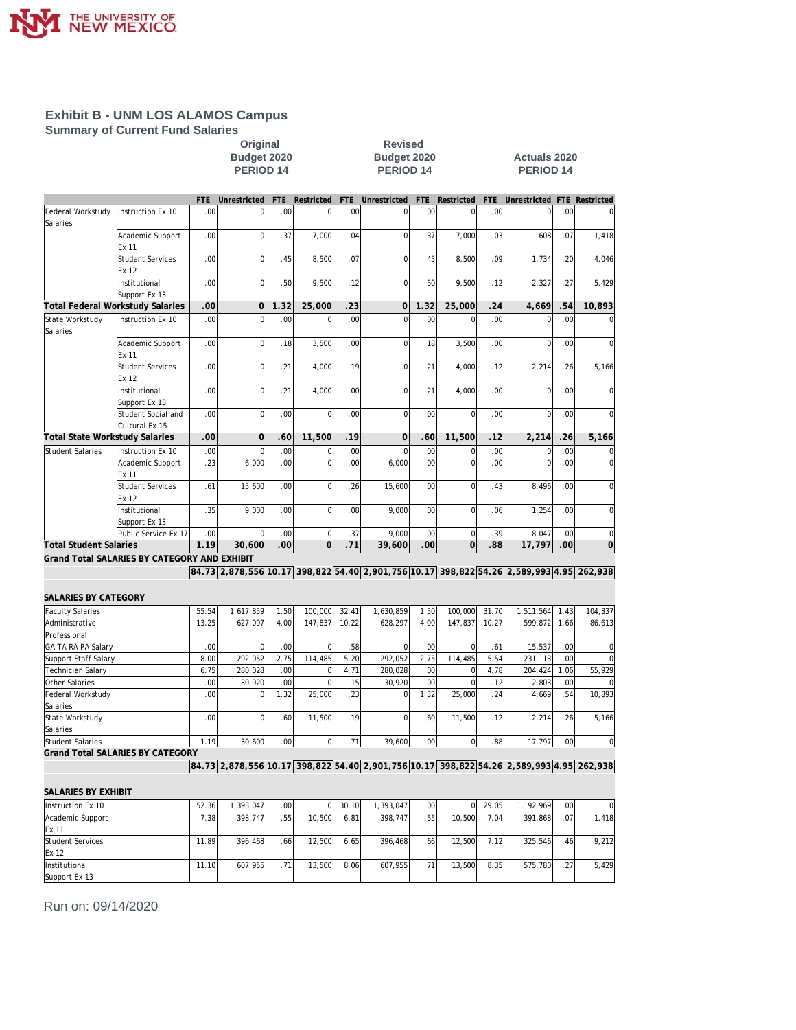# Exhibit B - UNM LOS ALAMOS Campus

## Summary of Current Fund Salaries

| | | Original Budget 2020 PERIOD 14 | | | | Revised Budget 2020 PERIOD 14 | | | | Actuals 2020 PERIOD 14 | | | |
|---|---|---|---|---|---|---|---|---|---|---|---|---|---|
| | | FTE | Unrestricted | FTE | Restricted | FTE | Unrestricted | FTE | Restricted | FTE | Unrestricted | FTE | Restricted |
| Federal Workstudy Salaries | Instruction Ex 10 | .00 | 0 | .00 | 0 | .00 | 0 | .00 | 0 | .00 | 0 | .00 | 0 |
| | Academic Support Ex 11 | .00 | 0 | .37 | 7,000 | .04 | 0 | .37 | 7,000 | .03 | 608 | .07 | 1,418 |
| | Student Services Ex 12 | .00 | 0 | .45 | 8,500 | .07 | 0 | .45 | 8,500 | .09 | 1,734 | .20 | 4,046 |
| | Institutional Support Ex 13 | .00 | 0 | .50 | 9,500 | .12 | 0 | .50 | 9,500 | .12 | 2,327 | .27 | 5,429 |
| **Total Federal Workstudy Salaries** | | **.00** | **0** | **1.32** | **25,000** | **.23** | **0** | **1.32** | **25,000** | **.24** | **4,669** | **.54** | **10,893** |
| State Workstudy Salaries | Instruction Ex 10 | .00 | 0 | .00 | 0 | .00 | 0 | .00 | 0 | .00 | 0 | .00 | 0 |
| | Academic Support Ex 11 | .00 | 0 | .18 | 3,500 | .00 | 0 | .18 | 3,500 | .00 | 0 | .00 | 0 |
| | Student Services Ex 12 | .00 | 0 | .21 | 4,000 | .19 | 0 | .21 | 4,000 | .12 | 2,214 | .26 | 5,166 |
| | Institutional Support Ex 13 | .00 | 0 | .21 | 4,000 | .00 | 0 | .21 | 4,000 | .00 | 0 | .00 | 0 |
| | Student Social and Cultural Ex 15 | .00 | 0 | .00 | 0 | .00 | 0 | .00 | 0 | .00 | 0 | .00 | 0 |
| **Total State Workstudy Salaries** | | **.00** | **0** | **.60** | **11,500** | **.19** | **0** | **.60** | **11,500** | **.12** | **2,214** | **.26** | **5,166** |
| Student Salaries | Instruction Ex 10 | .00 | 0 | .00 | 0 | .00 | 0 | .00 | 0 | .00 | 0 | .00 | 0 |
| | Academic Support Ex 11 | .23 | 6,000 | .00 | 0 | .00 | 6,000 | .00 | 0 | .00 | 0 | .00 | 0 |
| | Student Services Ex 12 | .61 | 15,600 | .00 | 0 | .26 | 15,600 | .00 | 0 | .43 | 8,496 | .00 | 0 |
| | Institutional Support Ex 13 | .35 | 9,000 | .00 | 0 | .08 | 9,000 | .00 | 0 | .06 | 1,254 | .00 | 0 |
| | Public Service Ex 17 | .00 | 0 | .00 | 0 | .37 | 9,000 | .00 | 0 | .39 | 8,047 | .00 | 0 |
| **Total Student Salaries** | | **1.19** | **30,600** | **.00** | **0** | **.71** | **39,600** | **.00** | **0** | **.88** | **17,797** | **.00** | **0** |
| **Grand Total SALARIES BY CATEGORY AND EXHIBIT** | | **84.73** | **2,878,556** | **10.17** | **398,822** | **54.40** | **2,901,756** | **10.17** | **398,822** | **54.26** | **2,589,993** | **4.95** | **262,938** |

**SALARIES BY CATEGORY**

| | | FTE | Unrestricted | FTE | Restricted | FTE | Unrestricted | FTE | Restricted | FTE | Unrestricted | FTE | Restricted |
|---|---|---|---|---|---|---|---|---|---|---|---|---|---|
| Faculty Salaries | | 55.54 | 1,617,859 | 1.50 | 100,000 | 32.41 | 1,630,859 | 1.50 | 100,000 | 31.70 | 1,511,564 | 1.43 | 104,337 |
| Administrative Professional | | 13.25 | 627,097 | 4.00 | 147,837 | 10.22 | 628,297 | 4.00 | 147,837 | 10.27 | 599,872 | 1.66 | 86,613 |
| GA TA RA PA Salary | | .00 | 0 | .00 | 0 | .58 | 0 | .00 | 0 | .61 | 15,537 | .00 | 0 |
| Support Staff Salary | | 8.00 | 292,052 | 2.75 | 114,485 | 5.20 | 292,052 | 2.75 | 114,485 | 5.54 | 231,113 | .00 | 0 |
| Technician Salary | | 6.75 | 280,028 | .00 | 0 | 4.71 | 280,028 | .00 | 0 | 4.78 | 204,424 | 1.06 | 55,929 |
| Other Salaries | | .00 | 30,920 | .00 | 0 | .15 | 30,920 | .00 | 0 | .12 | 2,803 | .00 | 0 |
| Federal Workstudy Salaries | | .00 | 0 | 1.32 | 25,000 | .23 | 0 | 1.32 | 25,000 | .24 | 4,669 | .54 | 10,893 |
| State Workstudy Salaries | | .00 | 0 | .60 | 11,500 | .19 | 0 | .60 | 11,500 | .12 | 2,214 | .26 | 5,166 |
| Student Salaries | | 1.19 | 30,600 | .00 | 0 | .71 | 39,600 | .00 | 0 | .88 | 17,797 | .00 | 0 |
| **Grand Total SALARIES BY CATEGORY** | | **84.73** | **2,878,556** | **10.17** | **398,822** | **54.40** | **2,901,756** | **10.17** | **398,822** | **54.26** | **2,589,993** | **4.95** | **262,938** |

**SALARIES BY EXHIBIT**

| | | FTE | Unrestricted | FTE | Restricted | FTE | Unrestricted | FTE | Restricted | FTE | Unrestricted | FTE | Restricted |
|---|---|---|---|---|---|---|---|---|---|---|---|---|---|
| Instruction Ex 10 | | 52.36 | 1,393,047 | .00 | 0 | 30.10 | 1,393,047 | .00 | 0 | 29.05 | 1,192,969 | .00 | 0 |
| Academic Support Ex 11 | | 7.38 | 398,747 | .55 | 10,500 | 6.81 | 398,747 | .55 | 10,500 | 7.04 | 391,868 | .07 | 1,418 |
| Student Services Ex 12 | | 11.89 | 396,468 | .66 | 12,500 | 6.65 | 396,468 | .66 | 12,500 | 7.12 | 325,546 | .46 | 9,212 |
| Institutional Support Ex 13 | | 11.10 | 607,955 | .71 | 13,500 | 8.06 | 607,955 | .71 | 13,500 | 8.35 | 575,780 | .27 | 5,429 |

Run on: 09/14/2020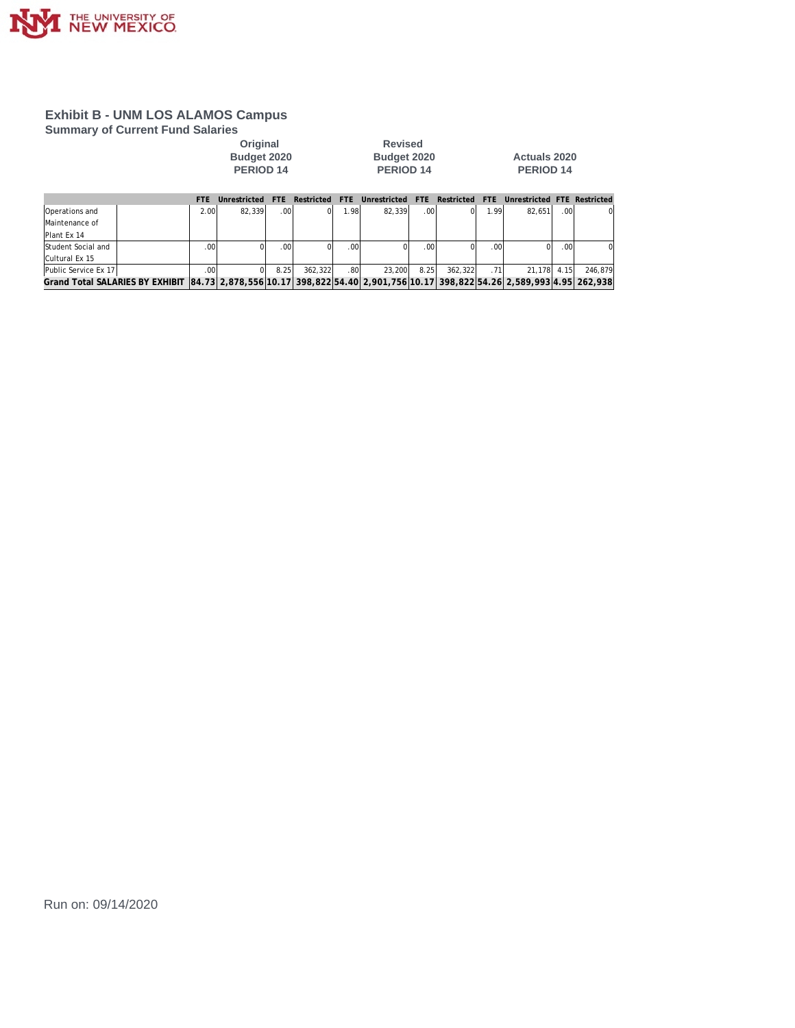# Exhibit B - UNM LOS ALAMOS Campus

## Summary of Current Fund Salaries

| | Original Budget 2020 PERIOD 14 | | | | Revised Budget 2020 PERIOD 14 | | | | Actuals 2020 PERIOD 14 | | | |
|---|---|---|---|---|---|---|---|---|---|---|---|---|
| | FTE | Unrestricted | FTE | Restricted | FTE | Unrestricted | FTE | Restricted | FTE | Unrestricted | FTE | Restricted |
| Operations and Maintenance of Plant Ex 14 | 2.00 | 82,339 | .00 | 0 | 1.98 | 82,339 | .00 | 0 | 1.99 | 82,651 | .00 | 0 |
| Student Social and Cultural Ex 15 | .00 | 0 | .00 | 0 | .00 | 0 | .00 | 0 | .00 | 0 | .00 | 0 |
| Public Service Ex 17 | .00 | 0 | 8.25 | 362,322 | .80 | 23,200 | 8.25 | 362,322 | .71 | 21,178 | 4.15 | 246,879 |
| **Grand Total SALARIES BY EXHIBIT** | **84.73** | **2,878,556** | **10.17** | **398,822** | **54.40** | **2,901,756** | **10.17** | **398,822** | **54.26** | **2,589,993** | **4.95** | **262,938** |

Run on: 09/14/2020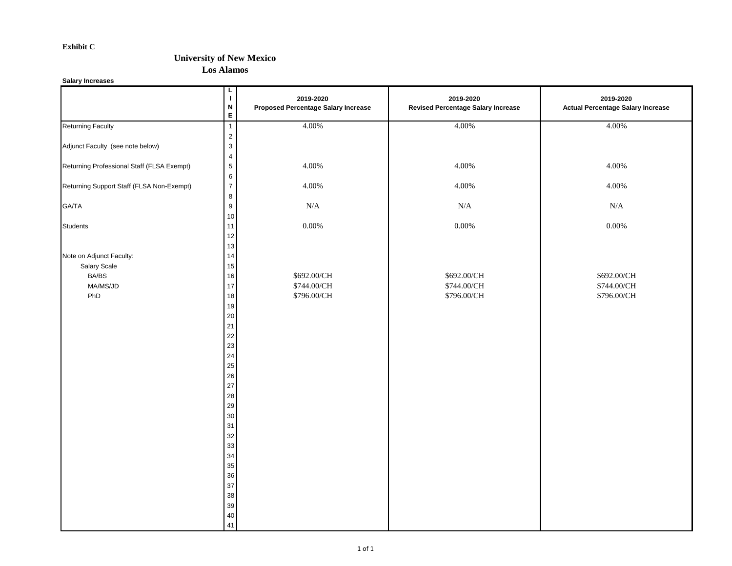**Exhibit C**

## University of New Mexico
## Los Alamos

**Salary Increases**

| | LINE | 2019-2020 Proposed Percentage Salary Increase | 2019-2020 Revised Percentage Salary Increase | 2019-2020 Actual Percentage Salary Increase |
|---|---|---|---|---|
| Returning Faculty | 1 | 4.00% | 4.00% | 4.00% |
| | 2 | | | |
| Adjunct Faculty (see note below) | 3 | | | |
| | 4 | | | |
| Returning Professional Staff (FLSA Exempt) | 5 | 4.00% | 4.00% | 4.00% |
| | 6 | | | |
| Returning Support Staff (FLSA Non-Exempt) | 7 | 4.00% | 4.00% | 4.00% |
| | 8 | | | |
| GA/TA | 9 | N/A | N/A | N/A |
| | 10 | | | |
| Students | 11 | 0.00% | 0.00% | 0.00% |
| | 12 | | | |
| | 13 | | | |
| Note on Adjunct Faculty: | 14 | | | |
| Salary Scale | 15 | | | |
| BA/BS | 16 | $692.00/CH | $692.00/CH | $692.00/CH |
| MA/MS/JD | 17 | $744.00/CH | $744.00/CH | $744.00/CH |
| PhD | 18 | $796.00/CH | $796.00/CH | $796.00/CH |
| | 19 | | | |
| | 20 | | | |
| | 21 | | | |
| | 22 | | | |
| | 23 | | | |
| | 24 | | | |
| | 25 | | | |
| | 26 | | | |
| | 27 | | | |
| | 28 | | | |
| | 29 | | | |
| | 30 | | | |
| | 31 | | | |
| | 32 | | | |
| | 33 | | | |
| | 34 | | | |
| | 35 | | | |
| | 36 | | | |
| | 37 | | | |
| | 38 | | | |
| | 39 | | | |
| | 40 | | | |
| | 41 | | | |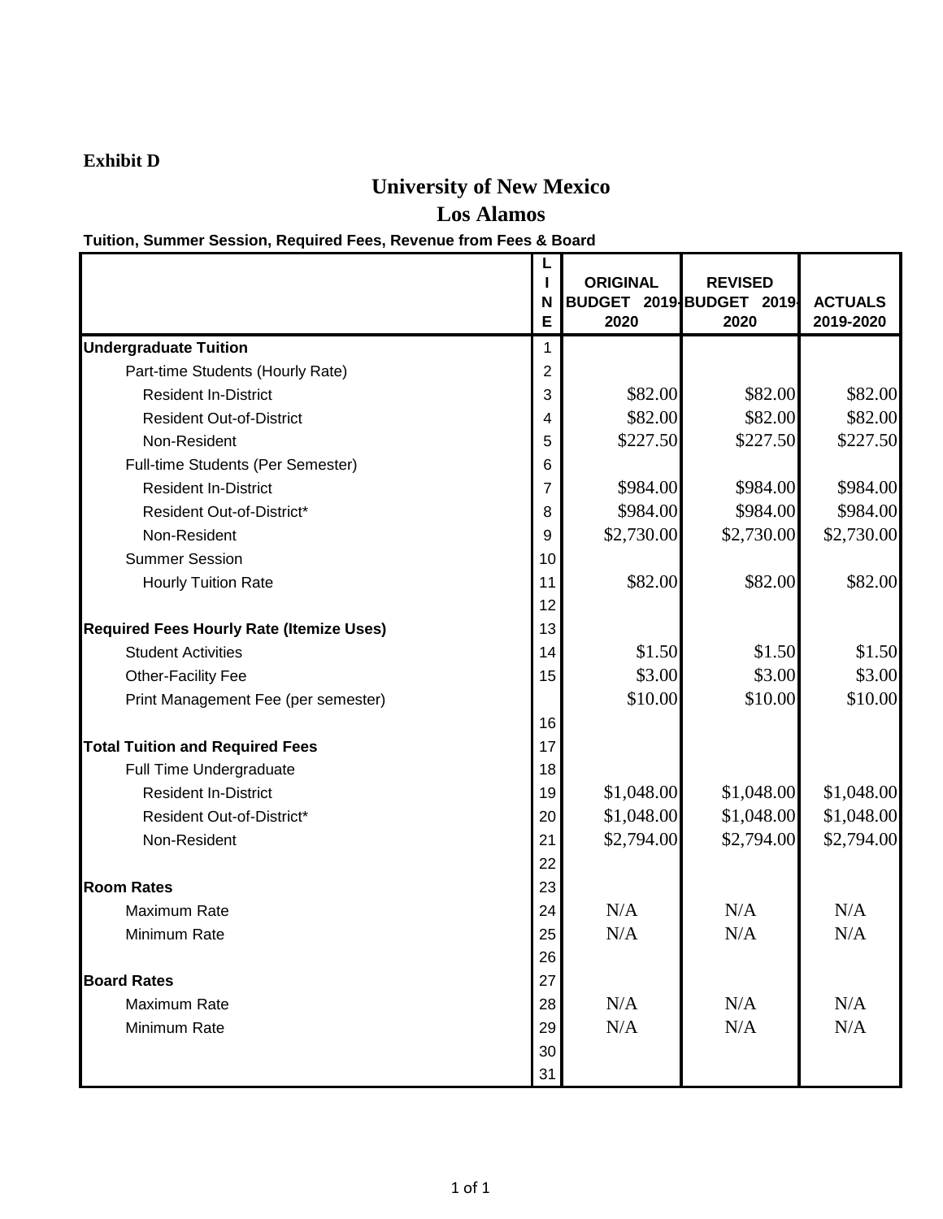**Exhibit D**

# University of New Mexico

## Los Alamos

**Tuition, Summer Session, Required Fees, Revenue from Fees & Board**

| | LINE | ORIGINAL BUDGET 2019-2020 | REVISED BUDGET 2019-2020 | ACTUALS 2019-2020 |
|---|---|---|---|---|
| **Undergraduate Tuition** | 1 | | | |
| Part-time Students (Hourly Rate) | 2 | | | |
| Resident In-District | 3 | $82.00 | $82.00 | $82.00 |
| Resident Out-of-District | 4 | $82.00 | $82.00 | $82.00 |
| Non-Resident | 5 | $227.50 | $227.50 | $227.50 |
| Full-time Students (Per Semester) | 6 | | | |
| Resident In-District | 7 | $984.00 | $984.00 | $984.00 |
| Resident Out-of-District* | 8 | $984.00 | $984.00 | $984.00 |
| Non-Resident | 9 | $2,730.00 | $2,730.00 | $2,730.00 |
| Summer Session | 10 | | | |
| Hourly Tuition Rate | 11 | $82.00 | $82.00 | $82.00 |
| | 12 | | | |
| **Required Fees Hourly Rate (Itemize Uses)** | 13 | | | |
| Student Activities | 14 | $1.50 | $1.50 | $1.50 |
| Other-Facility Fee | 15 | $3.00 | $3.00 | $3.00 |
| Print Management Fee (per semester) | | $10.00 | $10.00 | $10.00 |
| | 16 | | | |
| **Total Tuition and Required Fees** | 17 | | | |
| Full Time Undergraduate | 18 | | | |
| Resident In-District | 19 | $1,048.00 | $1,048.00 | $1,048.00 |
| Resident Out-of-District* | 20 | $1,048.00 | $1,048.00 | $1,048.00 |
| Non-Resident | 21 | $2,794.00 | $2,794.00 | $2,794.00 |
| | 22 | | | |
| **Room Rates** | 23 | | | |
| Maximum Rate | 24 | N/A | N/A | N/A |
| Minimum Rate | 25 | N/A | N/A | N/A |
| | 26 | | | |
| **Board Rates** | 27 | | | |
| Maximum Rate | 28 | N/A | N/A | N/A |
| Minimum Rate | 29 | N/A | N/A | N/A |
| | 30 | | | |
| | 31 | | | |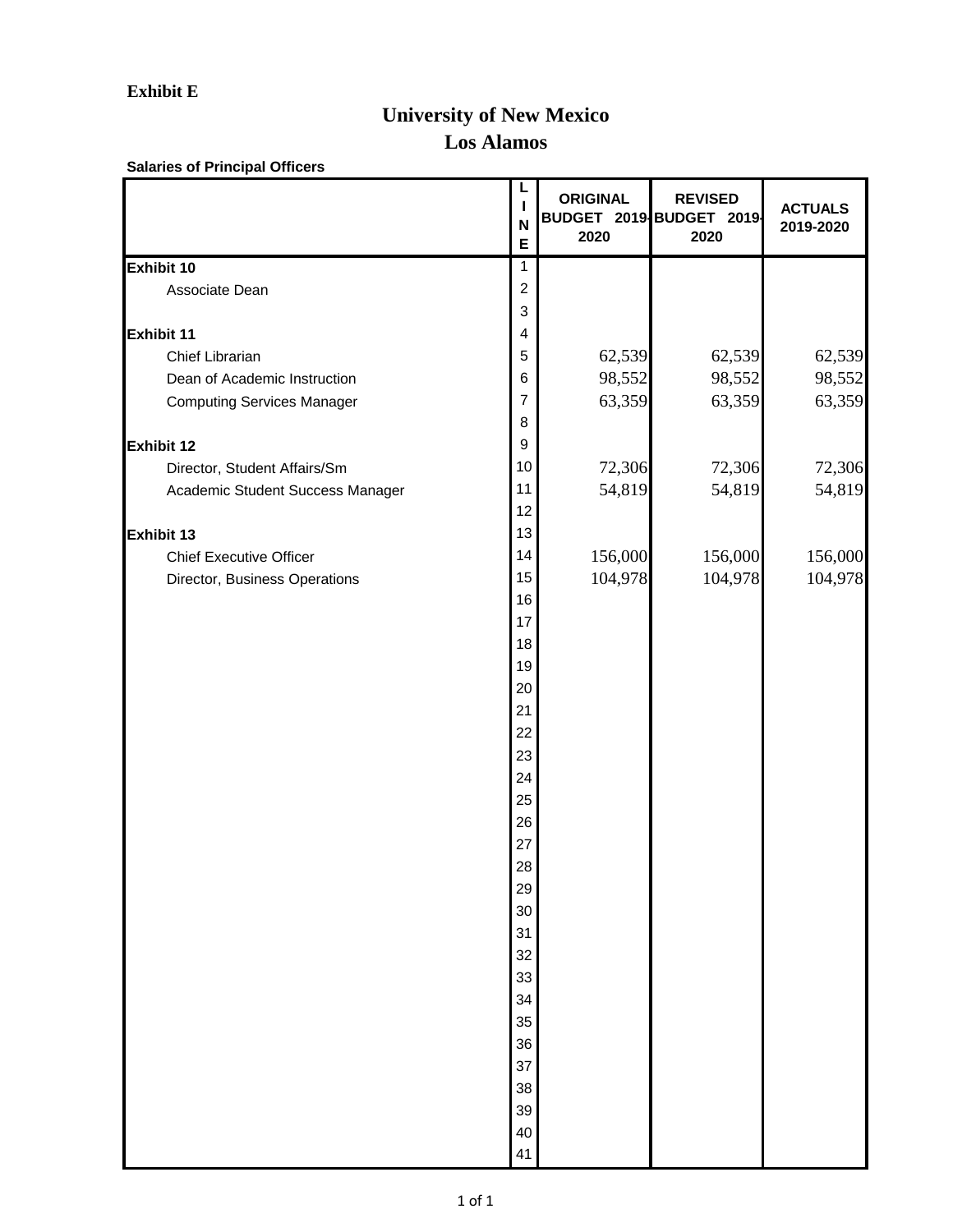**Exhibit E**

# University of New Mexico
## Los Alamos

**Salaries of Principal Officers**

| | LINE | ORIGINAL BUDGET 2019-2020 | REVISED BUDGET 2019-2020 | ACTUALS 2019-2020 |
|---|---|---|---|---|
| **Exhibit 10** | 1 | | | |
| Associate Dean | 2 | | | |
| | 3 | | | |
| **Exhibit 11** | 4 | | | |
| Chief Librarian | 5 | 62,539 | 62,539 | 62,539 |
| Dean of Academic Instruction | 6 | 98,552 | 98,552 | 98,552 |
| Computing Services Manager | 7 | 63,359 | 63,359 | 63,359 |
| | 8 | | | |
| **Exhibit 12** | 9 | | | |
| Director, Student Affairs/Sm | 10 | 72,306 | 72,306 | 72,306 |
| Academic Student Success Manager | 11 | 54,819 | 54,819 | 54,819 |
| | 12 | | | |
| **Exhibit 13** | 13 | | | |
| Chief Executive Officer | 14 | 156,000 | 156,000 | 156,000 |
| Director, Business Operations | 15 | 104,978 | 104,978 | 104,978 |
| | 16 | | | |
| | 17 | | | |
| | 18 | | | |
| | 19 | | | |
| | 20 | | | |
| | 21 | | | |
| | 22 | | | |
| | 23 | | | |
| | 24 | | | |
| | 25 | | | |
| | 26 | | | |
| | 27 | | | |
| | 28 | | | |
| | 29 | | | |
| | 30 | | | |
| | 31 | | | |
| | 32 | | | |
| | 33 | | | |
| | 34 | | | |
| | 35 | | | |
| | 36 | | | |
| | 37 | | | |
| | 38 | | | |
| | 39 | | | |
| | 40 | | | |
| | 41 | | | |